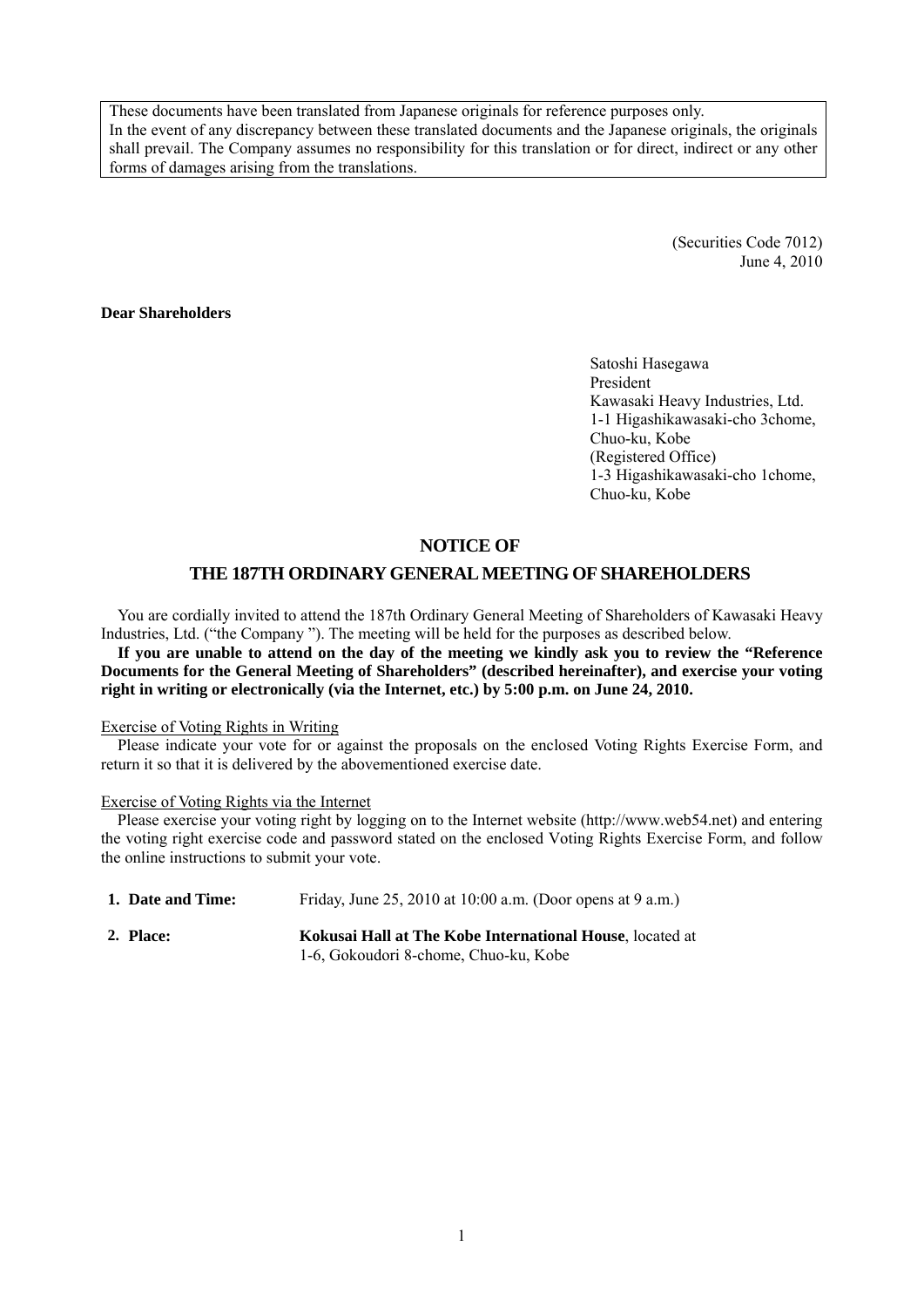These documents have been translated from Japanese originals for reference purposes only.
In the event of any discrepancy between these translated documents and the Japanese originals, the originals shall prevail. The Company assumes no responsibility for this translation or for direct, indirect or any other forms of damages arising from the translations.

(Securities Code 7012)
June 4, 2010

**Dear Shareholders**

Satoshi Hasegawa
President
Kawasaki Heavy Industries, Ltd.
1-1 Higashikawasaki-cho 3chome,
Chuo-ku, Kobe
(Registered Office)
1-3 Higashikawasaki-cho 1chome,
Chuo-ku, Kobe

# NOTICE OF

# THE 187TH ORDINARY GENERAL MEETING OF SHAREHOLDERS

You are cordially invited to attend the 187th Ordinary General Meeting of Shareholders of Kawasaki Heavy Industries, Ltd. ("the Company "). The meeting will be held for the purposes as described below.

**If you are unable to attend on the day of the meeting we kindly ask you to review the "Reference Documents for the General Meeting of Shareholders" (described hereinafter), and exercise your voting right in writing or electronically (via the Internet, etc.) by 5:00 p.m. on June 24, 2010.**

Exercise of Voting Rights in Writing

Please indicate your vote for or against the proposals on the enclosed Voting Rights Exercise Form, and return it so that it is delivered by the abovementioned exercise date.

Exercise of Voting Rights via the Internet

Please exercise your voting right by logging on to the Internet website (http://www.web54.net) and entering the voting right exercise code and password stated on the enclosed Voting Rights Exercise Form, and follow the online instructions to submit your vote.

**1. Date and Time:** Friday, June 25, 2010 at 10:00 a.m. (Door opens at 9 a.m.)

**2. Place:** **Kokusai Hall at The Kobe International House**, located at 1-6, Gokoudori 8-chome, Chuo-ku, Kobe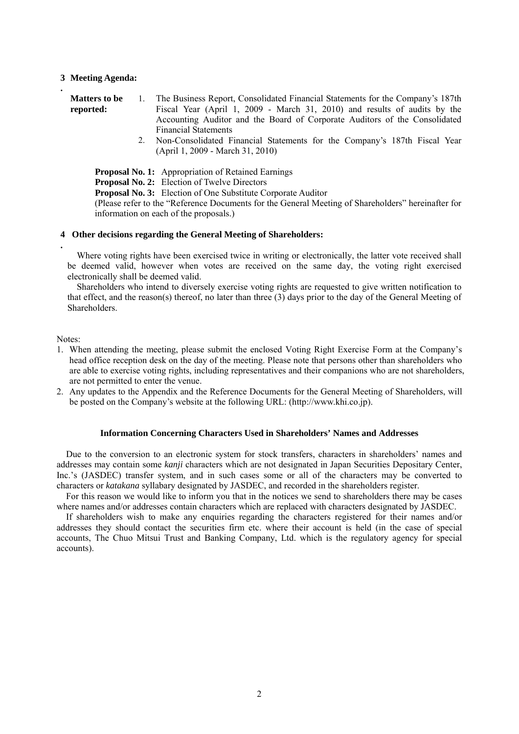## 3 Meeting Agenda:

**Matters to be reported:**

1. The Business Report, Consolidated Financial Statements for the Company's 187th Fiscal Year (April 1, 2009 - March 31, 2010) and results of audits by the Accounting Auditor and the Board of Corporate Auditors of the Consolidated Financial Statements
2. Non-Consolidated Financial Statements for the Company's 187th Fiscal Year (April 1, 2009 - March 31, 2010)

**Proposal No. 1:** Appropriation of Retained Earnings
**Proposal No. 2:** Election of Twelve Directors
**Proposal No. 3:** Election of One Substitute Corporate Auditor
(Please refer to the "Reference Documents for the General Meeting of Shareholders" hereinafter for information on each of the proposals.)

## 4 Other decisions regarding the General Meeting of Shareholders:

Where voting rights have been exercised twice in writing or electronically, the latter vote received shall be deemed valid, however when votes are received on the same day, the voting right exercised electronically shall be deemed valid.

Shareholders who intend to diversely exercise voting rights are requested to give written notification to that effect, and the reason(s) thereof, no later than three (3) days prior to the day of the General Meeting of Shareholders.

Notes:

1. When attending the meeting, please submit the enclosed Voting Right Exercise Form at the Company's head office reception desk on the day of the meeting. Please note that persons other than shareholders who are able to exercise voting rights, including representatives and their companions who are not shareholders, are not permitted to enter the venue.
2. Any updates to the Appendix and the Reference Documents for the General Meeting of Shareholders, will be posted on the Company's website at the following URL: (http://www.khi.co.jp).

### Information Concerning Characters Used in Shareholders' Names and Addresses

Due to the conversion to an electronic system for stock transfers, characters in shareholders' names and addresses may contain some *kanji* characters which are not designated in Japan Securities Depositary Center, Inc.'s (JASDEC) transfer system, and in such cases some or all of the characters may be converted to characters or *katakana* syllabary designated by JASDEC, and recorded in the shareholders register.

For this reason we would like to inform you that in the notices we send to shareholders there may be cases where names and/or addresses contain characters which are replaced with characters designated by JASDEC.

If shareholders wish to make any enquiries regarding the characters registered for their names and/or addresses they should contact the securities firm etc. where their account is held (in the case of special accounts, The Chuo Mitsui Trust and Banking Company, Ltd. which is the regulatory agency for special accounts).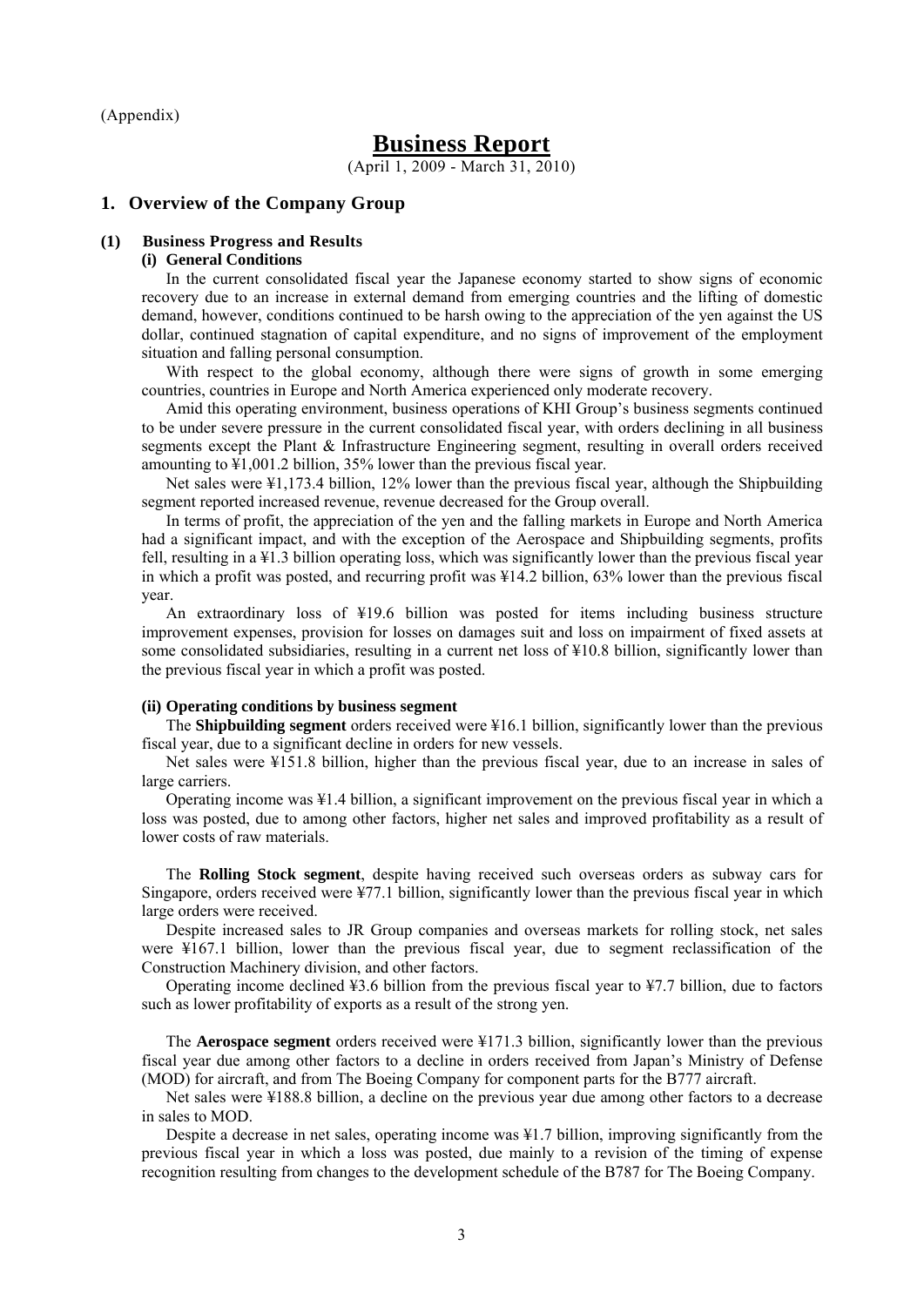(Appendix)

# Business Report

(April 1, 2009 - March 31, 2010)

## 1. Overview of the Company Group

### (1) Business Progress and Results

#### (i) General Conditions

In the current consolidated fiscal year the Japanese economy started to show signs of economic recovery due to an increase in external demand from emerging countries and the lifting of domestic demand, however, conditions continued to be harsh owing to the appreciation of the yen against the US dollar, continued stagnation of capital expenditure, and no signs of improvement of the employment situation and falling personal consumption.

With respect to the global economy, although there were signs of growth in some emerging countries, countries in Europe and North America experienced only moderate recovery.

Amid this operating environment, business operations of KHI Group's business segments continued to be under severe pressure in the current consolidated fiscal year, with orders declining in all business segments except the Plant & Infrastructure Engineering segment, resulting in overall orders received amounting to ¥1,001.2 billion, 35% lower than the previous fiscal year.

Net sales were ¥1,173.4 billion, 12% lower than the previous fiscal year, although the Shipbuilding segment reported increased revenue, revenue decreased for the Group overall.

In terms of profit, the appreciation of the yen and the falling markets in Europe and North America had a significant impact, and with the exception of the Aerospace and Shipbuilding segments, profits fell, resulting in a ¥1.3 billion operating loss, which was significantly lower than the previous fiscal year in which a profit was posted, and recurring profit was ¥14.2 billion, 63% lower than the previous fiscal year.

An extraordinary loss of ¥19.6 billion was posted for items including business structure improvement expenses, provision for losses on damages suit and loss on impairment of fixed assets at some consolidated subsidiaries, resulting in a current net loss of ¥10.8 billion, significantly lower than the previous fiscal year in which a profit was posted.

#### (ii) Operating conditions by business segment

The **Shipbuilding segment** orders received were ¥16.1 billion, significantly lower than the previous fiscal year, due to a significant decline in orders for new vessels.

Net sales were ¥151.8 billion, higher than the previous fiscal year, due to an increase in sales of large carriers.

Operating income was ¥1.4 billion, a significant improvement on the previous fiscal year in which a loss was posted, due to among other factors, higher net sales and improved profitability as a result of lower costs of raw materials.

The **Rolling Stock segment**, despite having received such overseas orders as subway cars for Singapore, orders received were ¥77.1 billion, significantly lower than the previous fiscal year in which large orders were received.

Despite increased sales to JR Group companies and overseas markets for rolling stock, net sales were ¥167.1 billion, lower than the previous fiscal year, due to segment reclassification of the Construction Machinery division, and other factors.

Operating income declined ¥3.6 billion from the previous fiscal year to ¥7.7 billion, due to factors such as lower profitability of exports as a result of the strong yen.

The **Aerospace segment** orders received were ¥171.3 billion, significantly lower than the previous fiscal year due among other factors to a decline in orders received from Japan's Ministry of Defense (MOD) for aircraft, and from The Boeing Company for component parts for the B777 aircraft.

Net sales were ¥188.8 billion, a decline on the previous year due among other factors to a decrease in sales to MOD.

Despite a decrease in net sales, operating income was ¥1.7 billion, improving significantly from the previous fiscal year in which a loss was posted, due mainly to a revision of the timing of expense recognition resulting from changes to the development schedule of the B787 for The Boeing Company.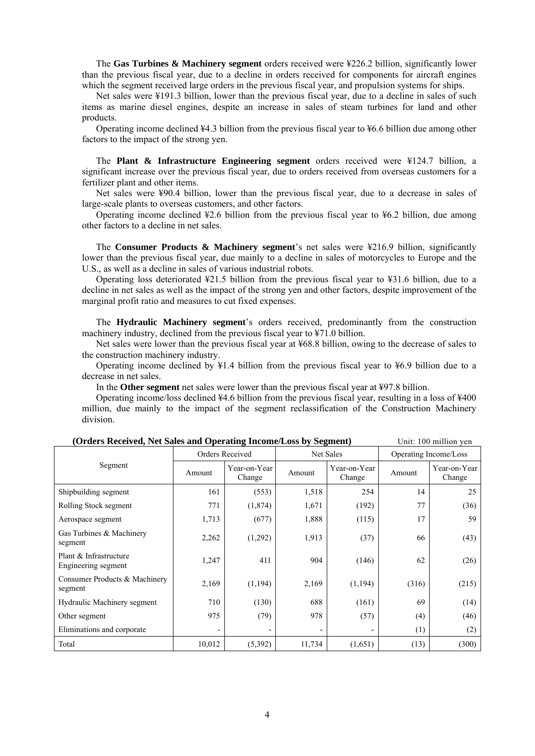The **Gas Turbines & Machinery segment** orders received were ¥226.2 billion, significantly lower than the previous fiscal year, due to a decline in orders received for components for aircraft engines which the segment received large orders in the previous fiscal year, and propulsion systems for ships.

Net sales were ¥191.3 billion, lower than the previous fiscal year, due to a decline in sales of such items as marine diesel engines, despite an increase in sales of steam turbines for land and other products.

Operating income declined ¥4.3 billion from the previous fiscal year to ¥6.6 billion due among other factors to the impact of the strong yen.

The **Plant & Infrastructure Engineering segment** orders received were ¥124.7 billion, a significant increase over the previous fiscal year, due to orders received from overseas customers for a fertilizer plant and other items.

Net sales were ¥90.4 billion, lower than the previous fiscal year, due to a decrease in sales of large-scale plants to overseas customers, and other factors.

Operating income declined ¥2.6 billion from the previous fiscal year to ¥6.2 billion, due among other factors to a decline in net sales.

The **Consumer Products & Machinery segment**'s net sales were ¥216.9 billion, significantly lower than the previous fiscal year, due mainly to a decline in sales of motorcycles to Europe and the U.S., as well as a decline in sales of various industrial robots.

Operating loss deteriorated ¥21.5 billion from the previous fiscal year to ¥31.6 billion, due to a decline in net sales as well as the impact of the strong yen and other factors, despite improvement of the marginal profit ratio and measures to cut fixed expenses.

The **Hydraulic Machinery segment**'s orders received, predominantly from the construction machinery industry, declined from the previous fiscal year to ¥71.0 billion.

Net sales were lower than the previous fiscal year at ¥68.8 billion, owing to the decrease of sales to the construction machinery industry.

Operating income declined by ¥1.4 billion from the previous fiscal year to ¥6.9 billion due to a decrease in net sales.

In the **Other segment** net sales were lower than the previous fiscal year at ¥97.8 billion.

Operating income/loss declined ¥4.6 billion from the previous fiscal year, resulting in a loss of ¥400 million, due mainly to the impact of the segment reclassification of the Construction Machinery division.

**(Orders Received, Net Sales and Operating Income/Loss by Segment)** Unit: 100 million yen

| Segment | Orders Received | | Net Sales | | Operating Income/Loss | |
|---|---|---|---|---|---|---|
| | Amount | Year-on-Year Change | Amount | Year-on-Year Change | Amount | Year-on-Year Change |
| Shipbuilding segment | 161 | (553) | 1,518 | 254 | 14 | 25 |
| Rolling Stock segment | 771 | (1,874) | 1,671 | (192) | 77 | (36) |
| Aerospace segment | 1,713 | (677) | 1,888 | (115) | 17 | 59 |
| Gas Turbines & Machinery segment | 2,262 | (1,292) | 1,913 | (37) | 66 | (43) |
| Plant & Infrastructure Engineering segment | 1,247 | 411 | 904 | (146) | 62 | (26) |
| Consumer Products & Machinery segment | 2,169 | (1,194) | 2,169 | (1,194) | (316) | (215) |
| Hydraulic Machinery segment | 710 | (130) | 688 | (161) | 69 | (14) |
| Other segment | 975 | (79) | 978 | (57) | (4) | (46) |
| Eliminations and corporate | - | - | - | - | (1) | (2) |
| Total | 10,012 | (5,392) | 11,734 | (1,651) | (13) | (300) |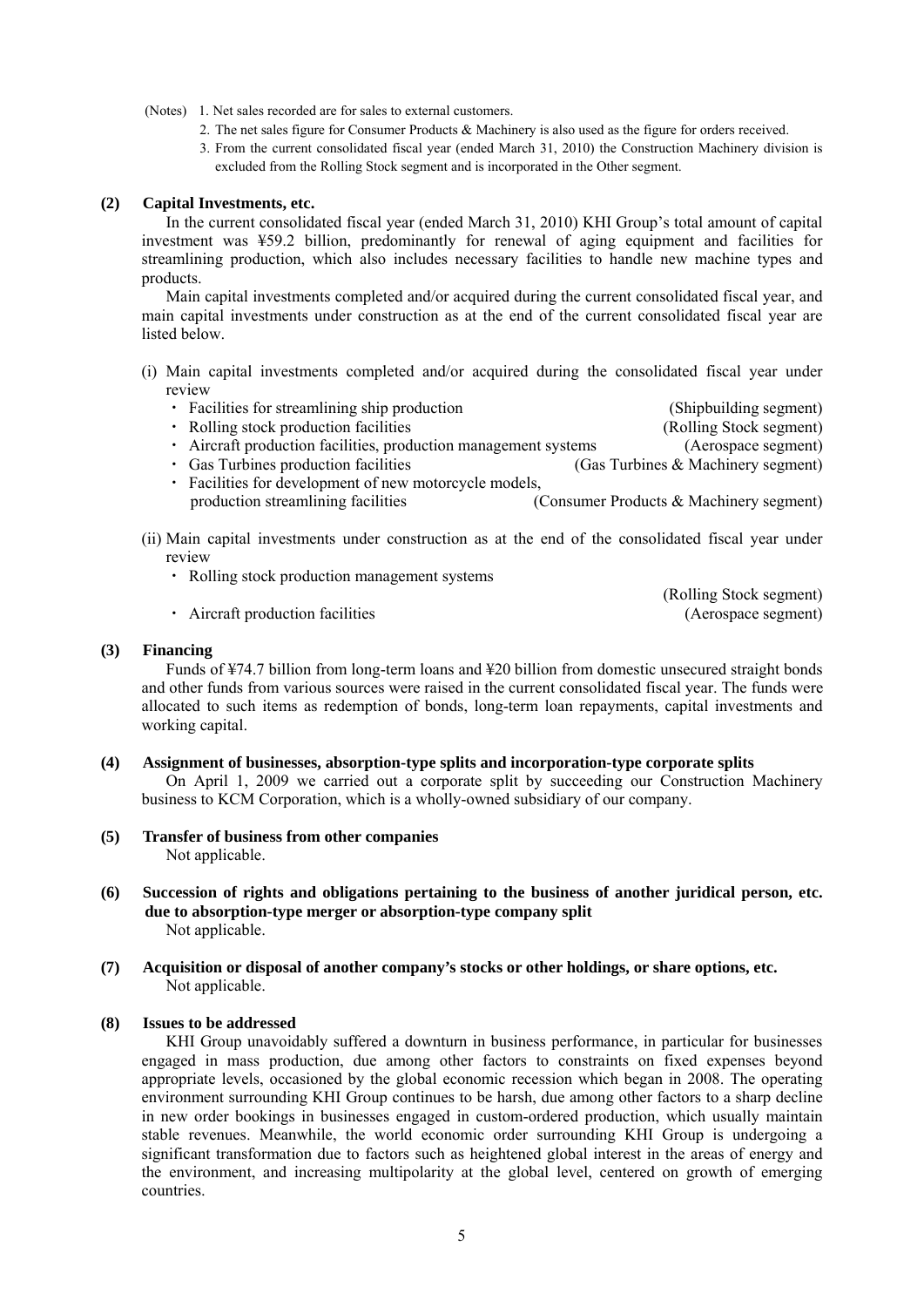(Notes) 1. Net sales recorded are for sales to external customers.

2. The net sales figure for Consumer Products & Machinery is also used as the figure for orders received.

3. From the current consolidated fiscal year (ended March 31, 2010) the Construction Machinery division is excluded from the Rolling Stock segment and is incorporated in the Other segment.

### (2) Capital Investments, etc.

In the current consolidated fiscal year (ended March 31, 2010) KHI Group's total amount of capital investment was ¥59.2 billion, predominantly for renewal of aging equipment and facilities for streamlining production, which also includes necessary facilities to handle new machine types and products.

Main capital investments completed and/or acquired during the current consolidated fiscal year, and main capital investments under construction as at the end of the current consolidated fiscal year are listed below.

(i) Main capital investments completed and/or acquired during the consolidated fiscal year under review

- Facilities for streamlining ship production (Shipbuilding segment)
- Rolling stock production facilities (Rolling Stock segment)
- Aircraft production facilities, production management systems (Aerospace segment)
- Gas Turbines production facilities (Gas Turbines & Machinery segment)
- Facilities for development of new motorcycle models, production streamlining facilities (Consumer Products & Machinery segment)

(ii) Main capital investments under construction as at the end of the consolidated fiscal year under review

- Rolling stock production management systems (Rolling Stock segment)
- Aircraft production facilities (Aerospace segment)

### (3) Financing

Funds of ¥74.7 billion from long-term loans and ¥20 billion from domestic unsecured straight bonds and other funds from various sources were raised in the current consolidated fiscal year. The funds were allocated to such items as redemption of bonds, long-term loan repayments, capital investments and working capital.

### (4) Assignment of businesses, absorption-type splits and incorporation-type corporate splits

On April 1, 2009 we carried out a corporate split by succeeding our Construction Machinery business to KCM Corporation, which is a wholly-owned subsidiary of our company.

### (5) Transfer of business from other companies

Not applicable.

### (6) Succession of rights and obligations pertaining to the business of another juridical person, etc. due to absorption-type merger or absorption-type company split

Not applicable.

### (7) Acquisition or disposal of another company's stocks or other holdings, or share options, etc.

Not applicable.

### (8) Issues to be addressed

KHI Group unavoidably suffered a downturn in business performance, in particular for businesses engaged in mass production, due among other factors to constraints on fixed expenses beyond appropriate levels, occasioned by the global economic recession which began in 2008. The operating environment surrounding KHI Group continues to be harsh, due among other factors to a sharp decline in new order bookings in businesses engaged in custom-ordered production, which usually maintain stable revenues. Meanwhile, the world economic order surrounding KHI Group is undergoing a significant transformation due to factors such as heightened global interest in the areas of energy and the environment, and increasing multipolarity at the global level, centered on growth of emerging countries.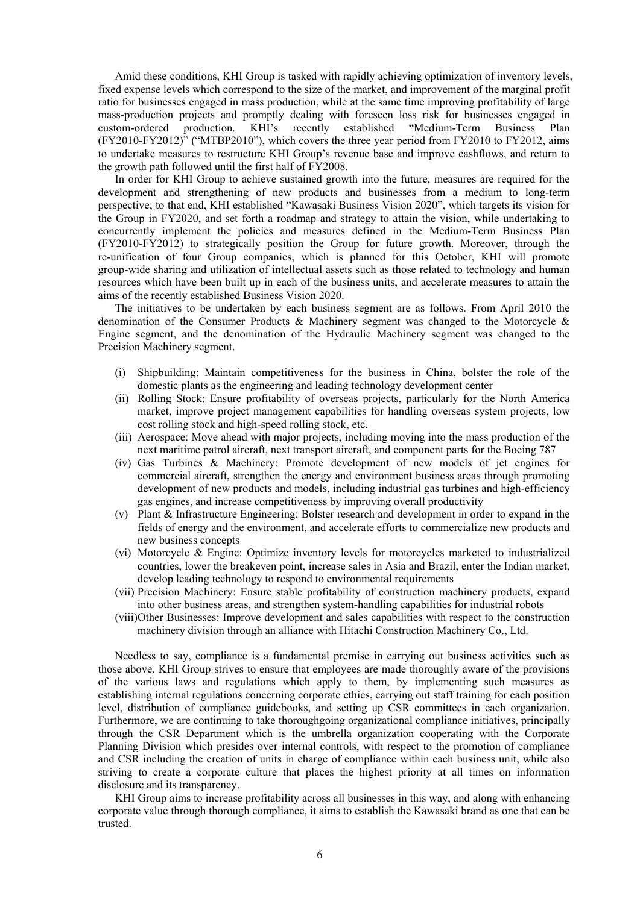Amid these conditions, KHI Group is tasked with rapidly achieving optimization of inventory levels, fixed expense levels which correspond to the size of the market, and improvement of the marginal profit ratio for businesses engaged in mass production, while at the same time improving profitability of large mass-production projects and promptly dealing with foreseen loss risk for businesses engaged in custom-ordered production. KHI's recently established "Medium-Term Business Plan (FY2010-FY2012)" ("MTBP2010"), which covers the three year period from FY2010 to FY2012, aims to undertake measures to restructure KHI Group's revenue base and improve cashflows, and return to the growth path followed until the first half of FY2008.

In order for KHI Group to achieve sustained growth into the future, measures are required for the development and strengthening of new products and businesses from a medium to long-term perspective; to that end, KHI established "Kawasaki Business Vision 2020", which targets its vision for the Group in FY2020, and set forth a roadmap and strategy to attain the vision, while undertaking to concurrently implement the policies and measures defined in the Medium-Term Business Plan (FY2010-FY2012) to strategically position the Group for future growth. Moreover, through the re-unification of four Group companies, which is planned for this October, KHI will promote group-wide sharing and utilization of intellectual assets such as those related to technology and human resources which have been built up in each of the business units, and accelerate measures to attain the aims of the recently established Business Vision 2020.

The initiatives to be undertaken by each business segment are as follows. From April 2010 the denomination of the Consumer Products & Machinery segment was changed to the Motorcycle & Engine segment, and the denomination of the Hydraulic Machinery segment was changed to the Precision Machinery segment.

- (i) Shipbuilding: Maintain competitiveness for the business in China, bolster the role of the domestic plants as the engineering and leading technology development center
- (ii) Rolling Stock: Ensure profitability of overseas projects, particularly for the North America market, improve project management capabilities for handling overseas system projects, low cost rolling stock and high-speed rolling stock, etc.
- (iii) Aerospace: Move ahead with major projects, including moving into the mass production of the next maritime patrol aircraft, next transport aircraft, and component parts for the Boeing 787
- (iv) Gas Turbines & Machinery: Promote development of new models of jet engines for commercial aircraft, strengthen the energy and environment business areas through promoting development of new products and models, including industrial gas turbines and high-efficiency gas engines, and increase competitiveness by improving overall productivity
- (v) Plant & Infrastructure Engineering: Bolster research and development in order to expand in the fields of energy and the environment, and accelerate efforts to commercialize new products and new business concepts
- (vi) Motorcycle & Engine: Optimize inventory levels for motorcycles marketed to industrialized countries, lower the breakeven point, increase sales in Asia and Brazil, enter the Indian market, develop leading technology to respond to environmental requirements
- (vii) Precision Machinery: Ensure stable profitability of construction machinery products, expand into other business areas, and strengthen system-handling capabilities for industrial robots
- (viii) Other Businesses: Improve development and sales capabilities with respect to the construction machinery division through an alliance with Hitachi Construction Machinery Co., Ltd.

Needless to say, compliance is a fundamental premise in carrying out business activities such as those above. KHI Group strives to ensure that employees are made thoroughly aware of the provisions of the various laws and regulations which apply to them, by implementing such measures as establishing internal regulations concerning corporate ethics, carrying out staff training for each position level, distribution of compliance guidebooks, and setting up CSR committees in each organization. Furthermore, we are continuing to take thoroughgoing organizational compliance initiatives, principally through the CSR Department which is the umbrella organization cooperating with the Corporate Planning Division which presides over internal controls, with respect to the promotion of compliance and CSR including the creation of units in charge of compliance within each business unit, while also striving to create a corporate culture that places the highest priority at all times on information disclosure and its transparency.

KHI Group aims to increase profitability across all businesses in this way, and along with enhancing corporate value through thorough compliance, it aims to establish the Kawasaki brand as one that can be trusted.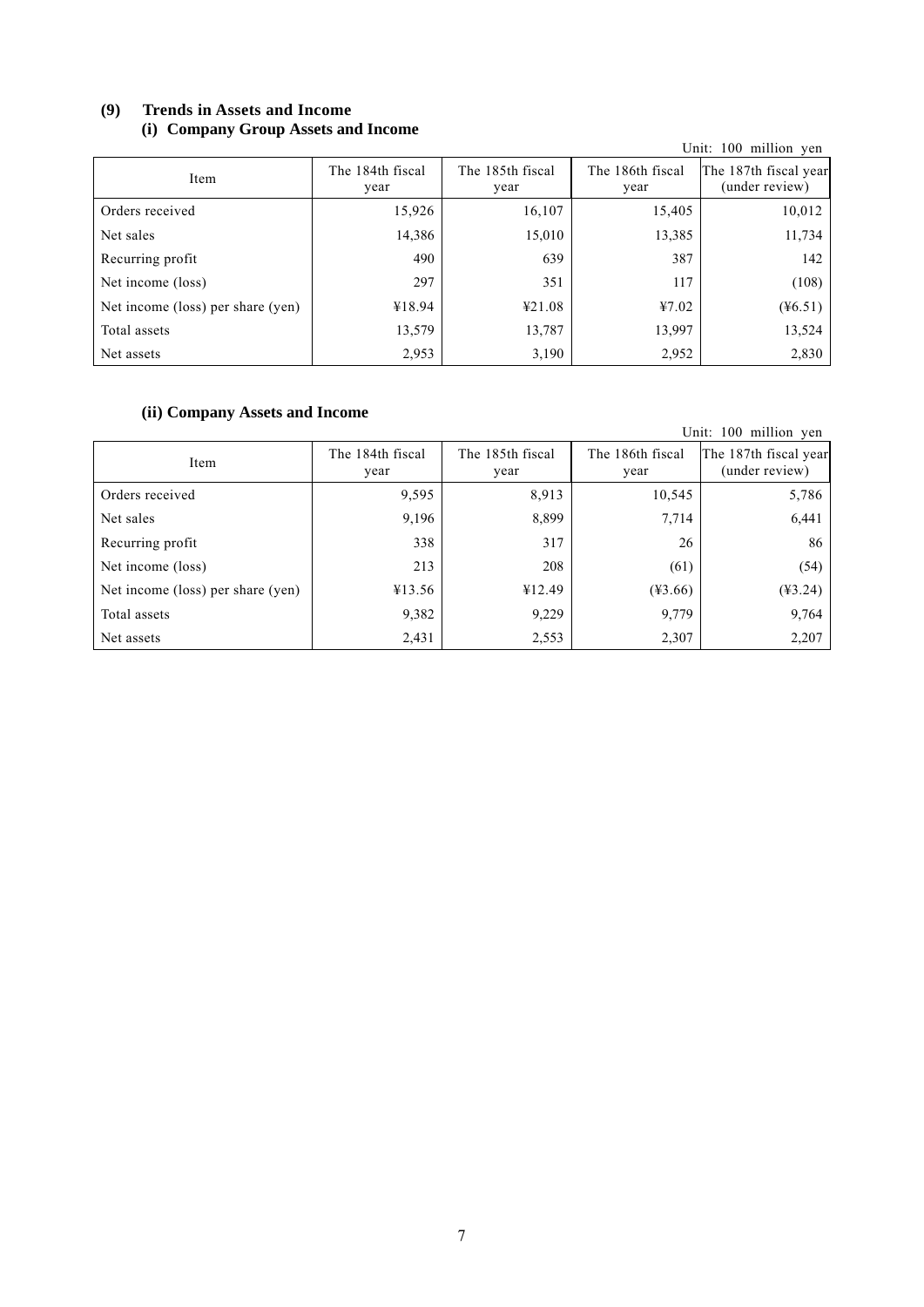## (9) Trends in Assets and Income

### (i) Company Group Assets and Income

Unit: 100 million yen

| Item | The 184th fiscal year | The 185th fiscal year | The 186th fiscal year | The 187th fiscal year (under review) |
|---|---|---|---|---|
| Orders received | 15,926 | 16,107 | 15,405 | 10,012 |
| Net sales | 14,386 | 15,010 | 13,385 | 11,734 |
| Recurring profit | 490 | 639 | 387 | 142 |
| Net income (loss) | 297 | 351 | 117 | (108) |
| Net income (loss) per share (yen) | ¥18.94 | ¥21.08 | ¥7.02 | (¥6.51) |
| Total assets | 13,579 | 13,787 | 13,997 | 13,524 |
| Net assets | 2,953 | 3,190 | 2,952 | 2,830 |

### (ii) Company Assets and Income

Unit: 100 million yen

| Item | The 184th fiscal year | The 185th fiscal year | The 186th fiscal year | The 187th fiscal year (under review) |
|---|---|---|---|---|
| Orders received | 9,595 | 8,913 | 10,545 | 5,786 |
| Net sales | 9,196 | 8,899 | 7,714 | 6,441 |
| Recurring profit | 338 | 317 | 26 | 86 |
| Net income (loss) | 213 | 208 | (61) | (54) |
| Net income (loss) per share (yen) | ¥13.56 | ¥12.49 | (¥3.66) | (¥3.24) |
| Total assets | 9,382 | 9,229 | 9,779 | 9,764 |
| Net assets | 2,431 | 2,553 | 2,307 | 2,207 |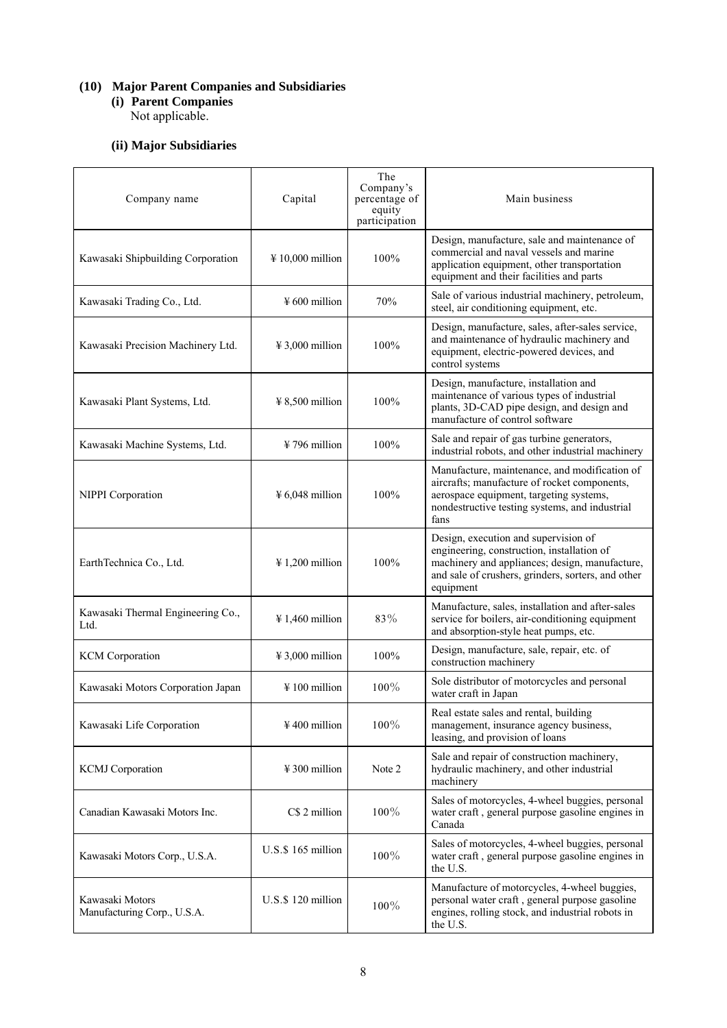## (10) Major Parent Companies and Subsidiaries

### (i) Parent Companies

Not applicable.

### (ii) Major Subsidiaries

| Company name | Capital | The Company's percentage of equity participation | Main business |
|---|---|---|---|
| Kawasaki Shipbuilding Corporation | ¥10,000 million | 100% | Design, manufacture, sale and maintenance of commercial and naval vessels and marine application equipment, other transportation equipment and their facilities and parts |
| Kawasaki Trading Co., Ltd. | ¥600 million | 70% | Sale of various industrial machinery, petroleum, steel, air conditioning equipment, etc. |
| Kawasaki Precision Machinery Ltd. | ¥3,000 million | 100% | Design, manufacture, sales, after-sales service, and maintenance of hydraulic machinery and equipment, electric-powered devices, and control systems |
| Kawasaki Plant Systems, Ltd. | ¥8,500 million | 100% | Design, manufacture, installation and maintenance of various types of industrial plants, 3D-CAD pipe design, and design and manufacture of control software |
| Kawasaki Machine Systems, Ltd. | ¥796 million | 100% | Sale and repair of gas turbine generators, industrial robots, and other industrial machinery |
| NIPPI Corporation | ¥6,048 million | 100% | Manufacture, maintenance, and modification of aircrafts; manufacture of rocket components, aerospace equipment, targeting systems, nondestructive testing systems, and industrial fans |
| EarthTechnica Co., Ltd. | ¥1,200 million | 100% | Design, execution and supervision of engineering, construction, installation of machinery and appliances; design, manufacture, and sale of crushers, grinders, sorters, and other equipment |
| Kawasaki Thermal Engineering Co., Ltd. | ¥1,460 million | 83% | Manufacture, sales, installation and after-sales service for boilers, air-conditioning equipment and absorption-style heat pumps, etc. |
| KCM Corporation | ¥3,000 million | 100% | Design, manufacture, sale, repair, etc. of construction machinery |
| Kawasaki Motors Corporation Japan | ¥100 million | 100% | Sole distributor of motorcycles and personal water craft in Japan |
| Kawasaki Life Corporation | ¥400 million | 100% | Real estate sales and rental, building management, insurance agency business, leasing, and provision of loans |
| KCMJ Corporation | ¥300 million | Note 2 | Sale and repair of construction machinery, hydraulic machinery, and other industrial machinery |
| Canadian Kawasaki Motors Inc. | C$ 2 million | 100% | Sales of motorcycles, 4-wheel buggies, personal water craft , general purpose gasoline engines in Canada |
| Kawasaki Motors Corp., U.S.A. | U.S.$ 165 million | 100% | Sales of motorcycles, 4-wheel buggies, personal water craft , general purpose gasoline engines in the U.S. |
| Kawasaki Motors Manufacturing Corp., U.S.A. | U.S.$ 120 million | 100% | Manufacture of motorcycles, 4-wheel buggies, personal water craft , general purpose gasoline engines, rolling stock, and industrial robots in the U.S. |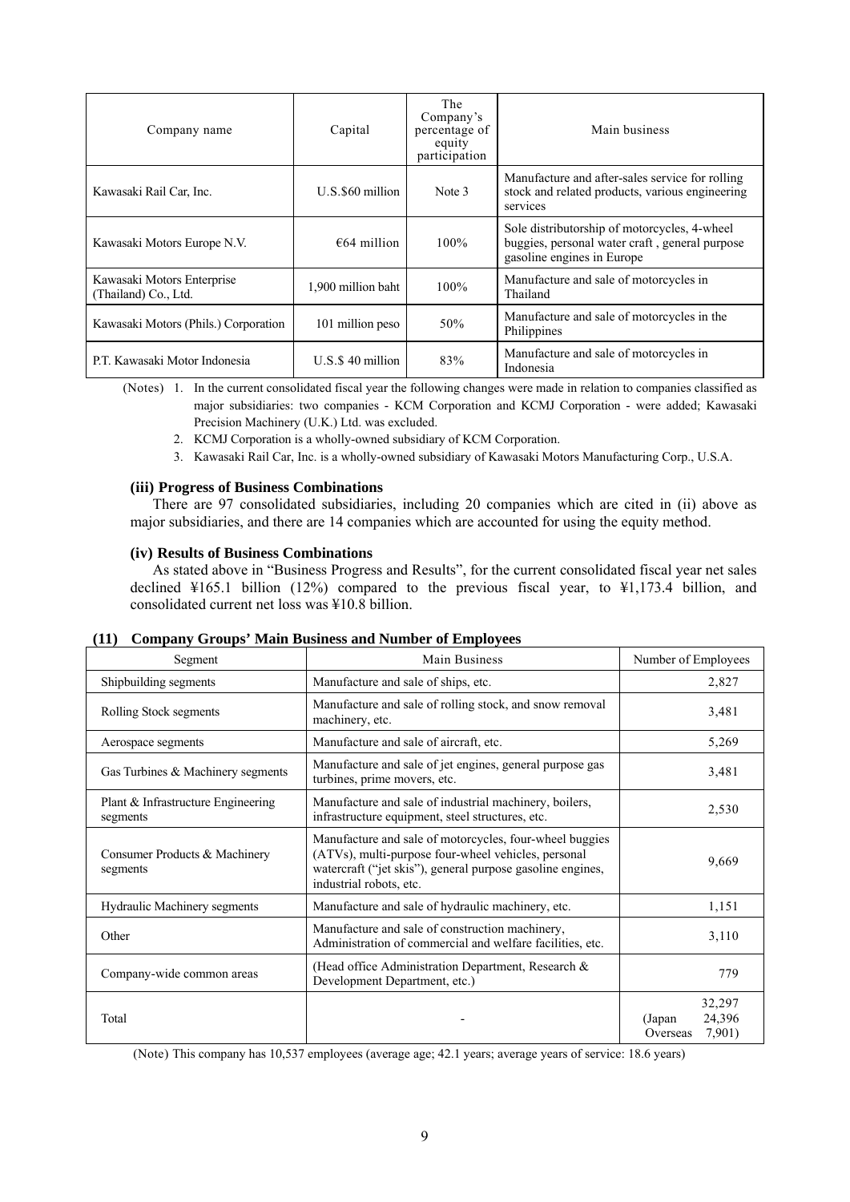| Company name | Capital | The Company's percentage of equity participation | Main business |
|---|---|---|---|
| Kawasaki Rail Car, Inc. | U.S.$60 million | Note 3 | Manufacture and after-sales service for rolling stock and related products, various engineering services |
| Kawasaki Motors Europe N.V. | €64 million | 100% | Sole distributorship of motorcycles, 4-wheel buggies, personal water craft , general purpose gasoline engines in Europe |
| Kawasaki Motors Enterprise (Thailand) Co., Ltd. | 1,900 million baht | 100% | Manufacture and sale of motorcycles in Thailand |
| Kawasaki Motors (Phils.) Corporation | 101 million peso | 50% | Manufacture and sale of motorcycles in the Philippines |
| P.T. Kawasaki Motor Indonesia | U.S.$ 40 million | 83% | Manufacture and sale of motorcycles in Indonesia |

(Notes) 1. In the current consolidated fiscal year the following changes were made in relation to companies classified as major subsidiaries: two companies - KCM Corporation and KCMJ Corporation - were added; Kawasaki Precision Machinery (U.K.) Ltd. was excluded.

2. KCMJ Corporation is a wholly-owned subsidiary of KCM Corporation.

3. Kawasaki Rail Car, Inc. is a wholly-owned subsidiary of Kawasaki Motors Manufacturing Corp., U.S.A.

**(iii) Progress of Business Combinations**

There are 97 consolidated subsidiaries, including 20 companies which are cited in (ii) above as major subsidiaries, and there are 14 companies which are accounted for using the equity method.

**(iv) Results of Business Combinations**

As stated above in "Business Progress and Results", for the current consolidated fiscal year net sales declined ¥165.1 billion (12%) compared to the previous fiscal year, to ¥1,173.4 billion, and consolidated current net loss was ¥10.8 billion.

**(11) Company Groups' Main Business and Number of Employees**

| Segment | Main Business | Number of Employees |
|---|---|---|
| Shipbuilding segments | Manufacture and sale of ships, etc. | 2,827 |
| Rolling Stock segments | Manufacture and sale of rolling stock, and snow removal machinery, etc. | 3,481 |
| Aerospace segments | Manufacture and sale of aircraft, etc. | 5,269 |
| Gas Turbines & Machinery segments | Manufacture and sale of jet engines, general purpose gas turbines, prime movers, etc. | 3,481 |
| Plant & Infrastructure Engineering segments | Manufacture and sale of industrial machinery, boilers, infrastructure equipment, steel structures, etc. | 2,530 |
| Consumer Products & Machinery segments | Manufacture and sale of motorcycles, four-wheel buggies (ATVs), multi-purpose four-wheel vehicles, personal watercraft ("jet skis"), general purpose gasoline engines, industrial robots, etc. | 9,669 |
| Hydraulic Machinery segments | Manufacture and sale of hydraulic machinery, etc. | 1,151 |
| Other | Manufacture and sale of construction machinery, Administration of commercial and welfare facilities, etc. | 3,110 |
| Company-wide common areas | (Head office Administration Department, Research & Development Department, etc.) | 779 |
| Total | - | 32,297 (Japan 24,396 Overseas 7,901) |

(Note) This company has 10,537 employees (average age; 42.1 years; average years of service: 18.6 years)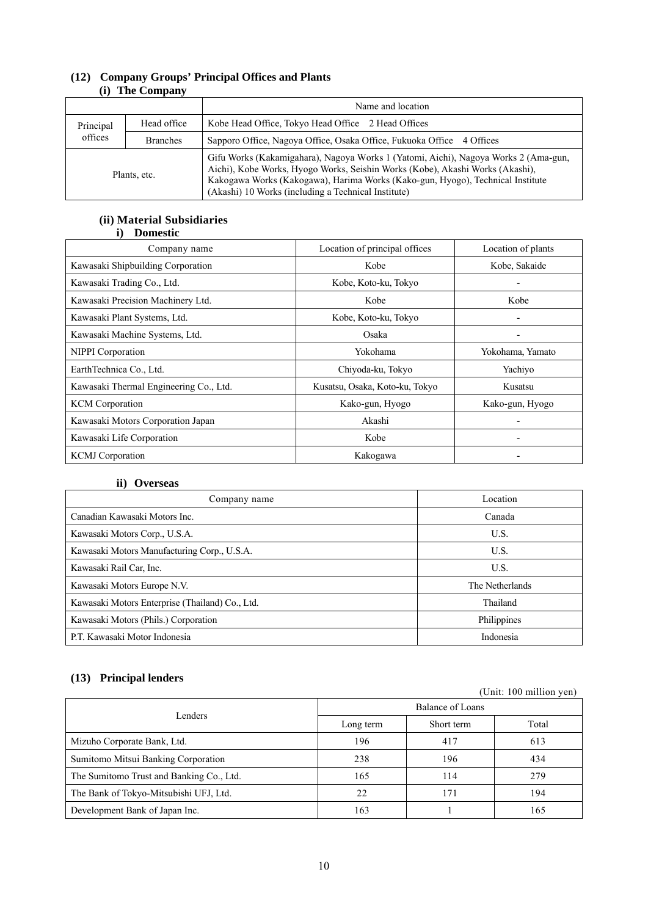## (12) Company Groups' Principal Offices and Plants

### (i) The Company

| | | Name and location |
|---|---|---|
| Principal offices | Head office | Kobe Head Office, Tokyo Head Office 2 Head Offices |
| | Branches | Sapporo Office, Nagoya Office, Osaka Office, Fukuoka Office 4 Offices |
| Plants, etc. | | Gifu Works (Kakamigahara), Nagoya Works 1 (Yatomi, Aichi), Nagoya Works 2 (Ama-gun, Aichi), Kobe Works, Hyogo Works, Seishin Works (Kobe), Akashi Works (Akashi), Kakogawa Works (Kakogawa), Harima Works (Kako-gun, Hyogo), Technical Institute (Akashi) 10 Works (including a Technical Institute) |

### (ii) Material Subsidiaries

#### i) Domestic

| Company name | Location of principal offices | Location of plants |
|---|---|---|
| Kawasaki Shipbuilding Corporation | Kobe | Kobe, Sakaide |
| Kawasaki Trading Co., Ltd. | Kobe, Koto-ku, Tokyo | - |
| Kawasaki Precision Machinery Ltd. | Kobe | Kobe |
| Kawasaki Plant Systems, Ltd. | Kobe, Koto-ku, Tokyo | - |
| Kawasaki Machine Systems, Ltd. | Osaka | - |
| NIPPI Corporation | Yokohama | Yokohama, Yamato |
| EarthTechnica Co., Ltd. | Chiyoda-ku, Tokyo | Yachiyo |
| Kawasaki Thermal Engineering Co., Ltd. | Kusatsu, Osaka, Koto-ku, Tokyo | Kusatsu |
| KCM Corporation | Kako-gun, Hyogo | Kako-gun, Hyogo |
| Kawasaki Motors Corporation Japan | Akashi | - |
| Kawasaki Life Corporation | Kobe | - |
| KCMJ Corporation | Kakogawa | - |

#### ii) Overseas

| Company name | Location |
|---|---|
| Canadian Kawasaki Motors Inc. | Canada |
| Kawasaki Motors Corp., U.S.A. | U.S. |
| Kawasaki Motors Manufacturing Corp., U.S.A. | U.S. |
| Kawasaki Rail Car, Inc. | U.S. |
| Kawasaki Motors Europe N.V. | The Netherlands |
| Kawasaki Motors Enterprise (Thailand) Co., Ltd. | Thailand |
| Kawasaki Motors (Phils.) Corporation | Philippines |
| P.T. Kawasaki Motor Indonesia | Indonesia |

## (13) Principal lenders

(Unit: 100 million yen)

| Lenders | Balance of Loans | | |
|---|---|---|---|
| | Long term | Short term | Total |
| Mizuho Corporate Bank, Ltd. | 196 | 417 | 613 |
| Sumitomo Mitsui Banking Corporation | 238 | 196 | 434 |
| The Sumitomo Trust and Banking Co., Ltd. | 165 | 114 | 279 |
| The Bank of Tokyo-Mitsubishi UFJ, Ltd. | 22 | 171 | 194 |
| Development Bank of Japan Inc. | 163 | 1 | 165 |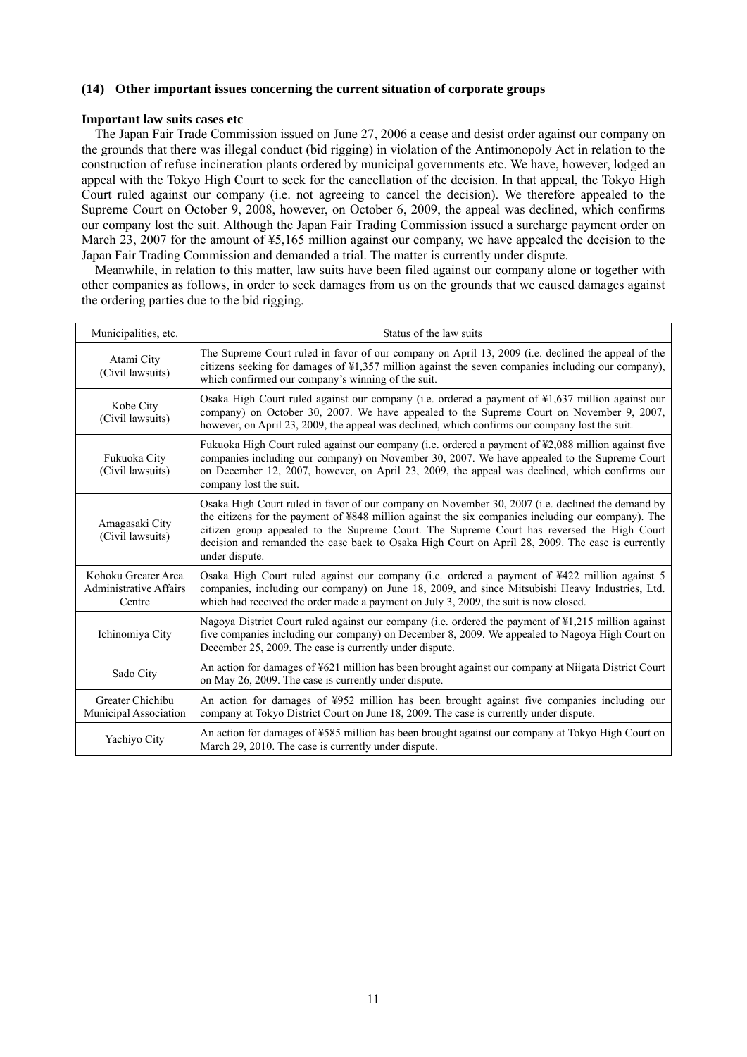### (14) Other important issues concerning the current situation of corporate groups

**Important law suits cases etc**

The Japan Fair Trade Commission issued on June 27, 2006 a cease and desist order against our company on the grounds that there was illegal conduct (bid rigging) in violation of the Antimonopoly Act in relation to the construction of refuse incineration plants ordered by municipal governments etc. We have, however, lodged an appeal with the Tokyo High Court to seek for the cancellation of the decision. In that appeal, the Tokyo High Court ruled against our company (i.e. not agreeing to cancel the decision). We therefore appealed to the Supreme Court on October 9, 2008, however, on October 6, 2009, the appeal was declined, which confirms our company lost the suit. Although the Japan Fair Trading Commission issued a surcharge payment order on March 23, 2007 for the amount of ¥5,165 million against our company, we have appealed the decision to the Japan Fair Trading Commission and demanded a trial. The matter is currently under dispute.

Meanwhile, in relation to this matter, law suits have been filed against our company alone or together with other companies as follows, in order to seek damages from us on the grounds that we caused damages against the ordering parties due to the bid rigging.

| Municipalities, etc. | Status of the law suits |
|---|---|
| Atami City (Civil lawsuits) | The Supreme Court ruled in favor of our company on April 13, 2009 (i.e. declined the appeal of the citizens seeking for damages of ¥1,357 million against the seven companies including our company), which confirmed our company's winning of the suit. |
| Kobe City (Civil lawsuits) | Osaka High Court ruled against our company (i.e. ordered a payment of ¥1,637 million against our company) on October 30, 2007. We have appealed to the Supreme Court on November 9, 2007, however, on April 23, 2009, the appeal was declined, which confirms our company lost the suit. |
| Fukuoka City (Civil lawsuits) | Fukuoka High Court ruled against our company (i.e. ordered a payment of ¥2,088 million against five companies including our company) on November 30, 2007. We have appealed to the Supreme Court on December 12, 2007, however, on April 23, 2009, the appeal was declined, which confirms our company lost the suit. |
| Amagasaki City (Civil lawsuits) | Osaka High Court ruled in favor of our company on November 30, 2007 (i.e. declined the demand by the citizens for the payment of ¥848 million against the six companies including our company). The citizen group appealed to the Supreme Court. The Supreme Court has reversed the High Court decision and remanded the case back to Osaka High Court on April 28, 2009. The case is currently under dispute. |
| Kohoku Greater Area Administrative Affairs Centre | Osaka High Court ruled against our company (i.e. ordered a payment of ¥422 million against 5 companies, including our company) on June 18, 2009, and since Mitsubishi Heavy Industries, Ltd. which had received the order made a payment on July 3, 2009, the suit is now closed. |
| Ichinomiya City | Nagoya District Court ruled against our company (i.e. ordered the payment of ¥1,215 million against five companies including our company) on December 8, 2009. We appealed to Nagoya High Court on December 25, 2009. The case is currently under dispute. |
| Sado City | An action for damages of ¥621 million has been brought against our company at Niigata District Court on May 26, 2009. The case is currently under dispute. |
| Greater Chichibu Municipal Association | An action for damages of ¥952 million has been brought against five companies including our company at Tokyo District Court on June 18, 2009. The case is currently under dispute. |
| Yachiyo City | An action for damages of ¥585 million has been brought against our company at Tokyo High Court on March 29, 2010. The case is currently under dispute. |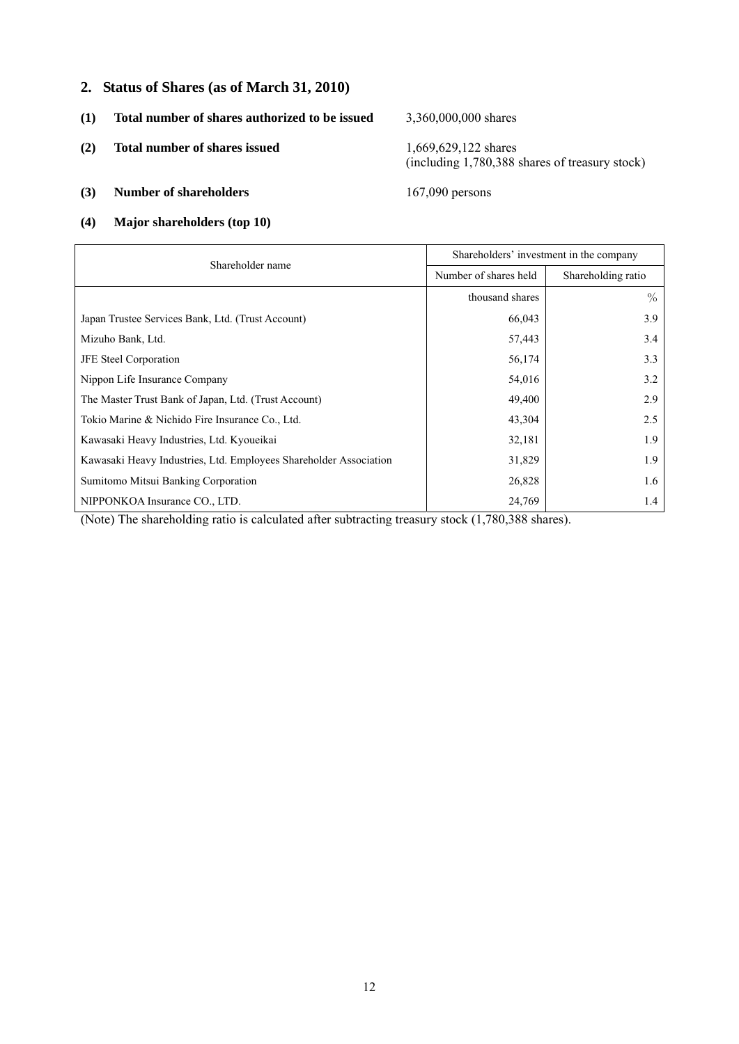## 2. Status of Shares (as of March 31, 2010)

**(1) Total number of shares authorized to be issued** 3,360,000,000 shares

**(2) Total number of shares issued** 1,669,629,122 shares (including 1,780,388 shares of treasury stock)

**(3) Number of shareholders** 167,090 persons

**(4) Major shareholders (top 10)**

| Shareholder name | Shareholders' investment in the company | |
|---|---|---|
| | Number of shares held | Shareholding ratio |
| | thousand shares | % |
| Japan Trustee Services Bank, Ltd. (Trust Account) | 66,043 | 3.9 |
| Mizuho Bank, Ltd. | 57,443 | 3.4 |
| JFE Steel Corporation | 56,174 | 3.3 |
| Nippon Life Insurance Company | 54,016 | 3.2 |
| The Master Trust Bank of Japan, Ltd. (Trust Account) | 49,400 | 2.9 |
| Tokio Marine & Nichido Fire Insurance Co., Ltd. | 43,304 | 2.5 |
| Kawasaki Heavy Industries, Ltd. Kyoueikai | 32,181 | 1.9 |
| Kawasaki Heavy Industries, Ltd. Employees Shareholder Association | 31,829 | 1.9 |
| Sumitomo Mitsui Banking Corporation | 26,828 | 1.6 |
| NIPPONKOA Insurance CO., LTD. | 24,769 | 1.4 |

(Note) The shareholding ratio is calculated after subtracting treasury stock (1,780,388 shares).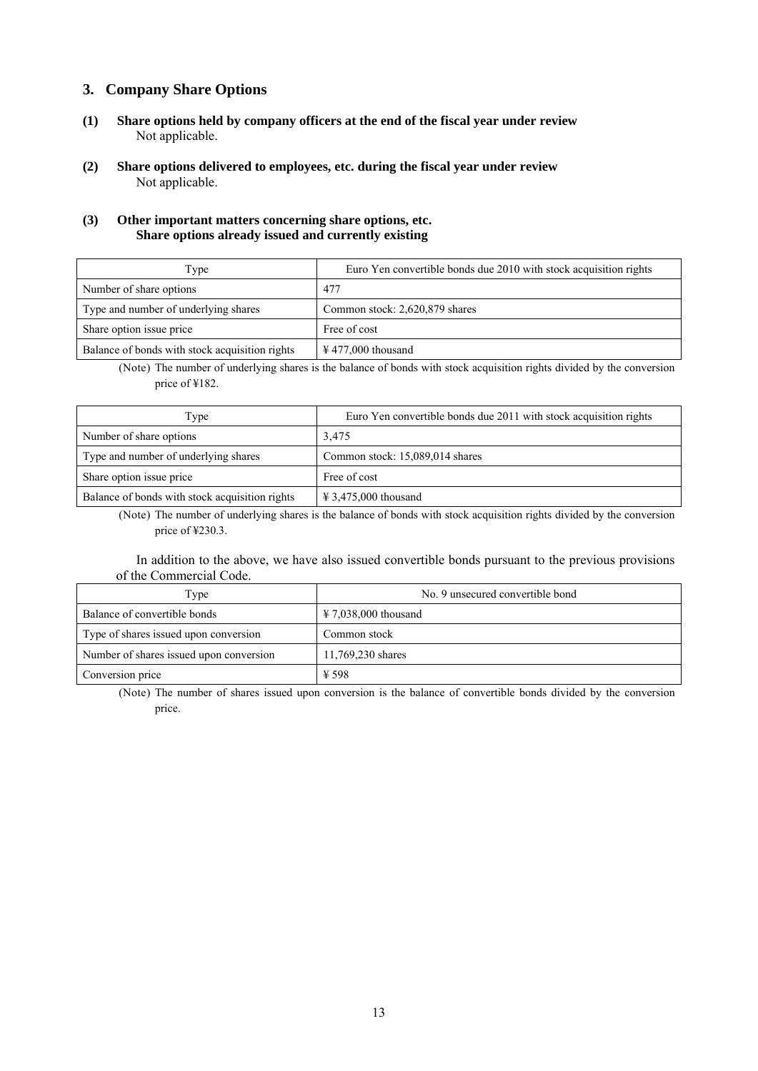## 3. Company Share Options

**(1) Share options held by company officers at the end of the fiscal year under review**

Not applicable.

**(2) Share options delivered to employees, etc. during the fiscal year under review**

Not applicable.

**(3) Other important matters concerning share options, etc.**
**Share options already issued and currently existing**

| Type | Euro Yen convertible bonds due 2010 with stock acquisition rights |
|---|---|
| Number of share options | 477 |
| Type and number of underlying shares | Common stock: 2,620,879 shares |
| Share option issue price | Free of cost |
| Balance of bonds with stock acquisition rights | ¥ 477,000 thousand |

(Note) The number of underlying shares is the balance of bonds with stock acquisition rights divided by the conversion price of ¥182.

| Type | Euro Yen convertible bonds due 2011 with stock acquisition rights |
|---|---|
| Number of share options | 3,475 |
| Type and number of underlying shares | Common stock: 15,089,014 shares |
| Share option issue price | Free of cost |
| Balance of bonds with stock acquisition rights | ¥ 3,475,000 thousand |

(Note) The number of underlying shares is the balance of bonds with stock acquisition rights divided by the conversion price of ¥230.3.

In addition to the above, we have also issued convertible bonds pursuant to the previous provisions of the Commercial Code.

| Type | No. 9 unsecured convertible bond |
|---|---|
| Balance of convertible bonds | ¥ 7,038,000 thousand |
| Type of shares issued upon conversion | Common stock |
| Number of shares issued upon conversion | 11,769,230 shares |
| Conversion price | ¥ 598 |

(Note) The number of shares issued upon conversion is the balance of convertible bonds divided by the conversion price.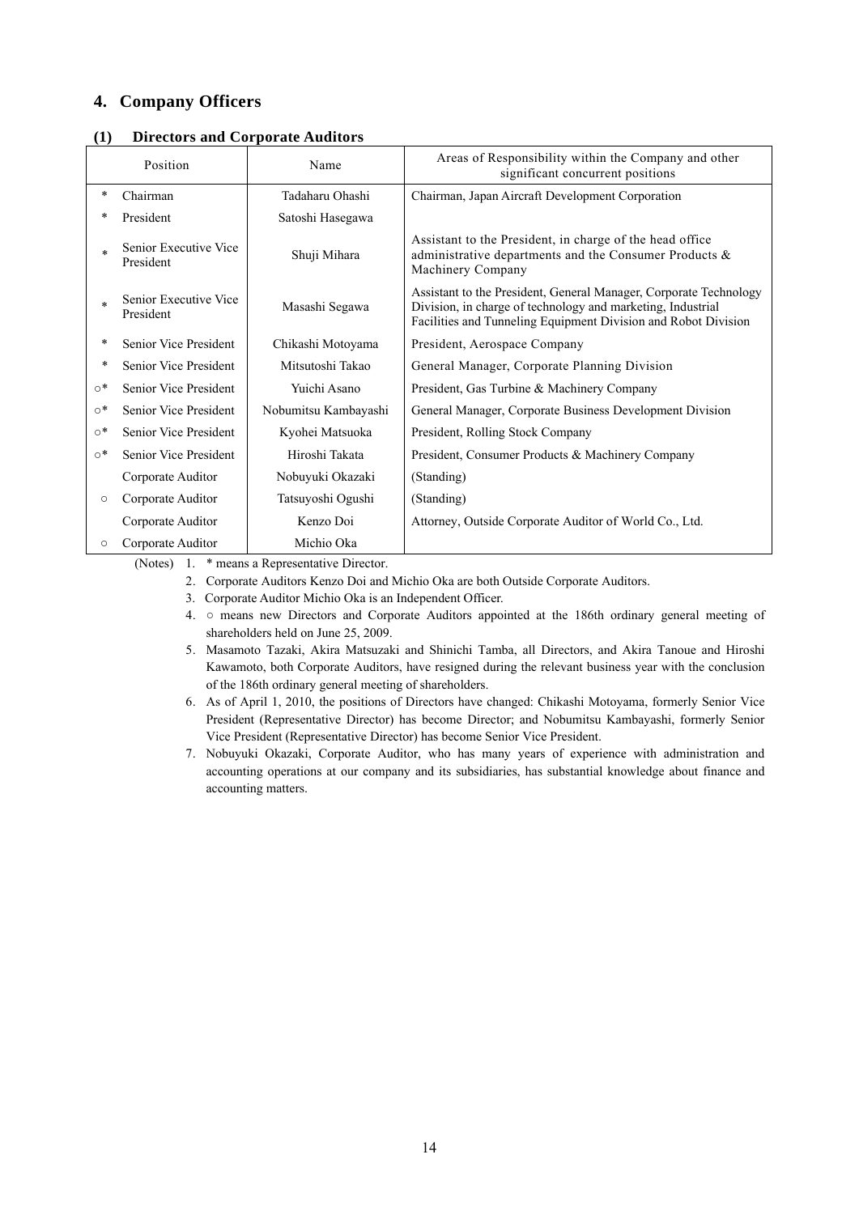## 4. Company Officers

### (1) Directors and Corporate Auditors

| | Position | Name | Areas of Responsibility within the Company and other significant concurrent positions |
|---|---|---|---|
| * | Chairman | Tadaharu Ohashi | Chairman, Japan Aircraft Development Corporation |
| * | President | Satoshi Hasegawa | |
| * | Senior Executive Vice President | Shuji Mihara | Assistant to the President, in charge of the head office administrative departments and the Consumer Products & Machinery Company |
| * | Senior Executive Vice President | Masashi Segawa | Assistant to the President, General Manager, Corporate Technology Division, in charge of technology and marketing, Industrial Facilities and Tunneling Equipment Division and Robot Division |
| * | Senior Vice President | Chikashi Motoyama | President, Aerospace Company |
| * | Senior Vice President | Mitsutoshi Takao | General Manager, Corporate Planning Division |
| ○* | Senior Vice President | Yuichi Asano | President, Gas Turbine & Machinery Company |
| ○* | Senior Vice President | Nobumitsu Kambayashi | General Manager, Corporate Business Development Division |
| ○* | Senior Vice President | Kyohei Matsuoka | President, Rolling Stock Company |
| ○* | Senior Vice President | Hiroshi Takata | President, Consumer Products & Machinery Company |
| | Corporate Auditor | Nobuyuki Okazaki | (Standing) |
| ○ | Corporate Auditor | Tatsuyoshi Ogushi | (Standing) |
| | Corporate Auditor | Kenzo Doi | Attorney, Outside Corporate Auditor of World Co., Ltd. |
| ○ | Corporate Auditor | Michio Oka | |

(Notes)
1. * means a Representative Director.
2. Corporate Auditors Kenzo Doi and Michio Oka are both Outside Corporate Auditors.
3. Corporate Auditor Michio Oka is an Independent Officer.
4. ○ means new Directors and Corporate Auditors appointed at the 186th ordinary general meeting of shareholders held on June 25, 2009.
5. Masamoto Tazaki, Akira Matsuzaki and Shinichi Tamba, all Directors, and Akira Tanoue and Hiroshi Kawamoto, both Corporate Auditors, have resigned during the relevant business year with the conclusion of the 186th ordinary general meeting of shareholders.
6. As of April 1, 2010, the positions of Directors have changed: Chikashi Motoyama, formerly Senior Vice President (Representative Director) has become Director; and Nobumitsu Kambayashi, formerly Senior Vice President (Representative Director) has become Senior Vice President.
7. Nobuyuki Okazaki, Corporate Auditor, who has many years of experience with administration and accounting operations at our company and its subsidiaries, has substantial knowledge about finance and accounting matters.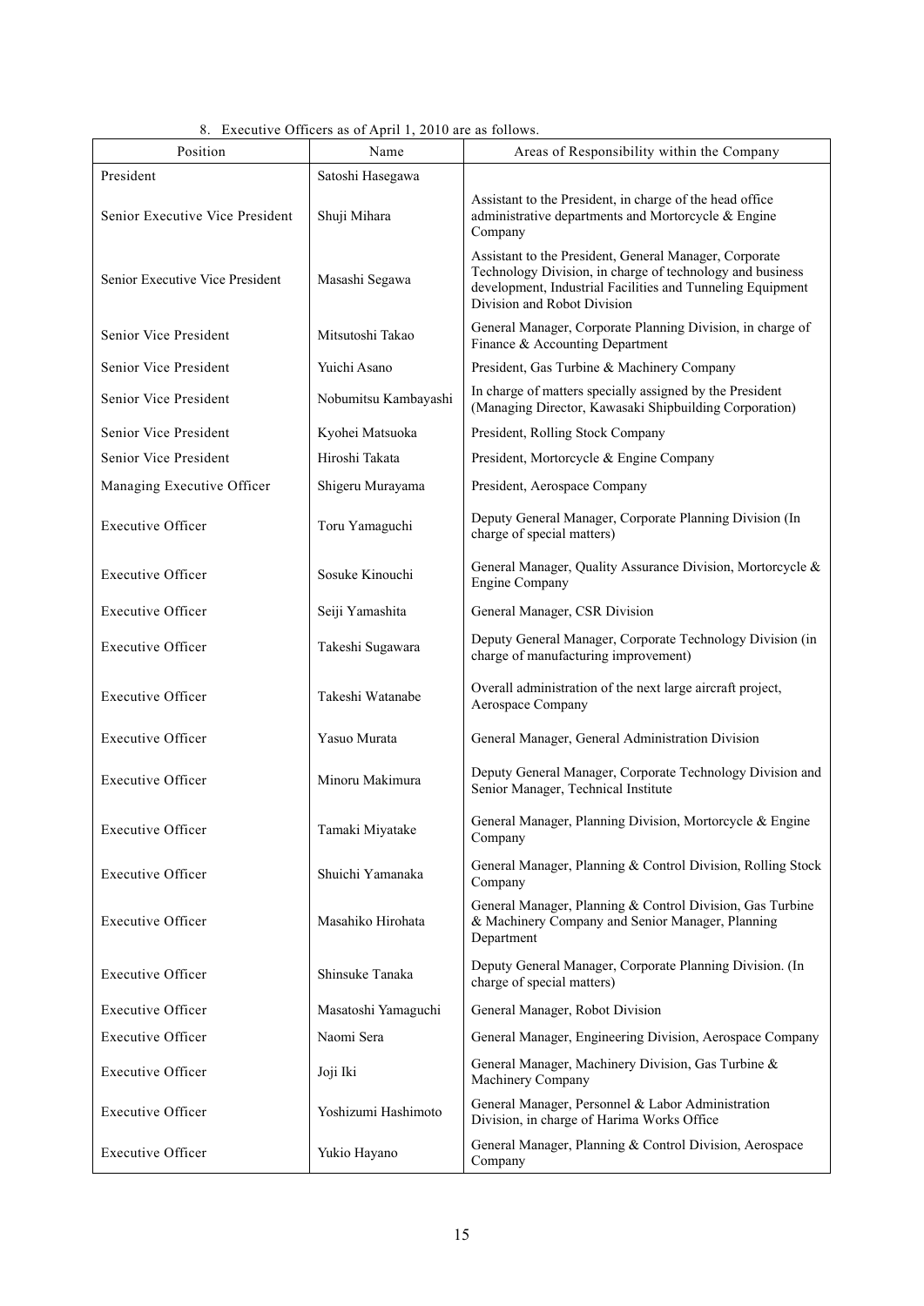8. Executive Officers as of April 1, 2010 are as follows.

| Position | Name | Areas of Responsibility within the Company |
|---|---|---|
| President | Satoshi Hasegawa | |
| Senior Executive Vice President | Shuji Mihara | Assistant to the President, in charge of the head office administrative departments and Mortorcycle & Engine Company |
| Senior Executive Vice President | Masashi Segawa | Assistant to the President, General Manager, Corporate Technology Division, in charge of technology and business development, Industrial Facilities and Tunneling Equipment Division and Robot Division |
| Senior Vice President | Mitsutoshi Takao | General Manager, Corporate Planning Division, in charge of Finance & Accounting Department |
| Senior Vice President | Yuichi Asano | President, Gas Turbine & Machinery Company |
| Senior Vice President | Nobumitsu Kambayashi | In charge of matters specially assigned by the President (Managing Director, Kawasaki Shipbuilding Corporation) |
| Senior Vice President | Kyohei Matsuoka | President, Rolling Stock Company |
| Senior Vice President | Hiroshi Takata | President, Mortorcycle & Engine Company |
| Managing Executive Officer | Shigeru Murayama | President, Aerospace Company |
| Executive Officer | Toru Yamaguchi | Deputy General Manager, Corporate Planning Division (In charge of special matters) |
| Executive Officer | Sosuke Kinouchi | General Manager, Quality Assurance Division, Mortorcycle & Engine Company |
| Executive Officer | Seiji Yamashita | General Manager, CSR Division |
| Executive Officer | Takeshi Sugawara | Deputy General Manager, Corporate Technology Division (in charge of manufacturing improvement) |
| Executive Officer | Takeshi Watanabe | Overall administration of the next large aircraft project, Aerospace Company |
| Executive Officer | Yasuo Murata | General Manager, General Administration Division |
| Executive Officer | Minoru Makimura | Deputy General Manager, Corporate Technology Division and Senior Manager, Technical Institute |
| Executive Officer | Tamaki Miyatake | General Manager, Planning Division, Mortorcycle & Engine Company |
| Executive Officer | Shuichi Yamanaka | General Manager, Planning & Control Division, Rolling Stock Company |
| Executive Officer | Masahiko Hirohata | General Manager, Planning & Control Division, Gas Turbine & Machinery Company and Senior Manager, Planning Department |
| Executive Officer | Shinsuke Tanaka | Deputy General Manager, Corporate Planning Division. (In charge of special matters) |
| Executive Officer | Masatoshi Yamaguchi | General Manager, Robot Division |
| Executive Officer | Naomi Sera | General Manager, Engineering Division, Aerospace Company |
| Executive Officer | Joji Iki | General Manager, Machinery Division, Gas Turbine & Machinery Company |
| Executive Officer | Yoshizumi Hashimoto | General Manager, Personnel & Labor Administration Division, in charge of Harima Works Office |
| Executive Officer | Yukio Hayano | General Manager, Planning & Control Division, Aerospace Company |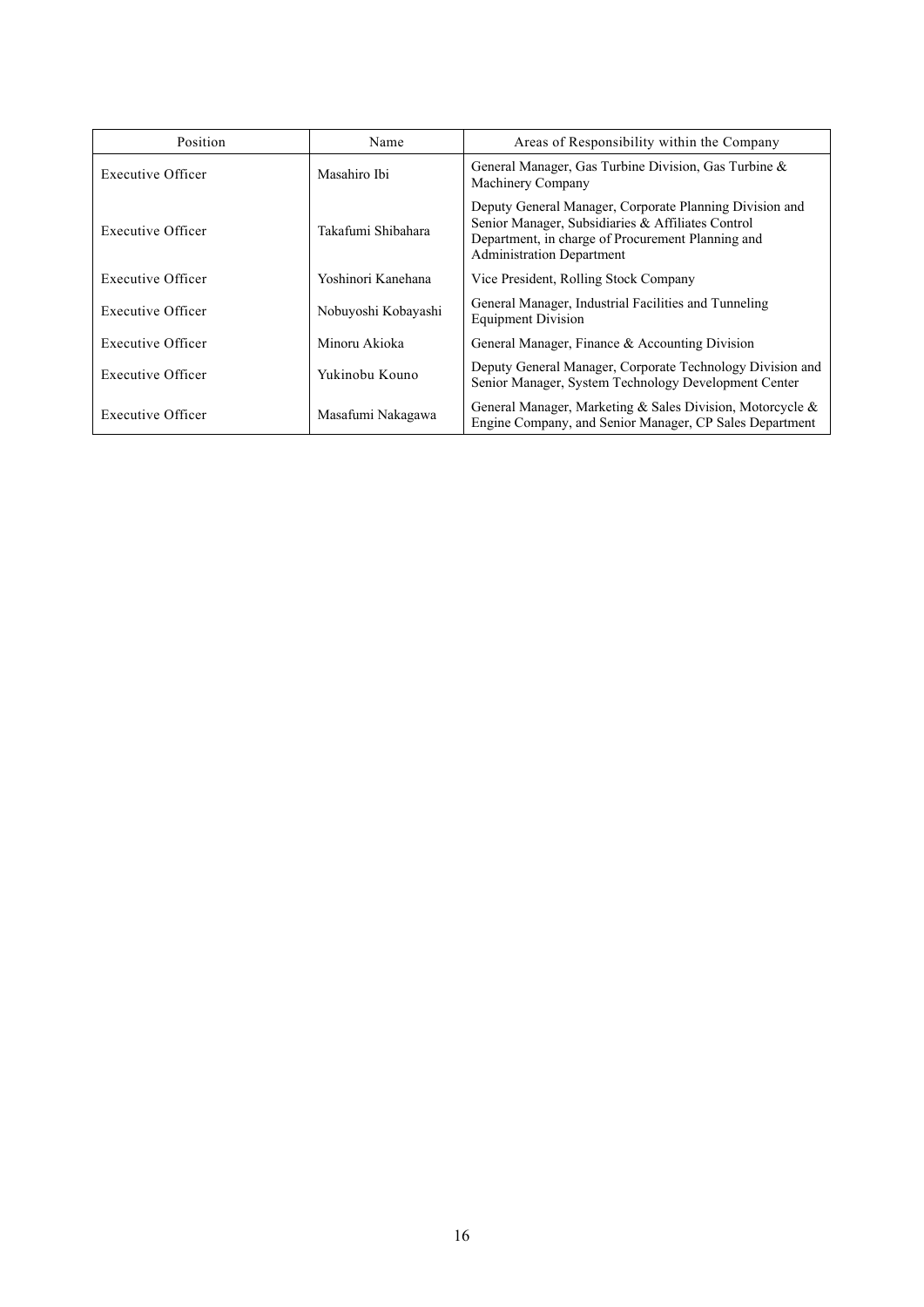| Position | Name | Areas of Responsibility within the Company |
|---|---|---|
| Executive Officer | Masahiro Ibi | General Manager, Gas Turbine Division, Gas Turbine & Machinery Company |
| Executive Officer | Takafumi Shibahara | Deputy General Manager, Corporate Planning Division and Senior Manager, Subsidiaries & Affiliates Control Department, in charge of Procurement Planning and Administration Department |
| Executive Officer | Yoshinori Kanehana | Vice President, Rolling Stock Company |
| Executive Officer | Nobuyoshi Kobayashi | General Manager, Industrial Facilities and Tunneling Equipment Division |
| Executive Officer | Minoru Akioka | General Manager, Finance & Accounting Division |
| Executive Officer | Yukinobu Kouno | Deputy General Manager, Corporate Technology Division and Senior Manager, System Technology Development Center |
| Executive Officer | Masafumi Nakagawa | General Manager, Marketing & Sales Division, Motorcycle & Engine Company, and Senior Manager, CP Sales Department |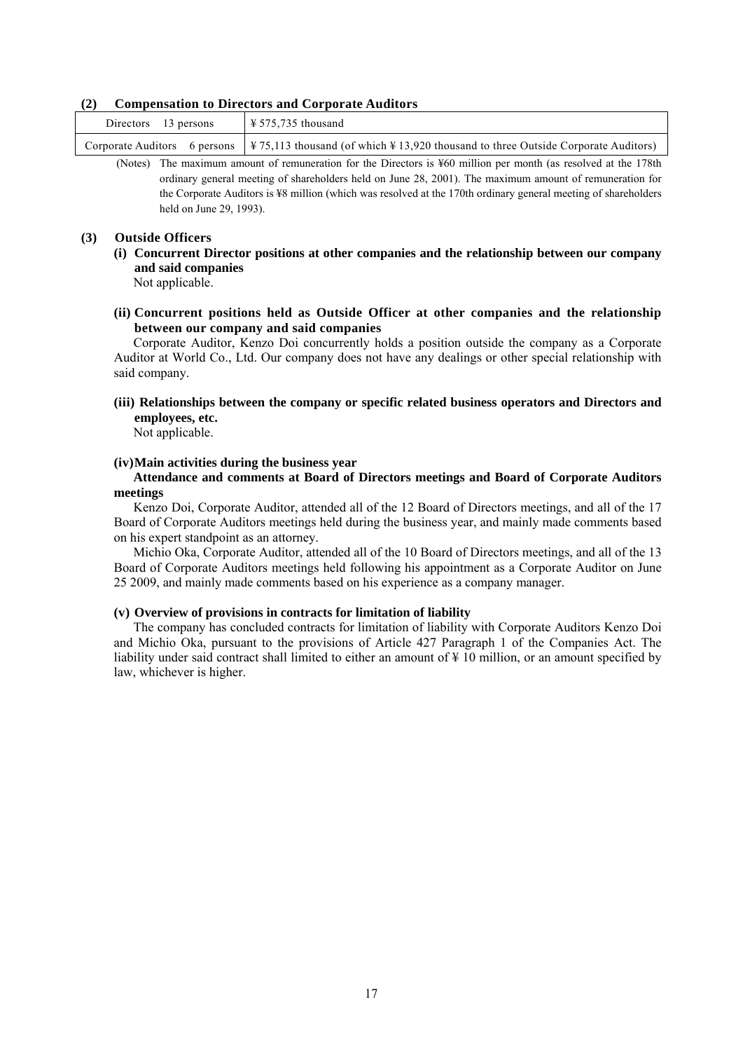### (2) Compensation to Directors and Corporate Auditors

| Directors 13 persons | ¥ 575,735 thousand |
|---|---|
| Corporate Auditors 6 persons | ¥ 75,113 thousand (of which ¥ 13,920 thousand to three Outside Corporate Auditors) |

(Notes) The maximum amount of remuneration for the Directors is ¥60 million per month (as resolved at the 178th ordinary general meeting of shareholders held on June 28, 2001). The maximum amount of remuneration for the Corporate Auditors is ¥8 million (which was resolved at the 170th ordinary general meeting of shareholders held on June 29, 1993).

### (3) Outside Officers

**(i) Concurrent Director positions at other companies and the relationship between our company and said companies**

Not applicable.

**(ii) Concurrent positions held as Outside Officer at other companies and the relationship between our company and said companies**

Corporate Auditor, Kenzo Doi concurrently holds a position outside the company as a Corporate Auditor at World Co., Ltd. Our company does not have any dealings or other special relationship with said company.

**(iii) Relationships between the company or specific related business operators and Directors and employees, etc.**

Not applicable.

**(iv) Main activities during the business year**

**Attendance and comments at Board of Directors meetings and Board of Corporate Auditors meetings**

Kenzo Doi, Corporate Auditor, attended all of the 12 Board of Directors meetings, and all of the 17 Board of Corporate Auditors meetings held during the business year, and mainly made comments based on his expert standpoint as an attorney.

Michio Oka, Corporate Auditor, attended all of the 10 Board of Directors meetings, and all of the 13 Board of Corporate Auditors meetings held following his appointment as a Corporate Auditor on June 25 2009, and mainly made comments based on his experience as a company manager.

**(v) Overview of provisions in contracts for limitation of liability**

The company has concluded contracts for limitation of liability with Corporate Auditors Kenzo Doi and Michio Oka, pursuant to the provisions of Article 427 Paragraph 1 of the Companies Act. The liability under said contract shall limited to either an amount of ¥ 10 million, or an amount specified by law, whichever is higher.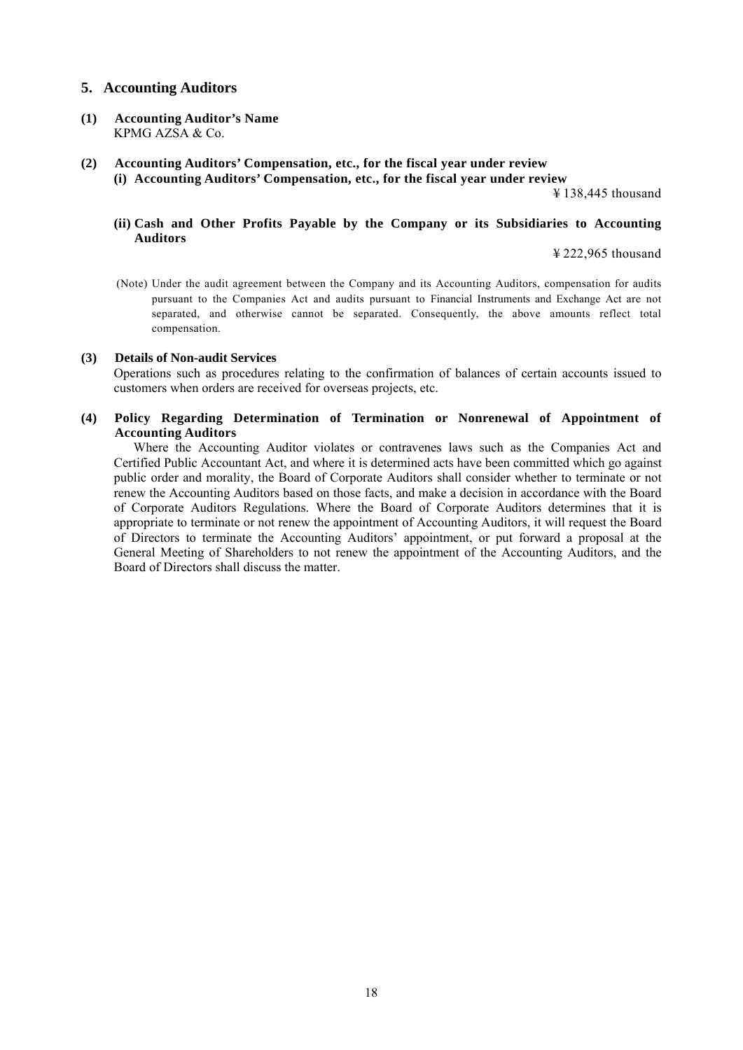## 5. Accounting Auditors

**(1) Accounting Auditor's Name**

KPMG AZSA & Co.

**(2) Accounting Auditors' Compensation, etc., for the fiscal year under review**

**(i) Accounting Auditors' Compensation, etc., for the fiscal year under review**

¥ 138,445 thousand

**(ii) Cash and Other Profits Payable by the Company or its Subsidiaries to Accounting Auditors**

¥ 222,965 thousand

(Note) Under the audit agreement between the Company and its Accounting Auditors, compensation for audits pursuant to the Companies Act and audits pursuant to Financial Instruments and Exchange Act are not separated, and otherwise cannot be separated. Consequently, the above amounts reflect total compensation.

**(3) Details of Non-audit Services**

Operations such as procedures relating to the confirmation of balances of certain accounts issued to customers when orders are received for overseas projects, etc.

**(4) Policy Regarding Determination of Termination or Nonrenewal of Appointment of Accounting Auditors**

Where the Accounting Auditor violates or contravenes laws such as the Companies Act and Certified Public Accountant Act, and where it is determined acts have been committed which go against public order and morality, the Board of Corporate Auditors shall consider whether to terminate or not renew the Accounting Auditors based on those facts, and make a decision in accordance with the Board of Corporate Auditors Regulations. Where the Board of Corporate Auditors determines that it is appropriate to terminate or not renew the appointment of Accounting Auditors, it will request the Board of Directors to terminate the Accounting Auditors' appointment, or put forward a proposal at the General Meeting of Shareholders to not renew the appointment of the Accounting Auditors, and the Board of Directors shall discuss the matter.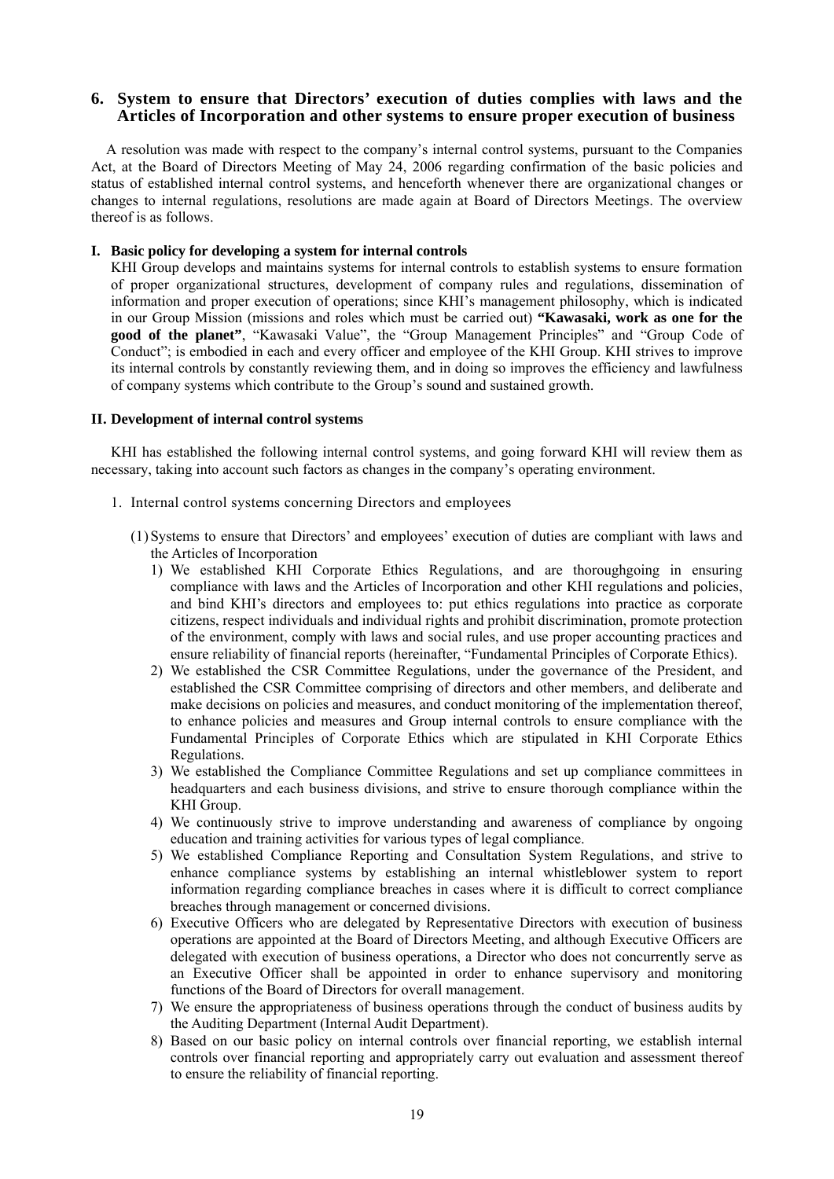## 6. System to ensure that Directors' execution of duties complies with laws and the Articles of Incorporation and other systems to ensure proper execution of business

A resolution was made with respect to the company's internal control systems, pursuant to the Companies Act, at the Board of Directors Meeting of May 24, 2006 regarding confirmation of the basic policies and status of established internal control systems, and henceforth whenever there are organizational changes or changes to internal regulations, resolutions are made again at Board of Directors Meetings. The overview thereof is as follows.

### I. Basic policy for developing a system for internal controls

KHI Group develops and maintains systems for internal controls to establish systems to ensure formation of proper organizational structures, development of company rules and regulations, dissemination of information and proper execution of operations; since KHI's management philosophy, which is indicated in our Group Mission (missions and roles which must be carried out) **"Kawasaki, work as one for the good of the planet"**, "Kawasaki Value", the "Group Management Principles" and "Group Code of Conduct"; is embodied in each and every officer and employee of the KHI Group. KHI strives to improve its internal controls by constantly reviewing them, and in doing so improves the efficiency and lawfulness of company systems which contribute to the Group's sound and sustained growth.

### II. Development of internal control systems

KHI has established the following internal control systems, and going forward KHI will review them as necessary, taking into account such factors as changes in the company's operating environment.

1. Internal control systems concerning Directors and employees

   (1) Systems to ensure that Directors' and employees' execution of duties are compliant with laws and the Articles of Incorporation

   1) We established KHI Corporate Ethics Regulations, and are thoroughgoing in ensuring compliance with laws and the Articles of Incorporation and other KHI regulations and policies, and bind KHI's directors and employees to: put ethics regulations into practice as corporate citizens, respect individuals and individual rights and prohibit discrimination, promote protection of the environment, comply with laws and social rules, and use proper accounting practices and ensure reliability of financial reports (hereinafter, "Fundamental Principles of Corporate Ethics).
   2) We established the CSR Committee Regulations, under the governance of the President, and established the CSR Committee comprising of directors and other members, and deliberate and make decisions on policies and measures, and conduct monitoring of the implementation thereof, to enhance policies and measures and Group internal controls to ensure compliance with the Fundamental Principles of Corporate Ethics which are stipulated in KHI Corporate Ethics Regulations.
   3) We established the Compliance Committee Regulations and set up compliance committees in headquarters and each business divisions, and strive to ensure thorough compliance within the KHI Group.
   4) We continuously strive to improve understanding and awareness of compliance by ongoing education and training activities for various types of legal compliance.
   5) We established Compliance Reporting and Consultation System Regulations, and strive to enhance compliance systems by establishing an internal whistleblower system to report information regarding compliance breaches in cases where it is difficult to correct compliance breaches through management or concerned divisions.
   6) Executive Officers who are delegated by Representative Directors with execution of business operations are appointed at the Board of Directors Meeting, and although Executive Officers are delegated with execution of business operations, a Director who does not concurrently serve as an Executive Officer shall be appointed in order to enhance supervisory and monitoring functions of the Board of Directors for overall management.
   7) We ensure the appropriateness of business operations through the conduct of business audits by the Auditing Department (Internal Audit Department).
   8) Based on our basic policy on internal controls over financial reporting, we establish internal controls over financial reporting and appropriately carry out evaluation and assessment thereof to ensure the reliability of financial reporting.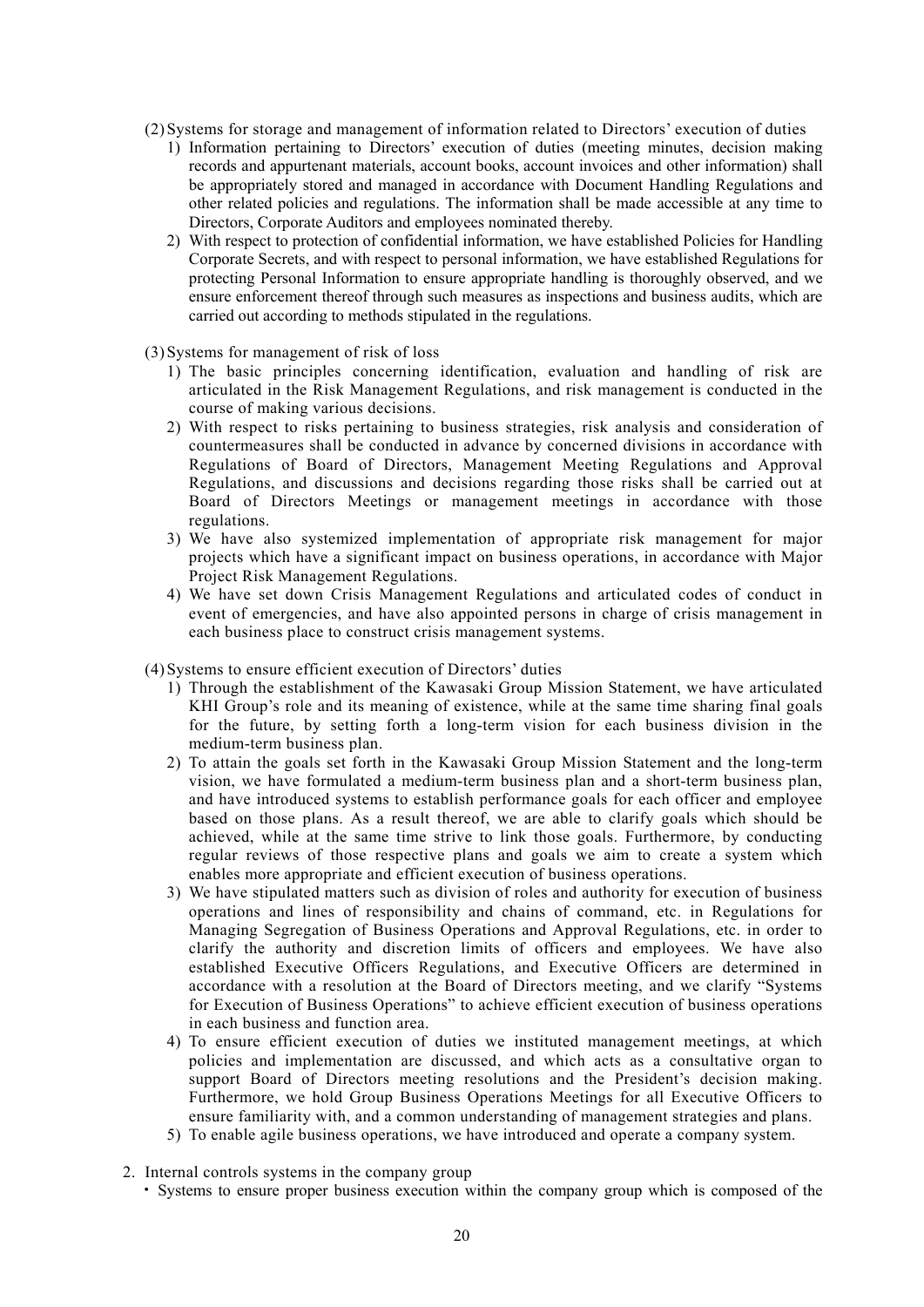(2) Systems for storage and management of information related to Directors' execution of duties

1) Information pertaining to Directors' execution of duties (meeting minutes, decision making records and appurtenant materials, account books, account invoices and other information) shall be appropriately stored and managed in accordance with Document Handling Regulations and other related policies and regulations. The information shall be made accessible at any time to Directors, Corporate Auditors and employees nominated thereby.
2) With respect to protection of confidential information, we have established Policies for Handling Corporate Secrets, and with respect to personal information, we have established Regulations for protecting Personal Information to ensure appropriate handling is thoroughly observed, and we ensure enforcement thereof through such measures as inspections and business audits, which are carried out according to methods stipulated in the regulations.

(3) Systems for management of risk of loss

1) The basic principles concerning identification, evaluation and handling of risk are articulated in the Risk Management Regulations, and risk management is conducted in the course of making various decisions.
2) With respect to risks pertaining to business strategies, risk analysis and consideration of countermeasures shall be conducted in advance by concerned divisions in accordance with Regulations of Board of Directors, Management Meeting Regulations and Approval Regulations, and discussions and decisions regarding those risks shall be carried out at Board of Directors Meetings or management meetings in accordance with those regulations.
3) We have also systemized implementation of appropriate risk management for major projects which have a significant impact on business operations, in accordance with Major Project Risk Management Regulations.
4) We have set down Crisis Management Regulations and articulated codes of conduct in event of emergencies, and have also appointed persons in charge of crisis management in each business place to construct crisis management systems.

(4) Systems to ensure efficient execution of Directors' duties

1) Through the establishment of the Kawasaki Group Mission Statement, we have articulated KHI Group's role and its meaning of existence, while at the same time sharing final goals for the future, by setting forth a long-term vision for each business division in the medium-term business plan.
2) To attain the goals set forth in the Kawasaki Group Mission Statement and the long-term vision, we have formulated a medium-term business plan and a short-term business plan, and have introduced systems to establish performance goals for each officer and employee based on those plans. As a result thereof, we are able to clarify goals which should be achieved, while at the same time strive to link those goals. Furthermore, by conducting regular reviews of those respective plans and goals we aim to create a system which enables more appropriate and efficient execution of business operations.
3) We have stipulated matters such as division of roles and authority for execution of business operations and lines of responsibility and chains of command, etc. in Regulations for Managing Segregation of Business Operations and Approval Regulations, etc. in order to clarify the authority and discretion limits of officers and employees. We have also established Executive Officers Regulations, and Executive Officers are determined in accordance with a resolution at the Board of Directors meeting, and we clarify "Systems for Execution of Business Operations" to achieve efficient execution of business operations in each business and function area.
4) To ensure efficient execution of duties we instituted management meetings, at which policies and implementation are discussed, and which acts as a consultative organ to support Board of Directors meeting resolutions and the President's decision making. Furthermore, we hold Group Business Operations Meetings for all Executive Officers to ensure familiarity with, and a common understanding of management strategies and plans.
5) To enable agile business operations, we have introduced and operate a company system.

2. Internal controls systems in the company group

・ Systems to ensure proper business execution within the company group which is composed of the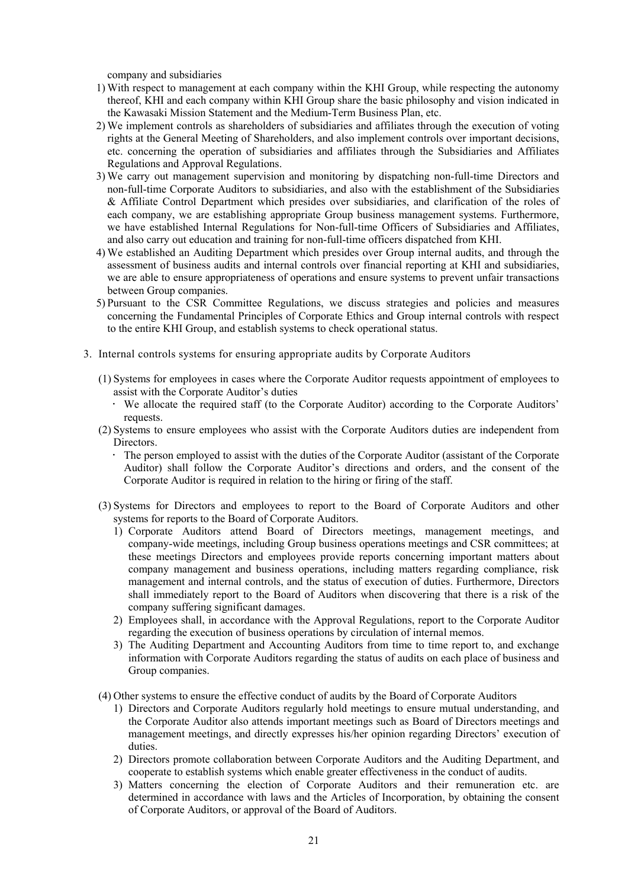company and subsidiaries

1) With respect to management at each company within the KHI Group, while respecting the autonomy thereof, KHI and each company within KHI Group share the basic philosophy and vision indicated in the Kawasaki Mission Statement and the Medium-Term Business Plan, etc.
2) We implement controls as shareholders of subsidiaries and affiliates through the execution of voting rights at the General Meeting of Shareholders, and also implement controls over important decisions, etc. concerning the operation of subsidiaries and affiliates through the Subsidiaries and Affiliates Regulations and Approval Regulations.
3) We carry out management supervision and monitoring by dispatching non-full-time Directors and non-full-time Corporate Auditors to subsidiaries, and also with the establishment of the Subsidiaries & Affiliate Control Department which presides over subsidiaries, and clarification of the roles of each company, we are establishing appropriate Group business management systems. Furthermore, we have established Internal Regulations for Non-full-time Officers of Subsidiaries and Affiliates, and also carry out education and training for non-full-time officers dispatched from KHI.
4) We established an Auditing Department which presides over Group internal audits, and through the assessment of business audits and internal controls over financial reporting at KHI and subsidiaries, we are able to ensure appropriateness of operations and ensure systems to prevent unfair transactions between Group companies.
5) Pursuant to the CSR Committee Regulations, we discuss strategies and policies and measures concerning the Fundamental Principles of Corporate Ethics and Group internal controls with respect to the entire KHI Group, and establish systems to check operational status.

3. Internal controls systems for ensuring appropriate audits by Corporate Auditors

(1) Systems for employees in cases where the Corporate Auditor requests appointment of employees to assist with the Corporate Auditor's duties
- We allocate the required staff (to the Corporate Auditor) according to the Corporate Auditors' requests.

(2) Systems to ensure employees who assist with the Corporate Auditors duties are independent from Directors.
- The person employed to assist with the duties of the Corporate Auditor (assistant of the Corporate Auditor) shall follow the Corporate Auditor's directions and orders, and the consent of the Corporate Auditor is required in relation to the hiring or firing of the staff.

(3) Systems for Directors and employees to report to the Board of Corporate Auditors and other systems for reports to the Board of Corporate Auditors.
1) Corporate Auditors attend Board of Directors meetings, management meetings, and company-wide meetings, including Group business operations meetings and CSR committees; at these meetings Directors and employees provide reports concerning important matters about company management and business operations, including matters regarding compliance, risk management and internal controls, and the status of execution of duties. Furthermore, Directors shall immediately report to the Board of Auditors when discovering that there is a risk of the company suffering significant damages.
2) Employees shall, in accordance with the Approval Regulations, report to the Corporate Auditor regarding the execution of business operations by circulation of internal memos.
3) The Auditing Department and Accounting Auditors from time to time report to, and exchange information with Corporate Auditors regarding the status of audits on each place of business and Group companies.

(4) Other systems to ensure the effective conduct of audits by the Board of Corporate Auditors
1) Directors and Corporate Auditors regularly hold meetings to ensure mutual understanding, and the Corporate Auditor also attends important meetings such as Board of Directors meetings and management meetings, and directly expresses his/her opinion regarding Directors' execution of duties.
2) Directors promote collaboration between Corporate Auditors and the Auditing Department, and cooperate to establish systems which enable greater effectiveness in the conduct of audits.
3) Matters concerning the election of Corporate Auditors and their remuneration etc. are determined in accordance with laws and the Articles of Incorporation, by obtaining the consent of Corporate Auditors, or approval of the Board of Auditors.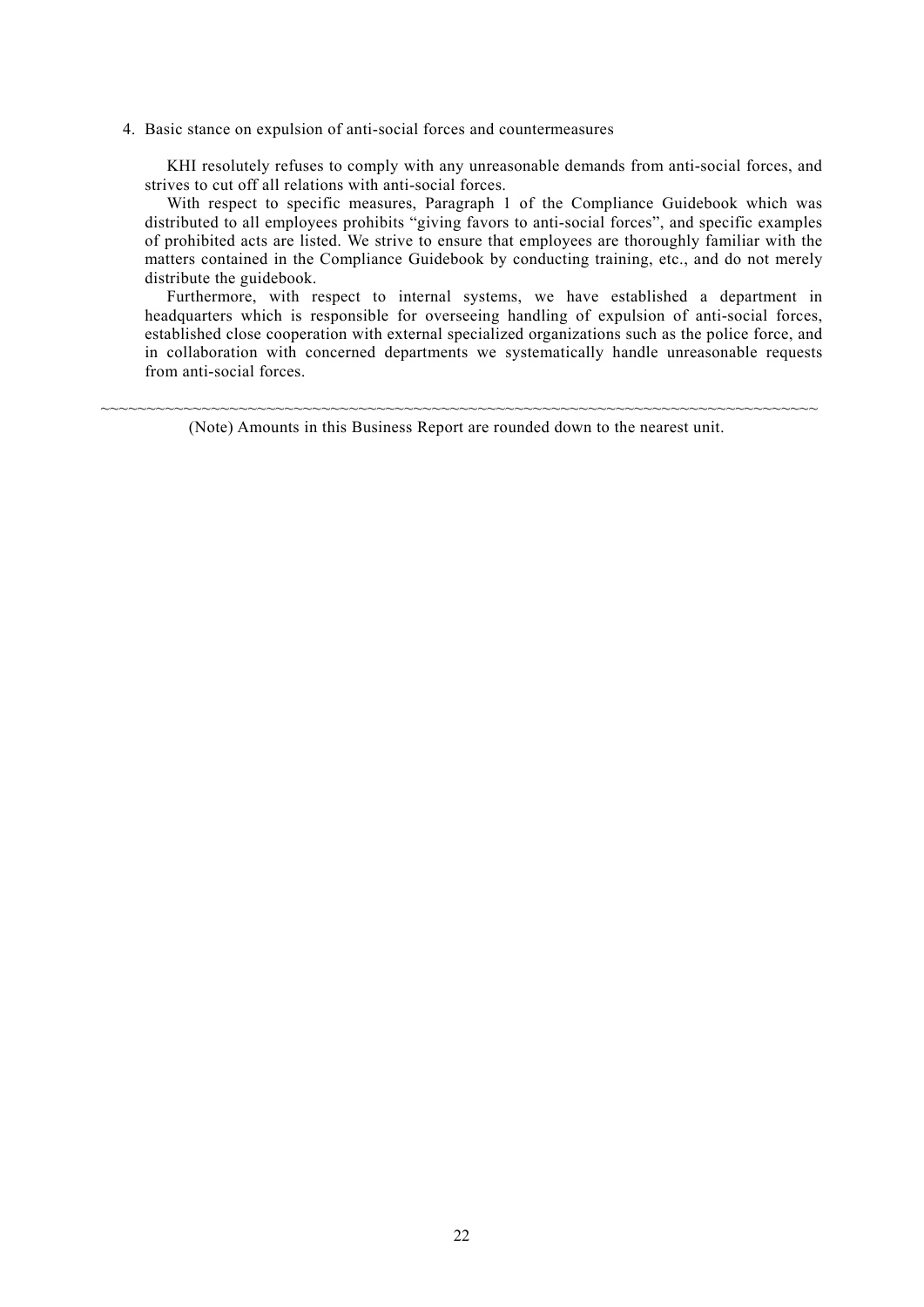4. Basic stance on expulsion of anti-social forces and countermeasures

KHI resolutely refuses to comply with any unreasonable demands from anti-social forces, and strives to cut off all relations with anti-social forces.

With respect to specific measures, Paragraph 1 of the Compliance Guidebook which was distributed to all employees prohibits "giving favors to anti-social forces", and specific examples of prohibited acts are listed. We strive to ensure that employees are thoroughly familiar with the matters contained in the Compliance Guidebook by conducting training, etc., and do not merely distribute the guidebook.

Furthermore, with respect to internal systems, we have established a department in headquarters which is responsible for overseeing handling of expulsion of anti-social forces, established close cooperation with external specialized organizations such as the police force, and in collaboration with concerned departments we systematically handle unreasonable requests from anti-social forces.

~~~~~~~~~~~~~~~~~~~~~~~~~~~~~~~~~~~~~~~~~~~~~~~~~~~~~~~~~~~~~~~~~~~~~~~~~~~~~~~~

(Note) Amounts in this Business Report are rounded down to the nearest unit.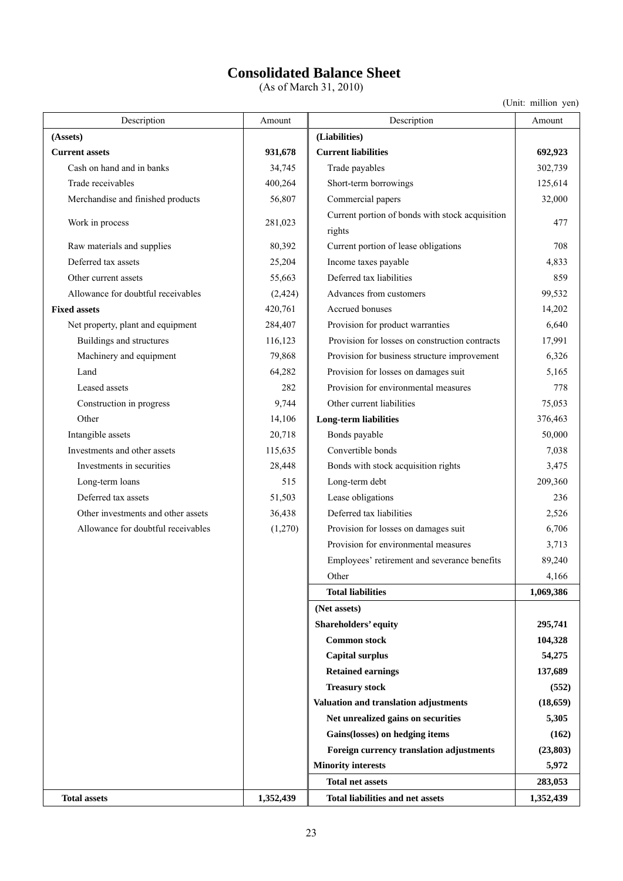# Consolidated Balance Sheet

(As of March 31, 2010)

(Unit: million yen)

| Description | Amount | Description | Amount |
|---|---|---|---|
| **(Assets)** | | **(Liabilities)** | |
| **Current assets** | **931,678** | **Current liabilities** | **692,923** |
| Cash on hand and in banks | 34,745 | Trade payables | 302,739 |
| Trade receivables | 400,264 | Short-term borrowings | 125,614 |
| Merchandise and finished products | 56,807 | Commercial papers | 32,000 |
| Work in process | 281,023 | Current portion of bonds with stock acquisition rights | 477 |
| Raw materials and supplies | 80,392 | Current portion of lease obligations | 708 |
| Deferred tax assets | 25,204 | Income taxes payable | 4,833 |
| Other current assets | 55,663 | Deferred tax liabilities | 859 |
| Allowance for doubtful receivables | (2,424) | Advances from customers | 99,532 |
| **Fixed assets** | 420,761 | Accrued bonuses | 14,202 |
| Net property, plant and equipment | 284,407 | Provision for product warranties | 6,640 |
| Buildings and structures | 116,123 | Provision for losses on construction contracts | 17,991 |
| Machinery and equipment | 79,868 | Provision for business structure improvement | 6,326 |
| Land | 64,282 | Provision for losses on damages suit | 5,165 |
| Leased assets | 282 | Provision for environmental measures | 778 |
| Construction in progress | 9,744 | Other current liabilities | 75,053 |
| Other | 14,106 | **Long-term liabilities** | 376,463 |
| Intangible assets | 20,718 | Bonds payable | 50,000 |
| Investments and other assets | 115,635 | Convertible bonds | 7,038 |
| Investments in securities | 28,448 | Bonds with stock acquisition rights | 3,475 |
| Long-term loans | 515 | Long-term debt | 209,360 |
| Deferred tax assets | 51,503 | Lease obligations | 236 |
| Other investments and other assets | 36,438 | Deferred tax liabilities | 2,526 |
| Allowance for doubtful receivables | (1,270) | Provision for losses on damages suit | 6,706 |
| | | Provision for environmental measures | 3,713 |
| | | Employees' retirement and severance benefits | 89,240 |
| | | Other | 4,166 |
| | | **Total liabilities** | **1,069,386** |
| | | **(Net assets)** | |
| | | **Shareholders' equity** | **295,741** |
| | | **Common stock** | **104,328** |
| | | **Capital surplus** | **54,275** |
| | | **Retained earnings** | **137,689** |
| | | **Treasury stock** | **(552)** |
| | | **Valuation and translation adjustments** | **(18,659)** |
| | | **Net unrealized gains on securities** | **5,305** |
| | | **Gains(losses) on hedging items** | **(162)** |
| | | **Foreign currency translation adjustments** | **(23,803)** |
| | | **Minority interests** | **5,972** |
| | | **Total net assets** | **283,053** |
| **Total assets** | **1,352,439** | **Total liabilities and net assets** | **1,352,439** |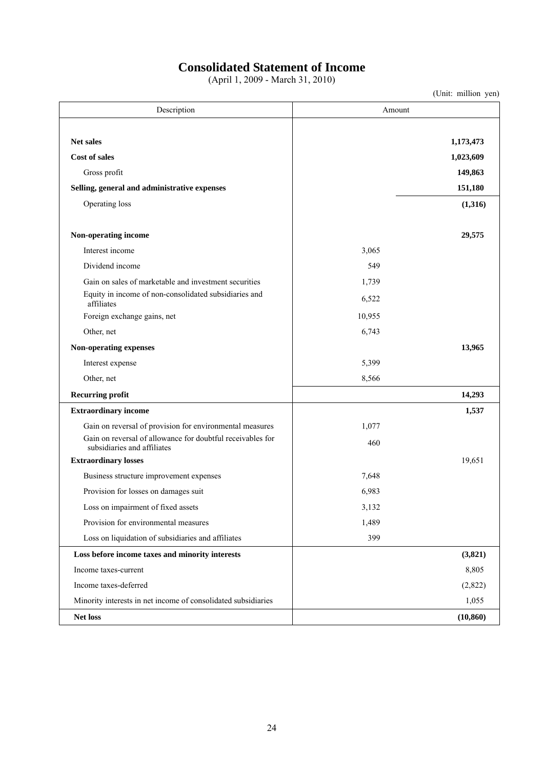# Consolidated Statement of Income

(April 1, 2009 - March 31, 2010)

(Unit: million yen)

| Description | Amount | |
|---|---|---|
| **Net sales** | | **1,173,473** |
| **Cost of sales** | | **1,023,609** |
| Gross profit | | **149,863** |
| **Selling, general and administrative expenses** | | **151,180** |
| Operating loss | | **(1,316)** |
| **Non-operating income** | | **29,575** |
| Interest income | 3,065 | |
| Dividend income | 549 | |
| Gain on sales of marketable and investment securities | 1,739 | |
| Equity in income of non-consolidated subsidiaries and affiliates | 6,522 | |
| Foreign exchange gains, net | 10,955 | |
| Other, net | 6,743 | |
| **Non-operating expenses** | | **13,965** |
| Interest expense | 5,399 | |
| Other, net | 8,566 | |
| **Recurring profit** | | **14,293** |
| **Extraordinary income** | | **1,537** |
| Gain on reversal of provision for environmental measures | 1,077 | |
| Gain on reversal of allowance for doubtful receivables for subsidiaries and affiliates | 460 | |
| **Extraordinary losses** | | 19,651 |
| Business structure improvement expenses | 7,648 | |
| Provision for losses on damages suit | 6,983 | |
| Loss on impairment of fixed assets | 3,132 | |
| Provision for environmental measures | 1,489 | |
| Loss on liquidation of subsidiaries and affiliates | 399 | |
| **Loss before income taxes and minority interests** | | **(3,821)** |
| Income taxes-current | | 8,805 |
| Income taxes-deferred | | (2,822) |
| Minority interests in net income of consolidated subsidiaries | | 1,055 |
| **Net loss** | | **(10,860)** |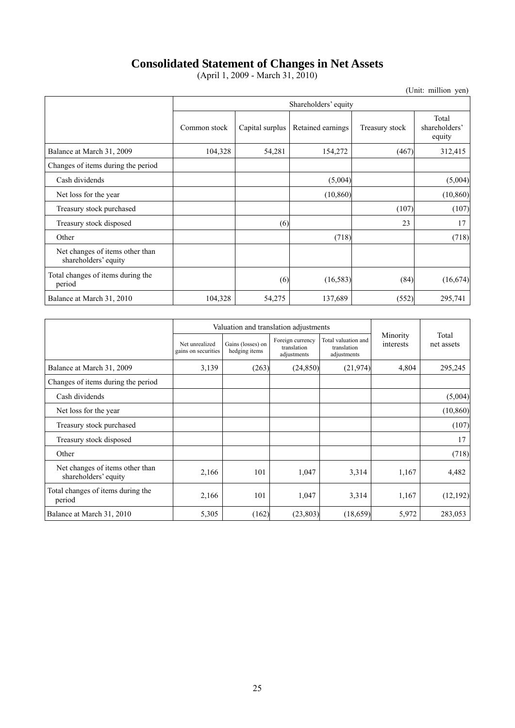# Consolidated Statement of Changes in Net Assets

(April 1, 2009 - March 31, 2010)

(Unit: million yen)

| | Shareholders' equity | | | | |
|---|---|---|---|---|---|
| | Common stock | Capital surplus | Retained earnings | Treasury stock | Total shareholders' equity |
| Balance at March 31, 2009 | 104,328 | 54,281 | 154,272 | (467) | 312,415 |
| Changes of items during the period | | | | | |
| Cash dividends | | | (5,004) | | (5,004) |
| Net loss for the year | | | (10,860) | | (10,860) |
| Treasury stock purchased | | | | (107) | (107) |
| Treasury stock disposed | | (6) | | 23 | 17 |
| Other | | | (718) | | (718) |
| Net changes of items other than shareholders' equity | | | | | |
| Total changes of items during the period | | (6) | (16,583) | (84) | (16,674) |
| Balance at March 31, 2010 | 104,328 | 54,275 | 137,689 | (552) | 295,741 |

| | Valuation and translation adjustments | | | | Minority interests | Total net assets |
|---|---|---|---|---|---|---|
| | Net unrealized gains on securities | Gains (losses) on hedging items | Foreign currency translation adjustments | Total valuation and translation adjustments | | |
| Balance at March 31, 2009 | 3,139 | (263) | (24,850) | (21,974) | 4,804 | 295,245 |
| Changes of items during the period | | | | | | |
| Cash dividends | | | | | | (5,004) |
| Net loss for the year | | | | | | (10,860) |
| Treasury stock purchased | | | | | | (107) |
| Treasury stock disposed | | | | | | 17 |
| Other | | | | | | (718) |
| Net changes of items other than shareholders' equity | 2,166 | 101 | 1,047 | 3,314 | 1,167 | 4,482 |
| Total changes of items during the period | 2,166 | 101 | 1,047 | 3,314 | 1,167 | (12,192) |
| Balance at March 31, 2010 | 5,305 | (162) | (23,803) | (18,659) | 5,972 | 283,053 |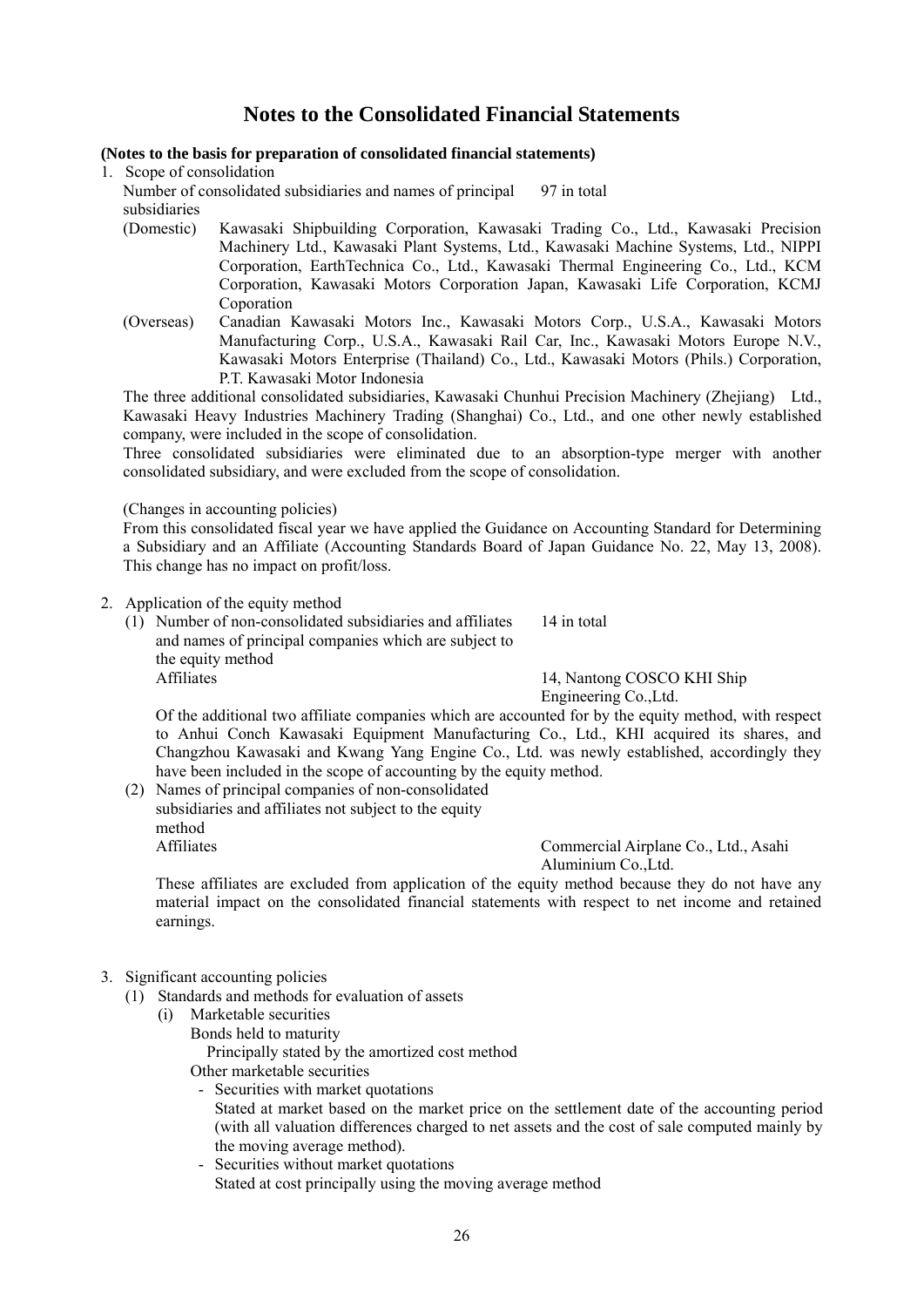# Notes to the Consolidated Financial Statements

**(Notes to the basis for preparation of consolidated financial statements)**

1. Scope of consolidation

   Number of consolidated subsidiaries and names of principal subsidiaries　　97 in total

   (Domestic) Kawasaki Shipbuilding Corporation, Kawasaki Trading Co., Ltd., Kawasaki Precision Machinery Ltd., Kawasaki Plant Systems, Ltd., Kawasaki Machine Systems, Ltd., NIPPI Corporation, EarthTechnica Co., Ltd., Kawasaki Thermal Engineering Co., Ltd., KCM Corporation, Kawasaki Motors Corporation Japan, Kawasaki Life Corporation, KCMJ Coporation

   (Overseas) Canadian Kawasaki Motors Inc., Kawasaki Motors Corp., U.S.A., Kawasaki Motors Manufacturing Corp., U.S.A., Kawasaki Rail Car, Inc., Kawasaki Motors Europe N.V., Kawasaki Motors Enterprise (Thailand) Co., Ltd., Kawasaki Motors (Phils.) Corporation, P.T. Kawasaki Motor Indonesia

   The three additional consolidated subsidiaries, Kawasaki Chunhui Precision Machinery (Zhejiang) Ltd., Kawasaki Heavy Industries Machinery Trading (Shanghai) Co., Ltd., and one other newly established company, were included in the scope of consolidation.

   Three consolidated subsidiaries were eliminated due to an absorption-type merger with another consolidated subsidiary, and were excluded from the scope of consolidation.

   (Changes in accounting policies)

   From this consolidated fiscal year we have applied the Guidance on Accounting Standard for Determining a Subsidiary and an Affiliate (Accounting Standards Board of Japan Guidance No. 22, May 13, 2008). This change has no impact on profit/loss.

2. Application of the equity method

   (1) Number of non-consolidated subsidiaries and affiliates and names of principal companies which are subject to the equity method　　14 in total

   Affiliates　　14, Nantong COSCO KHI Ship Engineering Co.,Ltd.

   Of the additional two affiliate companies which are accounted for by the equity method, with respect to Anhui Conch Kawasaki Equipment Manufacturing Co., Ltd., KHI acquired its shares, and Changzhou Kawasaki and Kwang Yang Engine Co., Ltd. was newly established, accordingly they have been included in the scope of accounting by the equity method.

   (2) Names of principal companies of non-consolidated subsidiaries and affiliates not subject to the equity method

   Affiliates　　Commercial Airplane Co., Ltd., Asahi Aluminium Co.,Ltd.

   These affiliates are excluded from application of the equity method because they do not have any material impact on the consolidated financial statements with respect to net income and retained earnings.

3. Significant accounting policies

   (1) Standards and methods for evaluation of assets

   (i) Marketable securities

   Bonds held to maturity

   Principally stated by the amortized cost method

   Other marketable securities

   - Securities with market quotations

     Stated at market based on the market price on the settlement date of the accounting period (with all valuation differences charged to net assets and the cost of sale computed mainly by the moving average method).

   - Securities without market quotations

     Stated at cost principally using the moving average method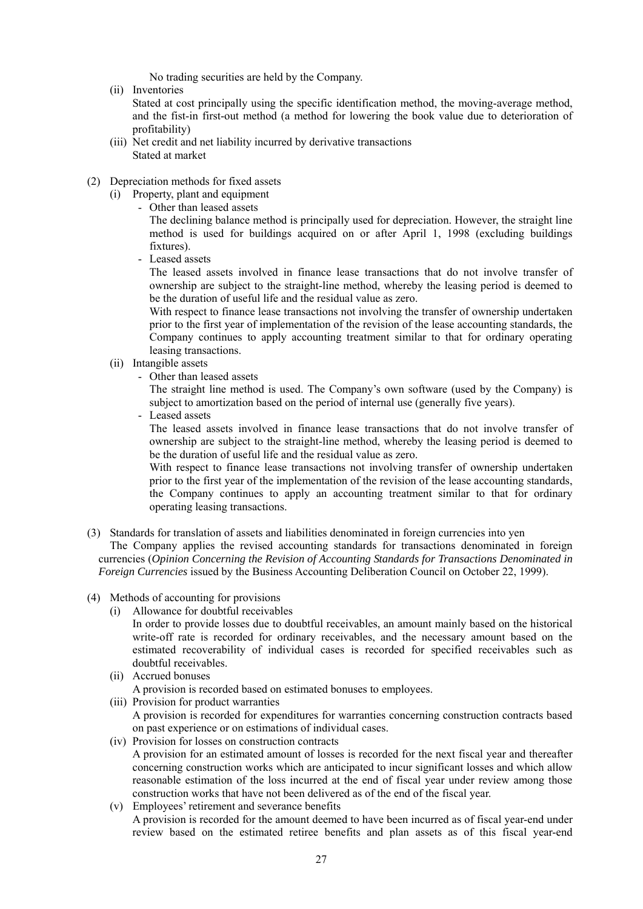No trading securities are held by the Company.

(ii) Inventories

Stated at cost principally using the specific identification method, the moving-average method, and the fist-in first-out method (a method for lowering the book value due to deterioration of profitability)

(iii) Net credit and net liability incurred by derivative transactions

Stated at market

(2) Depreciation methods for fixed assets

(i) Property, plant and equipment

- Other than leased assets

The declining balance method is principally used for depreciation. However, the straight line method is used for buildings acquired on or after April 1, 1998 (excluding buildings fixtures).

- Leased assets

The leased assets involved in finance lease transactions that do not involve transfer of ownership are subject to the straight-line method, whereby the leasing period is deemed to be the duration of useful life and the residual value as zero.

With respect to finance lease transactions not involving the transfer of ownership undertaken prior to the first year of implementation of the revision of the lease accounting standards, the Company continues to apply accounting treatment similar to that for ordinary operating leasing transactions.

(ii) Intangible assets

- Other than leased assets

The straight line method is used. The Company's own software (used by the Company) is subject to amortization based on the period of internal use (generally five years).

- Leased assets

The leased assets involved in finance lease transactions that do not involve transfer of ownership are subject to the straight-line method, whereby the leasing period is deemed to be the duration of useful life and the residual value as zero.

With respect to finance lease transactions not involving transfer of ownership undertaken prior to the first year of the implementation of the revision of the lease accounting standards, the Company continues to apply an accounting treatment similar to that for ordinary operating leasing transactions.

(3) Standards for translation of assets and liabilities denominated in foreign currencies into yen

The Company applies the revised accounting standards for transactions denominated in foreign currencies (*Opinion Concerning the Revision of Accounting Standards for Transactions Denominated in Foreign Currencies* issued by the Business Accounting Deliberation Council on October 22, 1999).

(4) Methods of accounting for provisions

(i) Allowance for doubtful receivables

In order to provide losses due to doubtful receivables, an amount mainly based on the historical write-off rate is recorded for ordinary receivables, and the necessary amount based on the estimated recoverability of individual cases is recorded for specified receivables such as doubtful receivables.

(ii) Accrued bonuses

A provision is recorded based on estimated bonuses to employees.

(iii) Provision for product warranties

A provision is recorded for expenditures for warranties concerning construction contracts based on past experience or on estimations of individual cases.

(iv) Provision for losses on construction contracts

A provision for an estimated amount of losses is recorded for the next fiscal year and thereafter concerning construction works which are anticipated to incur significant losses and which allow reasonable estimation of the loss incurred at the end of fiscal year under review among those construction works that have not been delivered as of the end of the fiscal year.

(v) Employees' retirement and severance benefits

A provision is recorded for the amount deemed to have been incurred as of fiscal year-end under review based on the estimated retiree benefits and plan assets as of this fiscal year-end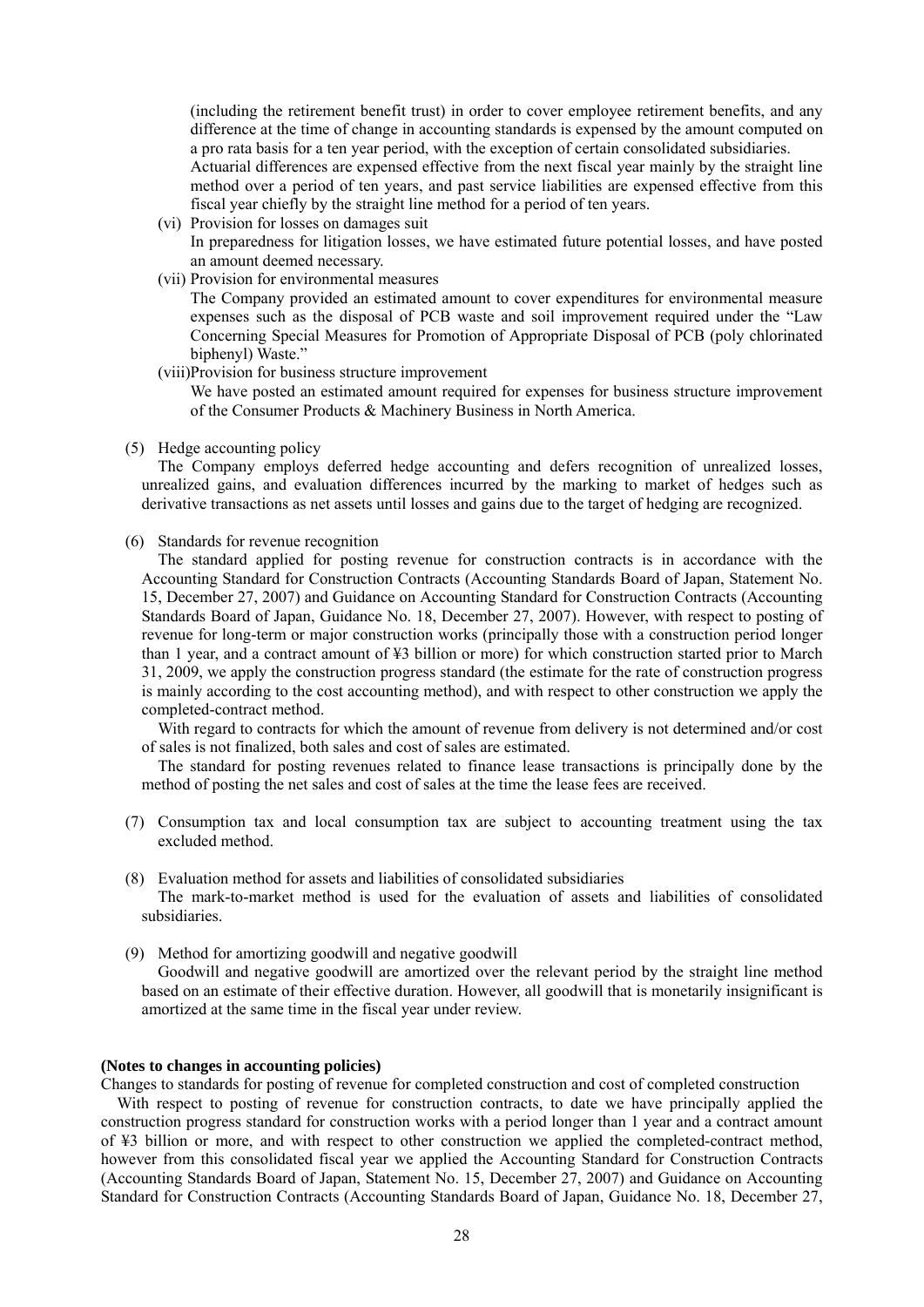(including the retirement benefit trust) in order to cover employee retirement benefits, and any difference at the time of change in accounting standards is expensed by the amount computed on a pro rata basis for a ten year period, with the exception of certain consolidated subsidiaries.
Actuarial differences are expensed effective from the next fiscal year mainly by the straight line method over a period of ten years, and past service liabilities are expensed effective from this fiscal year chiefly by the straight line method for a period of ten years.

(vi) Provision for losses on damages suit
In preparedness for litigation losses, we have estimated future potential losses, and have posted an amount deemed necessary.

(vii) Provision for environmental measures
The Company provided an estimated amount to cover expenditures for environmental measure expenses such as the disposal of PCB waste and soil improvement required under the "Law Concerning Special Measures for Promotion of Appropriate Disposal of PCB (poly chlorinated biphenyl) Waste."

(viii) Provision for business structure improvement
We have posted an estimated amount required for expenses for business structure improvement of the Consumer Products & Machinery Business in North America.

(5) Hedge accounting policy
The Company employs deferred hedge accounting and defers recognition of unrealized losses, unrealized gains, and evaluation differences incurred by the marking to market of hedges such as derivative transactions as net assets until losses and gains due to the target of hedging are recognized.

(6) Standards for revenue recognition
The standard applied for posting revenue for construction contracts is in accordance with the Accounting Standard for Construction Contracts (Accounting Standards Board of Japan, Statement No. 15, December 27, 2007) and Guidance on Accounting Standard for Construction Contracts (Accounting Standards Board of Japan, Guidance No. 18, December 27, 2007). However, with respect to posting of revenue for long-term or major construction works (principally those with a construction period longer than 1 year, and a contract amount of ¥3 billion or more) for which construction started prior to March 31, 2009, we apply the construction progress standard (the estimate for the rate of construction progress is mainly according to the cost accounting method), and with respect to other construction we apply the completed-contract method.
With regard to contracts for which the amount of revenue from delivery is not determined and/or cost of sales is not finalized, both sales and cost of sales are estimated.
The standard for posting revenues related to finance lease transactions is principally done by the method of posting the net sales and cost of sales at the time the lease fees are received.

(7) Consumption tax and local consumption tax are subject to accounting treatment using the tax excluded method.

(8) Evaluation method for assets and liabilities of consolidated subsidiaries
The mark-to-market method is used for the evaluation of assets and liabilities of consolidated subsidiaries.

(9) Method for amortizing goodwill and negative goodwill
Goodwill and negative goodwill are amortized over the relevant period by the straight line method based on an estimate of their effective duration. However, all goodwill that is monetarily insignificant is amortized at the same time in the fiscal year under review.

**(Notes to changes in accounting policies)**

Changes to standards for posting of revenue for completed construction and cost of completed construction

With respect to posting of revenue for construction contracts, to date we have principally applied the construction progress standard for construction works with a period longer than 1 year and a contract amount of ¥3 billion or more, and with respect to other construction we applied the completed-contract method, however from this consolidated fiscal year we applied the Accounting Standard for Construction Contracts (Accounting Standards Board of Japan, Statement No. 15, December 27, 2007) and Guidance on Accounting Standard for Construction Contracts (Accounting Standards Board of Japan, Guidance No. 18, December 27,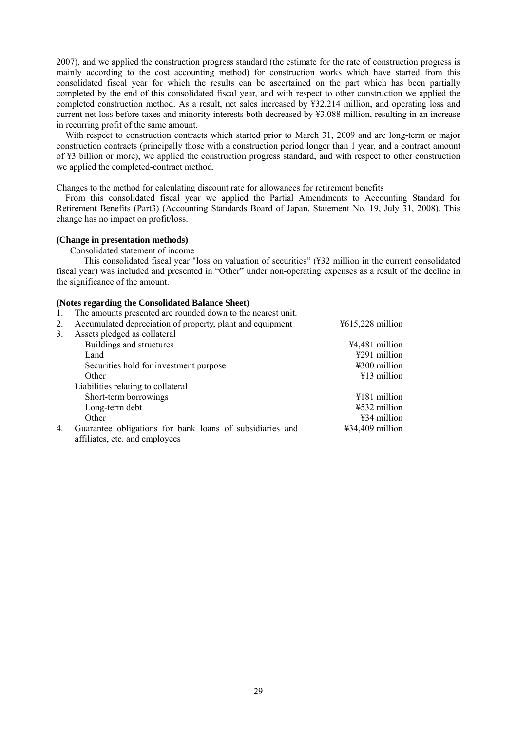2007), and we applied the construction progress standard (the estimate for the rate of construction progress is mainly according to the cost accounting method) for construction works which have started from this consolidated fiscal year for which the results can be ascertained on the part which has been partially completed by the end of this consolidated fiscal year, and with respect to other construction we applied the completed construction method. As a result, net sales increased by ¥32,214 million, and operating loss and current net loss before taxes and minority interests both decreased by ¥3,088 million, resulting in an increase in recurring profit of the same amount.

With respect to construction contracts which started prior to March 31, 2009 and are long-term or major construction contracts (principally those with a construction period longer than 1 year, and a contract amount of ¥3 billion or more), we applied the construction progress standard, and with respect to other construction we applied the completed-contract method.

Changes to the method for calculating discount rate for allowances for retirement benefits

From this consolidated fiscal year we applied the Partial Amendments to Accounting Standard for Retirement Benefits (Part3) (Accounting Standards Board of Japan, Statement No. 19, July 31, 2008). This change has no impact on profit/loss.

**(Change in presentation methods)**

Consolidated statement of income

This consolidated fiscal year "loss on valuation of securities" (¥32 million in the current consolidated fiscal year) was included and presented in "Other" under non-operating expenses as a result of the decline in the significance of the amount.

**(Notes regarding the Consolidated Balance Sheet)**

| | | |
|---|---|---|
| 1. | The amounts presented are rounded down to the nearest unit. | |
| 2. | Accumulated depreciation of property, plant and equipment | ¥615,228 million |
| 3. | Assets pledged as collateral | |
| | Buildings and structures | ¥4,481 million |
| | Land | ¥291 million |
| | Securities hold for investment purpose | ¥300 million |
| | Other | ¥13 million |
| | Liabilities relating to collateral | |
| | Short-term borrowings | ¥181 million |
| | Long-term debt | ¥532 million |
| | Other | ¥34 million |
| 4. | Guarantee obligations for bank loans of subsidiaries and affiliates, etc. and employees | ¥34,409 million |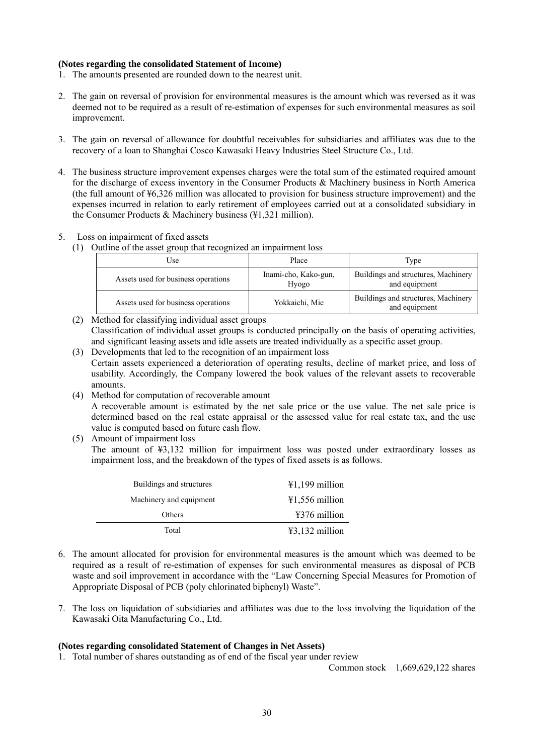**(Notes regarding the consolidated Statement of Income)**

1. The amounts presented are rounded down to the nearest unit.

2. The gain on reversal of provision for environmental measures is the amount which was reversed as it was deemed not to be required as a result of re-estimation of expenses for such environmental measures as soil improvement.

3. The gain on reversal of allowance for doubtful receivables for subsidiaries and affiliates was due to the recovery of a loan to Shanghai Cosco Kawasaki Heavy Industries Steel Structure Co., Ltd.

4. The business structure improvement expenses charges were the total sum of the estimated required amount for the discharge of excess inventory in the Consumer Products & Machinery business in North America (the full amount of ¥6,326 million was allocated to provision for business structure improvement) and the expenses incurred in relation to early retirement of employees carried out at a consolidated subsidiary in the Consumer Products & Machinery business (¥1,321 million).

5. Loss on impairment of fixed assets
   (1) Outline of the asset group that recognized an impairment loss

| Use | Place | Type |
|---|---|---|
| Assets used for business operations | Inami-cho, Kako-gun, Hyogo | Buildings and structures, Machinery and equipment |
| Assets used for business operations | Yokkaichi, Mie | Buildings and structures, Machinery and equipment |

   (2) Method for classifying individual asset groups
   Classification of individual asset groups is conducted principally on the basis of operating activities, and significant leasing assets and idle assets are treated individually as a specific asset group.

   (3) Developments that led to the recognition of an impairment loss
   Certain assets experienced a deterioration of operating results, decline of market price, and loss of usability. Accordingly, the Company lowered the book values of the relevant assets to recoverable amounts.

   (4) Method for computation of recoverable amount
   A recoverable amount is estimated by the net sale price or the use value. The net sale price is determined based on the real estate appraisal or the assessed value for real estate tax, and the use value is computed based on future cash flow.

   (5) Amount of impairment loss
   The amount of ¥3,132 million for impairment loss was posted under extraordinary losses as impairment loss, and the breakdown of the types of fixed assets is as follows.

| | |
|---|---|
| Buildings and structures | ¥1,199 million |
| Machinery and equipment | ¥1,556 million |
| Others | ¥376 million |
| Total | ¥3,132 million |

6. The amount allocated for provision for environmental measures is the amount which was deemed to be required as a result of re-estimation of expenses for such environmental measures as disposal of PCB waste and soil improvement in accordance with the "Law Concerning Special Measures for Promotion of Appropriate Disposal of PCB (poly chlorinated biphenyl) Waste".

7. The loss on liquidation of subsidiaries and affiliates was due to the loss involving the liquidation of the Kawasaki Oita Manufacturing Co., Ltd.

**(Notes regarding consolidated Statement of Changes in Net Assets)**

1. Total number of shares outstanding as of end of the fiscal year under review

   Common stock 1,669,629,122 shares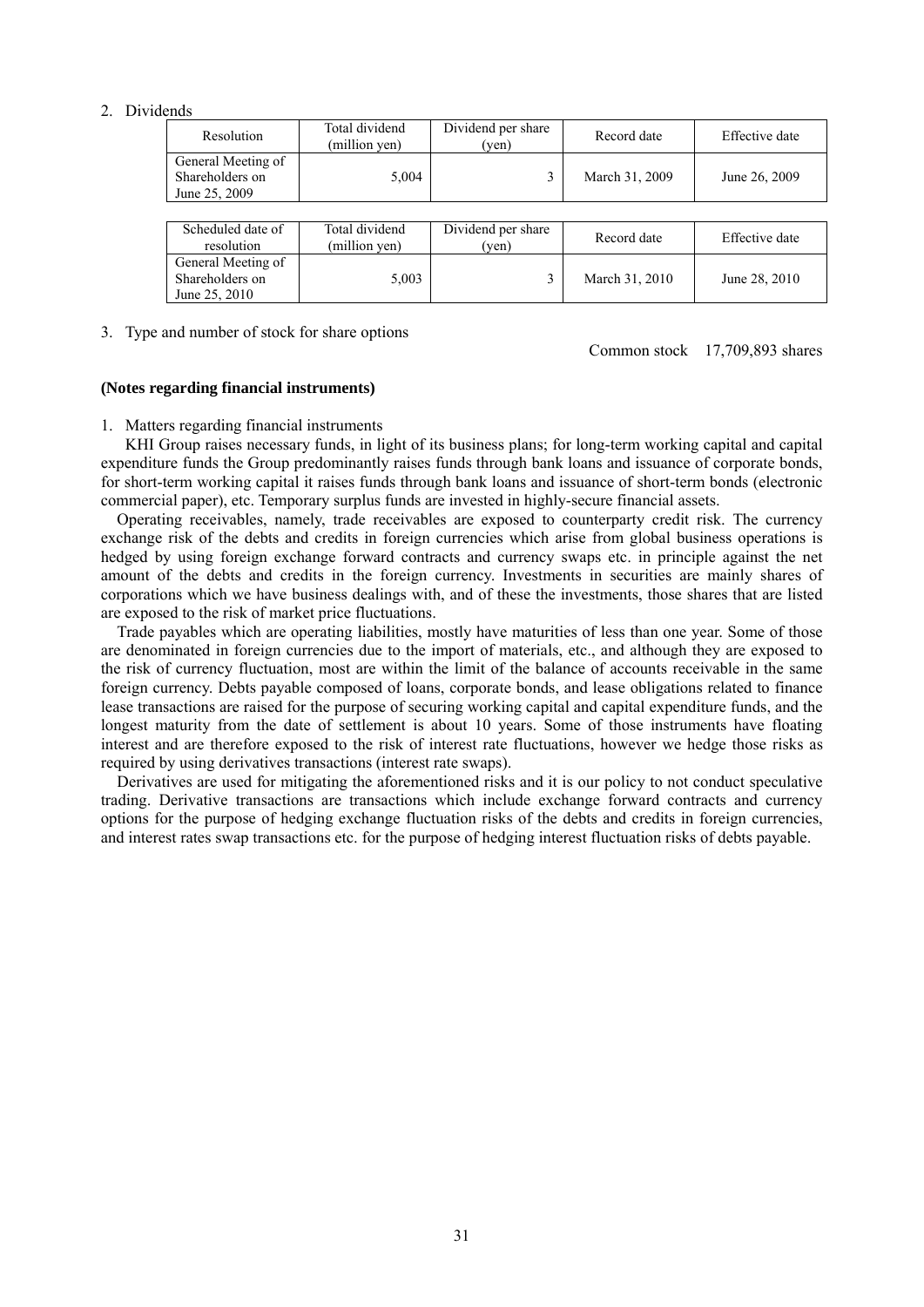2. Dividends

| Resolution | Total dividend (million yen) | Dividend per share (yen) | Record date | Effective date |
|---|---|---|---|---|
| General Meeting of Shareholders on June 25, 2009 | 5,004 | 3 | March 31, 2009 | June 26, 2009 |

| Scheduled date of resolution | Total dividend (million yen) | Dividend per share (yen) | Record date | Effective date |
|---|---|---|---|---|
| General Meeting of Shareholders on June 25, 2010 | 5,003 | 3 | March 31, 2010 | June 28, 2010 |

3. Type and number of stock for share options

Common stock 17,709,893 shares

**(Notes regarding financial instruments)**

1. Matters regarding financial instruments

KHI Group raises necessary funds, in light of its business plans; for long-term working capital and capital expenditure funds the Group predominantly raises funds through bank loans and issuance of corporate bonds, for short-term working capital it raises funds through bank loans and issuance of short-term bonds (electronic commercial paper), etc. Temporary surplus funds are invested in highly-secure financial assets.

Operating receivables, namely, trade receivables are exposed to counterparty credit risk. The currency exchange risk of the debts and credits in foreign currencies which arise from global business operations is hedged by using foreign exchange forward contracts and currency swaps etc. in principle against the net amount of the debts and credits in the foreign currency. Investments in securities are mainly shares of corporations which we have business dealings with, and of these the investments, those shares that are listed are exposed to the risk of market price fluctuations.

Trade payables which are operating liabilities, mostly have maturities of less than one year. Some of those are denominated in foreign currencies due to the import of materials, etc., and although they are exposed to the risk of currency fluctuation, most are within the limit of the balance of accounts receivable in the same foreign currency. Debts payable composed of loans, corporate bonds, and lease obligations related to finance lease transactions are raised for the purpose of securing working capital and capital expenditure funds, and the longest maturity from the date of settlement is about 10 years. Some of those instruments have floating interest and are therefore exposed to the risk of interest rate fluctuations, however we hedge those risks as required by using derivatives transactions (interest rate swaps).

Derivatives are used for mitigating the aforementioned risks and it is our policy to not conduct speculative trading. Derivative transactions are transactions which include exchange forward contracts and currency options for the purpose of hedging exchange fluctuation risks of the debts and credits in foreign currencies, and interest rates swap transactions etc. for the purpose of hedging interest fluctuation risks of debts payable.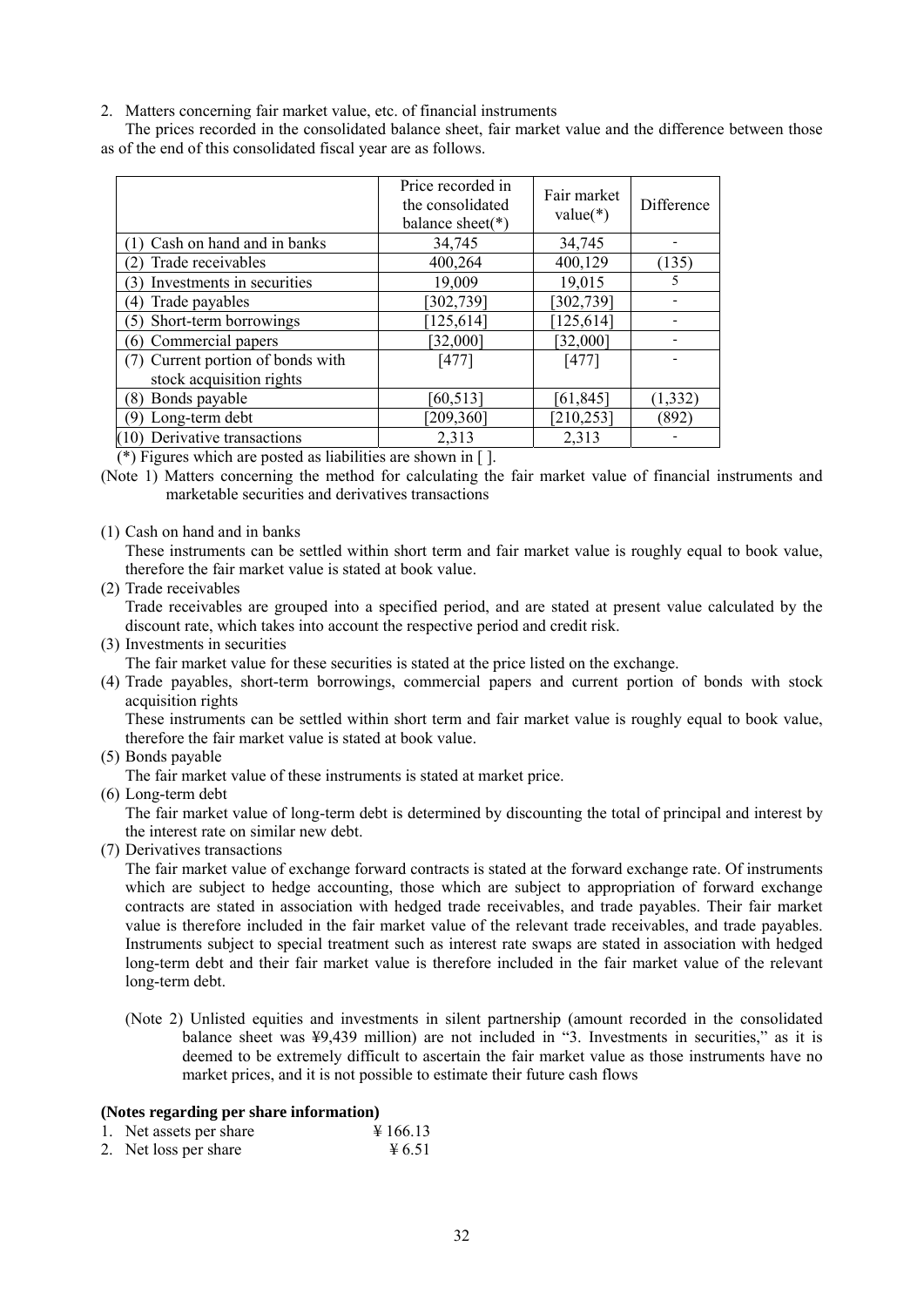2. Matters concerning fair market value, etc. of financial instruments

The prices recorded in the consolidated balance sheet, fair market value and the difference between those as of the end of this consolidated fiscal year are as follows.

| | Price recorded in the consolidated balance sheet(*) | Fair market value(*) | Difference |
|---|---|---|---|
| (1) Cash on hand and in banks | 34,745 | 34,745 | - |
| (2) Trade receivables | 400,264 | 400,129 | (135) |
| (3) Investments in securities | 19,009 | 19,015 | 5 |
| (4) Trade payables | [302,739] | [302,739] | - |
| (5) Short-term borrowings | [125,614] | [125,614] | - |
| (6) Commercial papers | [32,000] | [32,000] | - |
| (7) Current portion of bonds with stock acquisition rights | [477] | [477] | - |
| (8) Bonds payable | [60,513] | [61,845] | (1,332) |
| (9) Long-term debt | [209,360] | [210,253] | (892) |
| (10) Derivative transactions | 2,313 | 2,313 | - |

(*) Figures which are posted as liabilities are shown in [ ].

(Note 1) Matters concerning the method for calculating the fair market value of financial instruments and marketable securities and derivatives transactions

(1) Cash on hand and in banks
These instruments can be settled within short term and fair market value is roughly equal to book value, therefore the fair market value is stated at book value.

(2) Trade receivables
Trade receivables are grouped into a specified period, and are stated at present value calculated by the discount rate, which takes into account the respective period and credit risk.

(3) Investments in securities
The fair market value for these securities is stated at the price listed on the exchange.

(4) Trade payables, short-term borrowings, commercial papers and current portion of bonds with stock acquisition rights
These instruments can be settled within short term and fair market value is roughly equal to book value, therefore the fair market value is stated at book value.

(5) Bonds payable
The fair market value of these instruments is stated at market price.

(6) Long-term debt
The fair market value of long-term debt is determined by discounting the total of principal and interest by the interest rate on similar new debt.

(7) Derivatives transactions
The fair market value of exchange forward contracts is stated at the forward exchange rate. Of instruments which are subject to hedge accounting, those which are subject to appropriation of forward exchange contracts are stated in association with hedged trade receivables, and trade payables. Their fair market value is therefore included in the fair market value of the relevant trade receivables, and trade payables. Instruments subject to special treatment such as interest rate swaps are stated in association with hedged long-term debt and their fair market value is therefore included in the fair market value of the relevant long-term debt.

(Note 2) Unlisted equities and investments in silent partnership (amount recorded in the consolidated balance sheet was ¥9,439 million) are not included in "3. Investments in securities," as it is deemed to be extremely difficult to ascertain the fair market value as those instruments have no market prices, and it is not possible to estimate their future cash flows

**(Notes regarding per share information)**

1. Net assets per share ¥ 166.13
2. Net loss per share ¥ 6.51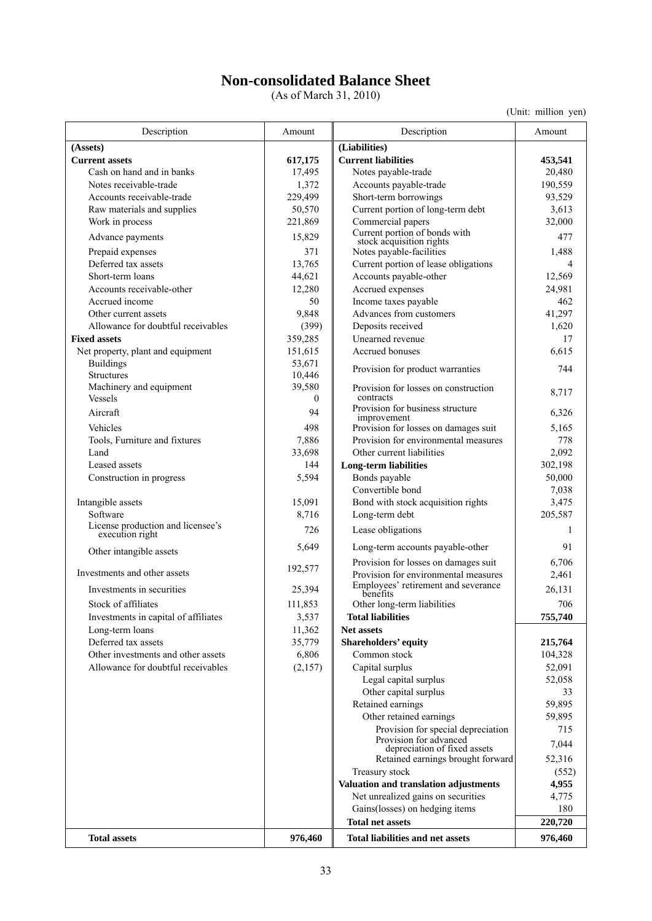# Non-consolidated Balance Sheet

(As of March 31, 2010)

(Unit: million yen)

| Description | Amount | Description | Amount |
|---|---|---|---|
| **(Assets)** | | **(Liabilities)** | |
| **Current assets** | **617,175** | **Current liabilities** | **453,541** |
| Cash on hand and in banks | 17,495 | Notes payable-trade | 20,480 |
| Notes receivable-trade | 1,372 | Accounts payable-trade | 190,559 |
| Accounts receivable-trade | 229,499 | Short-term borrowings | 93,529 |
| Raw materials and supplies | 50,570 | Current portion of long-term debt | 3,613 |
| Work in process | 221,869 | Commercial papers | 32,000 |
| Advance payments | 15,829 | Current portion of bonds with stock acquisition rights | 477 |
| Prepaid expenses | 371 | Notes payable-facilities | 1,488 |
| Deferred tax assets | 13,765 | Current portion of lease obligations | 4 |
| Short-term loans | 44,621 | Accounts payable-other | 12,569 |
| Accounts receivable-other | 12,280 | Accrued expenses | 24,981 |
| Accrued income | 50 | Income taxes payable | 462 |
| Other current assets | 9,848 | Advances from customers | 41,297 |
| Allowance for doubtful receivables | (399) | Deposits received | 1,620 |
| **Fixed assets** | 359,285 | Unearned revenue | 17 |
| Net property, plant and equipment | 151,615 | Accrued bonuses | 6,615 |
| Buildings | 53,671 | Provision for product warranties | 744 |
| Structures | 10,446 | | |
| Machinery and equipment | 39,580 | Provision for losses on construction contracts | 8,717 |
| Vessels | 0 | | |
| Aircraft | 94 | Provision for business structure improvement | 6,326 |
| Vehicles | 498 | Provision for losses on damages suit | 5,165 |
| Tools, Furniture and fixtures | 7,886 | Provision for environmental measures | 778 |
| Land | 33,698 | Other current liabilities | 2,092 |
| Leased assets | 144 | **Long-term liabilities** | 302,198 |
| Construction in progress | 5,594 | Bonds payable | 50,000 |
| | | Convertible bond | 7,038 |
| Intangible assets | 15,091 | Bond with stock acquisition rights | 3,475 |
| Software | 8,716 | Long-term debt | 205,587 |
| License production and licensee's execution right | 726 | Lease obligations | 1 |
| Other intangible assets | 5,649 | Long-term accounts payable-other | 91 |
| Investments and other assets | 192,577 | Provision for losses on damages suit | 6,706 |
| | | Provision for environmental measures | 2,461 |
| Investments in securities | 25,394 | Employees' retirement and severance benefits | 26,131 |
| Stock of affiliates | 111,853 | Other long-term liabilities | 706 |
| Investments in capital of affiliates | 3,537 | **Total liabilities** | **755,740** |
| Long-term loans | 11,362 | **Net assets** | |
| Deferred tax assets | 35,779 | **Shareholders' equity** | **215,764** |
| Other investments and other assets | 6,806 | Common stock | 104,328 |
| Allowance for doubtful receivables | (2,157) | Capital surplus | 52,091 |
| | | Legal capital surplus | 52,058 |
| | | Other capital surplus | 33 |
| | | Retained earnings | 59,895 |
| | | Other retained earnings | 59,895 |
| | | Provision for special depreciation | 715 |
| | | Provision for advanced depreciation of fixed assets | 7,044 |
| | | Retained earnings brought forward | 52,316 |
| | | Treasury stock | (552) |
| | | **Valuation and translation adjustments** | **4,955** |
| | | Net unrealized gains on securities | 4,775 |
| | | Gains(losses) on hedging items | 180 |
| | | **Total net assets** | **220,720** |
| **Total assets** | **976,460** | **Total liabilities and net assets** | **976,460** |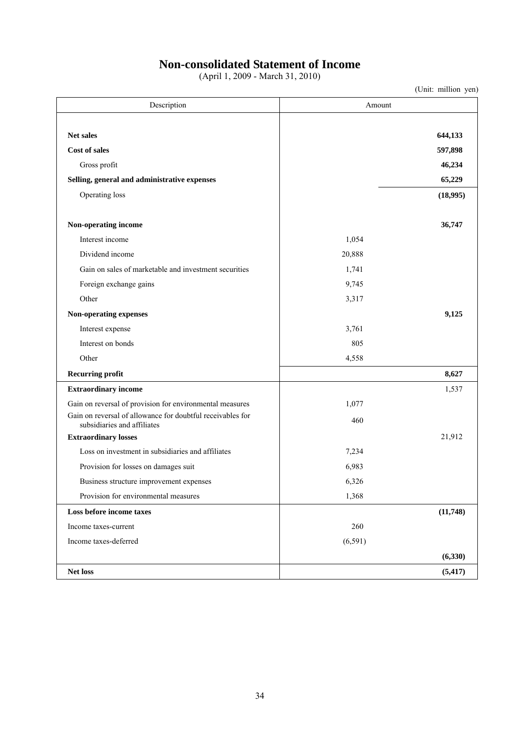# Non-consolidated Statement of Income

(April 1, 2009 - March 31, 2010)

(Unit: million yen)

| Description | Amount | |
|---|---|---|
| **Net sales** | | **644,133** |
| **Cost of sales** | | **597,898** |
| Gross profit | | **46,234** |
| **Selling, general and administrative expenses** | | **65,229** |
| Operating loss | | **(18,995)** |
| **Non-operating income** | | **36,747** |
| Interest income | 1,054 | |
| Dividend income | 20,888 | |
| Gain on sales of marketable and investment securities | 1,741 | |
| Foreign exchange gains | 9,745 | |
| Other | 3,317 | |
| **Non-operating expenses** | | **9,125** |
| Interest expense | 3,761 | |
| Interest on bonds | 805 | |
| Other | 4,558 | |
| **Recurring profit** | | **8,627** |
| **Extraordinary income** | | 1,537 |
| Gain on reversal of provision for environmental measures | 1,077 | |
| Gain on reversal of allowance for doubtful receivables for subsidiaries and affiliates | 460 | |
| **Extraordinary losses** | | 21,912 |
| Loss on investment in subsidiaries and affiliates | 7,234 | |
| Provision for losses on damages suit | 6,983 | |
| Business structure improvement expenses | 6,326 | |
| Provision for environmental measures | 1,368 | |
| **Loss before income taxes** | | **(11,748)** |
| Income taxes-current | 260 | |
| Income taxes-deferred | (6,591) | |
| | | **(6,330)** |
| **Net loss** | | **(5,417)** |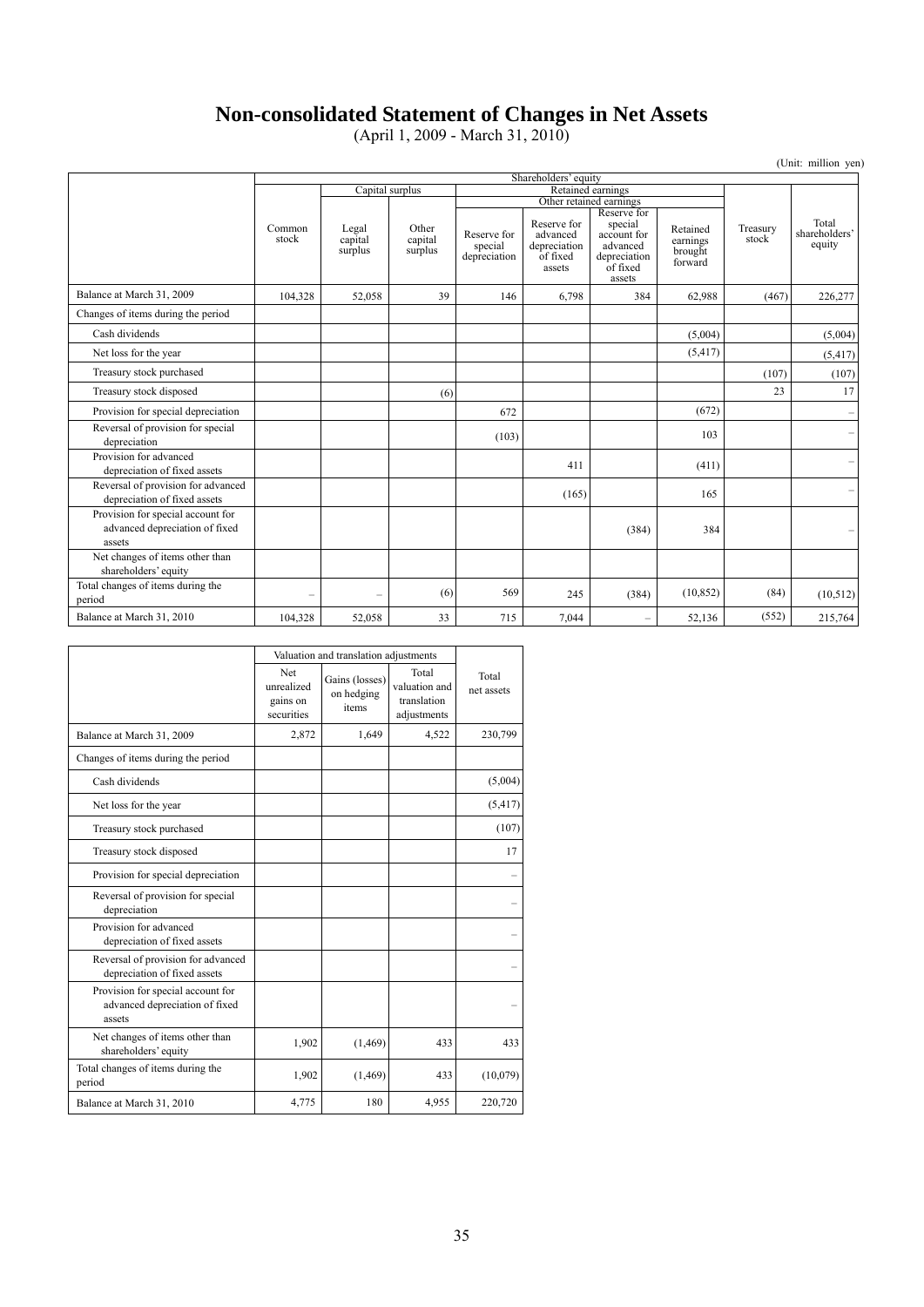# Non-consolidated Statement of Changes in Net Assets

(April 1, 2009 - March 31, 2010)

(Unit: million yen)

| | Shareholders' equity | | | | | | | | |
|---|---|---|---|---|---|---|---|---|---|
| | | Capital surplus | | Retained earnings | | | | | |
| | | | | Other retained earnings | | | | | |
| | Common stock | Legal capital surplus | Other capital surplus | Reserve for special depreciation | Reserve for advanced depreciation of fixed assets | Reserve for special account for advanced depreciation of fixed assets | Retained earnings brought forward | Treasury stock | Total shareholders' equity |
| Balance at March 31, 2009 | 104,328 | 52,058 | 39 | 146 | 6,798 | 384 | 62,988 | (467) | 226,277 |
| Changes of items during the period | | | | | | | | | |
| Cash dividends | | | | | | | (5,004) | | (5,004) |
| Net loss for the year | | | | | | | (5,417) | | (5,417) |
| Treasury stock purchased | | | | | | | | (107) | (107) |
| Treasury stock disposed | | | (6) | | | | | 23 | 17 |
| Provision for special depreciation | | | | 672 | | | (672) | | – |
| Reversal of provision for special depreciation | | | | (103) | | | 103 | | – |
| Provision for advanced depreciation of fixed assets | | | | | 411 | | (411) | | – |
| Reversal of provision for advanced depreciation of fixed assets | | | | | (165) | | 165 | | – |
| Provision for special account for advanced depreciation of fixed assets | | | | | | (384) | 384 | | – |
| Net changes of items other than shareholders' equity | | | | | | | | | |
| Total changes of items during the period | – | – | (6) | 569 | 245 | (384) | (10,852) | (84) | (10,512) |
| Balance at March 31, 2010 | 104,328 | 52,058 | 33 | 715 | 7,044 | – | 52,136 | (552) | 215,764 |

| | Valuation and translation adjustments | | | |
|---|---|---|---|---|
| | Net unrealized gains on securities | Gains (losses) on hedging items | Total valuation and translation adjustments | Total net assets |
| Balance at March 31, 2009 | 2,872 | 1,649 | 4,522 | 230,799 |
| Changes of items during the period | | | | |
| Cash dividends | | | | (5,004) |
| Net loss for the year | | | | (5,417) |
| Treasury stock purchased | | | | (107) |
| Treasury stock disposed | | | | 17 |
| Provision for special depreciation | | | | – |
| Reversal of provision for special depreciation | | | | – |
| Provision for advanced depreciation of fixed assets | | | | – |
| Reversal of provision for advanced depreciation of fixed assets | | | | – |
| Provision for special account for advanced depreciation of fixed assets | | | | – |
| Net changes of items other than shareholders' equity | 1,902 | (1,469) | 433 | 433 |
| Total changes of items during the period | 1,902 | (1,469) | 433 | (10,079) |
| Balance at March 31, 2010 | 4,775 | 180 | 4,955 | 220,720 |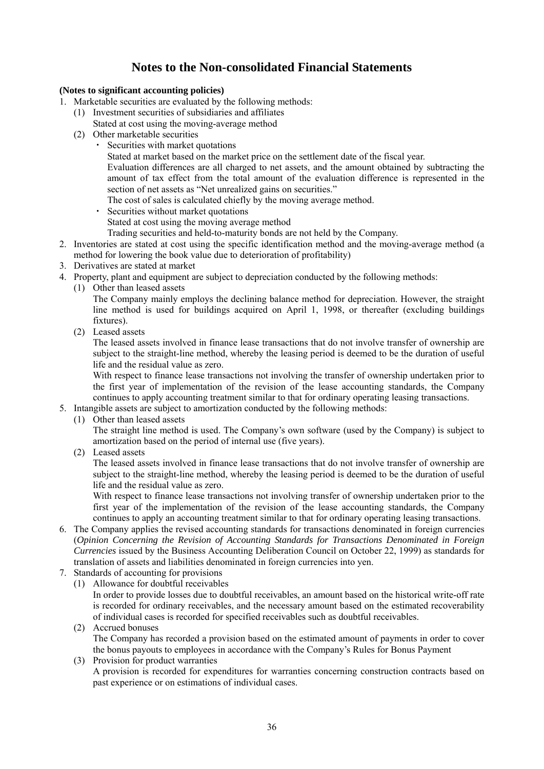# Notes to the Non-consolidated Financial Statements

**(Notes to significant accounting policies)**

1. Marketable securities are evaluated by the following methods:
   (1) Investment securities of subsidiaries and affiliates
   Stated at cost using the moving-average method
   (2) Other marketable securities
   - Securities with market quotations
     Stated at market based on the market price on the settlement date of the fiscal year.
     Evaluation differences are all charged to net assets, and the amount obtained by subtracting the amount of tax effect from the total amount of the evaluation difference is represented in the section of net assets as "Net unrealized gains on securities."
     The cost of sales is calculated chiefly by the moving average method.
   - Securities without market quotations
     Stated at cost using the moving average method
     Trading securities and held-to-maturity bonds are not held by the Company.
2. Inventories are stated at cost using the specific identification method and the moving-average method (a method for lowering the book value due to deterioration of profitability)
3. Derivatives are stated at market
4. Property, plant and equipment are subject to depreciation conducted by the following methods:
   (1) Other than leased assets
   The Company mainly employs the declining balance method for depreciation. However, the straight line method is used for buildings acquired on April 1, 1998, or thereafter (excluding buildings fixtures).
   (2) Leased assets
   The leased assets involved in finance lease transactions that do not involve transfer of ownership are subject to the straight-line method, whereby the leasing period is deemed to be the duration of useful life and the residual value as zero.
   With respect to finance lease transactions not involving the transfer of ownership undertaken prior to the first year of implementation of the revision of the lease accounting standards, the Company continues to apply accounting treatment similar to that for ordinary operating leasing transactions.
5. Intangible assets are subject to amortization conducted by the following methods:
   (1) Other than leased assets
   The straight line method is used. The Company's own software (used by the Company) is subject to amortization based on the period of internal use (five years).
   (2) Leased assets
   The leased assets involved in finance lease transactions that do not involve transfer of ownership are subject to the straight-line method, whereby the leasing period is deemed to be the duration of useful life and the residual value as zero.
   With respect to finance lease transactions not involving transfer of ownership undertaken prior to the first year of the implementation of the revision of the lease accounting standards, the Company continues to apply an accounting treatment similar to that for ordinary operating leasing transactions.
6. The Company applies the revised accounting standards for transactions denominated in foreign currencies (*Opinion Concerning the Revision of Accounting Standards for Transactions Denominated in Foreign Currencies* issued by the Business Accounting Deliberation Council on October 22, 1999) as standards for translation of assets and liabilities denominated in foreign currencies into yen.
7. Standards of accounting for provisions
   (1) Allowance for doubtful receivables
   In order to provide losses due to doubtful receivables, an amount based on the historical write-off rate is recorded for ordinary receivables, and the necessary amount based on the estimated recoverability of individual cases is recorded for specified receivables such as doubtful receivables.
   (2) Accrued bonuses
   The Company has recorded a provision based on the estimated amount of payments in order to cover the bonus payouts to employees in accordance with the Company's Rules for Bonus Payment
   (3) Provision for product warranties
   A provision is recorded for expenditures for warranties concerning construction contracts based on past experience or on estimations of individual cases.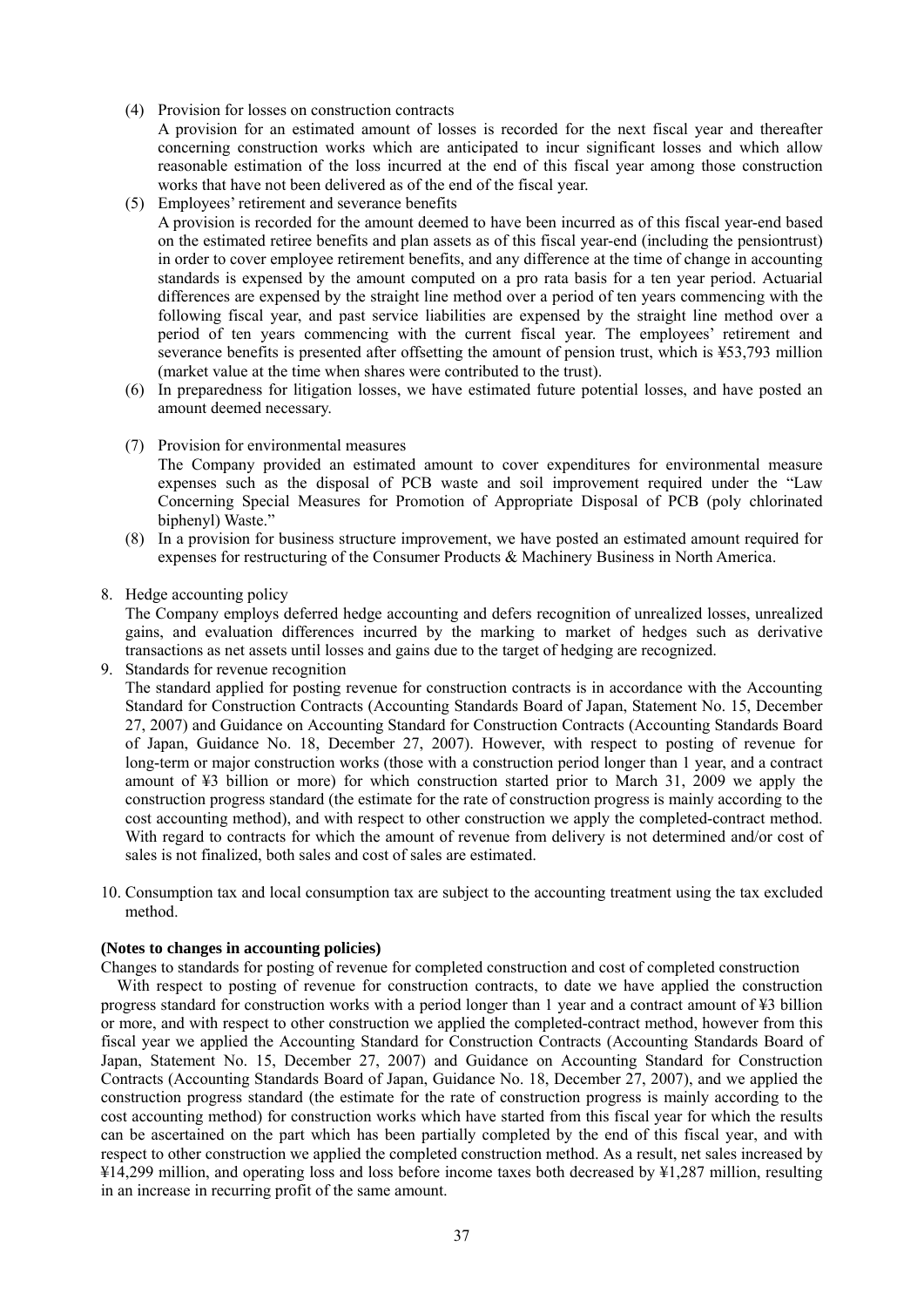(4) Provision for losses on construction contracts

A provision for an estimated amount of losses is recorded for the next fiscal year and thereafter concerning construction works which are anticipated to incur significant losses and which allow reasonable estimation of the loss incurred at the end of this fiscal year among those construction works that have not been delivered as of the end of the fiscal year.

(5) Employees' retirement and severance benefits

A provision is recorded for the amount deemed to have been incurred as of this fiscal year-end based on the estimated retiree benefits and plan assets as of this fiscal year-end (including the pensiontrust) in order to cover employee retirement benefits, and any difference at the time of change in accounting standards is expensed by the amount computed on a pro rata basis for a ten year period. Actuarial differences are expensed by the straight line method over a period of ten years commencing with the following fiscal year, and past service liabilities are expensed by the straight line method over a period of ten years commencing with the current fiscal year. The employees' retirement and severance benefits is presented after offsetting the amount of pension trust, which is ¥53,793 million (market value at the time when shares were contributed to the trust).

(6) In preparedness for litigation losses, we have estimated future potential losses, and have posted an amount deemed necessary.

(7) Provision for environmental measures

The Company provided an estimated amount to cover expenditures for environmental measure expenses such as the disposal of PCB waste and soil improvement required under the "Law Concerning Special Measures for Promotion of Appropriate Disposal of PCB (poly chlorinated biphenyl) Waste."

(8) In a provision for business structure improvement, we have posted an estimated amount required for expenses for restructuring of the Consumer Products & Machinery Business in North America.

8. Hedge accounting policy

The Company employs deferred hedge accounting and defers recognition of unrealized losses, unrealized gains, and evaluation differences incurred by the marking to market of hedges such as derivative transactions as net assets until losses and gains due to the target of hedging are recognized.

9. Standards for revenue recognition

The standard applied for posting revenue for construction contracts is in accordance with the Accounting Standard for Construction Contracts (Accounting Standards Board of Japan, Statement No. 15, December 27, 2007) and Guidance on Accounting Standard for Construction Contracts (Accounting Standards Board of Japan, Guidance No. 18, December 27, 2007). However, with respect to posting of revenue for long-term or major construction works (those with a construction period longer than 1 year, and a contract amount of ¥3 billion or more) for which construction started prior to March 31, 2009 we apply the construction progress standard (the estimate for the rate of construction progress is mainly according to the cost accounting method), and with respect to other construction we apply the completed-contract method. With regard to contracts for which the amount of revenue from delivery is not determined and/or cost of sales is not finalized, both sales and cost of sales are estimated.

10. Consumption tax and local consumption tax are subject to the accounting treatment using the tax excluded method.

**(Notes to changes in accounting policies)**

Changes to standards for posting of revenue for completed construction and cost of completed construction

With respect to posting of revenue for construction contracts, to date we have applied the construction progress standard for construction works with a period longer than 1 year and a contract amount of ¥3 billion or more, and with respect to other construction we applied the completed-contract method, however from this fiscal year we applied the Accounting Standard for Construction Contracts (Accounting Standards Board of Japan, Statement No. 15, December 27, 2007) and Guidance on Accounting Standard for Construction Contracts (Accounting Standards Board of Japan, Guidance No. 18, December 27, 2007), and we applied the construction progress standard (the estimate for the rate of construction progress is mainly according to the cost accounting method) for construction works which have started from this fiscal year for which the results can be ascertained on the part which has been partially completed by the end of this fiscal year, and with respect to other construction we applied the completed construction method. As a result, net sales increased by ¥14,299 million, and operating loss and loss before income taxes both decreased by ¥1,287 million, resulting in an increase in recurring profit of the same amount.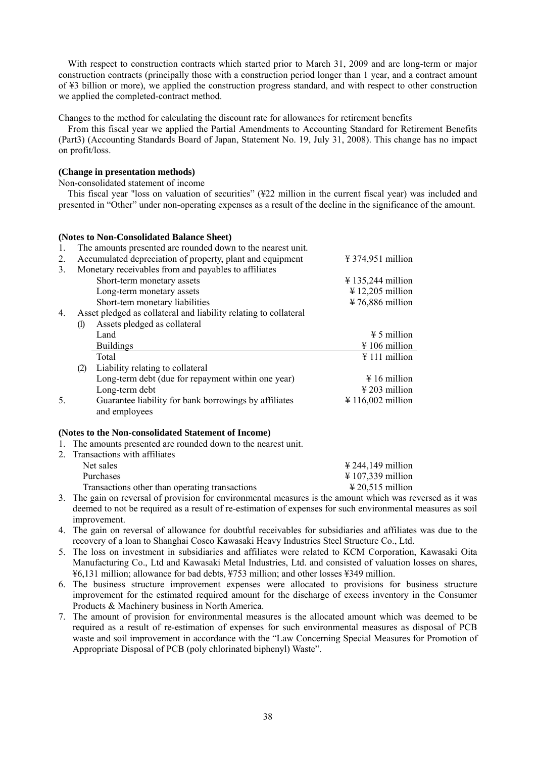With respect to construction contracts which started prior to March 31, 2009 and are long-term or major construction contracts (principally those with a construction period longer than 1 year, and a contract amount of ¥3 billion or more), we applied the construction progress standard, and with respect to other construction we applied the completed-contract method.

Changes to the method for calculating the discount rate for allowances for retirement benefits

From this fiscal year we applied the Partial Amendments to Accounting Standard for Retirement Benefits (Part3) (Accounting Standards Board of Japan, Statement No. 19, July 31, 2008). This change has no impact on profit/loss.

**(Change in presentation methods)**

Non-consolidated statement of income

This fiscal year "loss on valuation of securities" (¥22 million in the current fiscal year) was included and presented in "Other" under non-operating expenses as a result of the decline in the significance of the amount.

**(Notes to Non-Consolidated Balance Sheet)**

1. The amounts presented are rounded down to the nearest unit.
2. Accumulated depreciation of property, plant and equipment ¥ 374,951 million
3. Monetary receivables from and payables to affiliates

| | |
|---|---|
| Short-term monetary assets | ¥ 135,244 million |
| Long-term monetary assets | ¥ 12,205 million |
| Short-tem monetary liabilities | ¥ 76,886 million |

4. Asset pledged as collateral and liability relating to collateral

(1) Assets pledged as collateral

| | |
|---|---|
| Land | ¥ 5 million |
| Buildings | ¥ 106 million |
| Total | ¥ 111 million |

(2) Liability relating to collateral

| | |
|---|---|
| Long-term debt (due for repayment within one year) | ¥ 16 million |
| Long-term debt | ¥ 203 million |

5. Guarantee liability for bank borrowings by affiliates and employees ¥ 116,002 million

**(Notes to the Non-consolidated Statement of Income)**

1. The amounts presented are rounded down to the nearest unit.
2. Transactions with affiliates

| | |
|---|---|
| Net sales | ¥ 244,149 million |
| Purchases | ¥ 107,339 million |
| Transactions other than operating transactions | ¥ 20,515 million |

3. The gain on reversal of provision for environmental measures is the amount which was reversed as it was deemed to not be required as a result of re-estimation of expenses for such environmental measures as soil improvement.
4. The gain on reversal of allowance for doubtful receivables for subsidiaries and affiliates was due to the recovery of a loan to Shanghai Cosco Kawasaki Heavy Industries Steel Structure Co., Ltd.
5. The loss on investment in subsidiaries and affiliates were related to KCM Corporation, Kawasaki Oita Manufacturing Co., Ltd and Kawasaki Metal Industries, Ltd. and consisted of valuation losses on shares, ¥6,131 million; allowance for bad debts, ¥753 million; and other losses ¥349 million.
6. The business structure improvement expenses were allocated to provisions for business structure improvement for the estimated required amount for the discharge of excess inventory in the Consumer Products & Machinery business in North America.
7. The amount of provision for environmental measures is the allocated amount which was deemed to be required as a result of re-estimation of expenses for such environmental measures as disposal of PCB waste and soil improvement in accordance with the "Law Concerning Special Measures for Promotion of Appropriate Disposal of PCB (poly chlorinated biphenyl) Waste".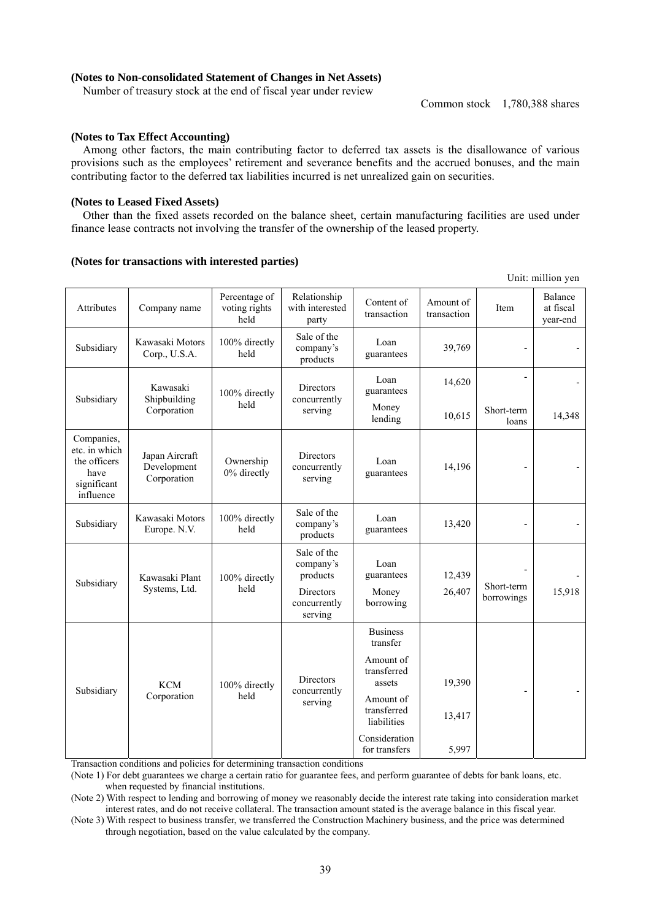**(Notes to Non-consolidated Statement of Changes in Net Assets)**

Number of treasury stock at the end of fiscal year under review

Common stock 1,780,388 shares

**(Notes to Tax Effect Accounting)**

Among other factors, the main contributing factor to deferred tax assets is the disallowance of various provisions such as the employees' retirement and severance benefits and the accrued bonuses, and the main contributing factor to the deferred tax liabilities incurred is net unrealized gain on securities.

**(Notes to Leased Fixed Assets)**

Other than the fixed assets recorded on the balance sheet, certain manufacturing facilities are used under finance lease contracts not involving the transfer of the ownership of the leased property.

**(Notes for transactions with interested parties)**

Unit: million yen

| Attributes | Company name | Percentage of voting rights held | Relationship with interested party | Content of transaction | Amount of transaction | Item | Balance at fiscal year-end |
|---|---|---|---|---|---|---|---|
| Subsidiary | Kawasaki Motors Corp., U.S.A. | 100% directly held | Sale of the company's products | Loan guarantees | 39,769 | - | - |
| Subsidiary | Kawasaki Shipbuilding Corporation | 100% directly held | Directors concurrently serving | Loan guarantees | 14,620 | - | - |
| | | | | Money lending | 10,615 | Short-term loans | 14,348 |
| Companies, etc. in which the officers have significant influence | Japan Aircraft Development Corporation | Ownership 0% directly | Directors concurrently serving | Loan guarantees | 14,196 | - | - |
| Subsidiary | Kawasaki Motors Europe. N.V. | 100% directly held | Sale of the company's products | Loan guarantees | 13,420 | - | - |
| Subsidiary | Kawasaki Plant Systems, Ltd. | 100% directly held | Sale of the company's products | Loan guarantees | 12,439 | - | - |
| | | | Directors concurrently serving | Money borrowing | 26,407 | Short-term borrowings | 15,918 |
| Subsidiary | KCM Corporation | 100% directly held | Directors concurrently serving | Business transfer | | - | - |
| | | | | Amount of transferred assets | 19,390 | | |
| | | | | Amount of transferred liabilities | 13,417 | | |
| | | | | Consideration for transfers | 5,997 | | |

Transaction conditions and policies for determining transaction conditions

(Note 1) For debt guarantees we charge a certain ratio for guarantee fees, and perform guarantee of debts for bank loans, etc. when requested by financial institutions.

(Note 2) With respect to lending and borrowing of money we reasonably decide the interest rate taking into consideration market interest rates, and do not receive collateral. The transaction amount stated is the average balance in this fiscal year.

(Note 3) With respect to business transfer, we transferred the Construction Machinery business, and the price was determined through negotiation, based on the value calculated by the company.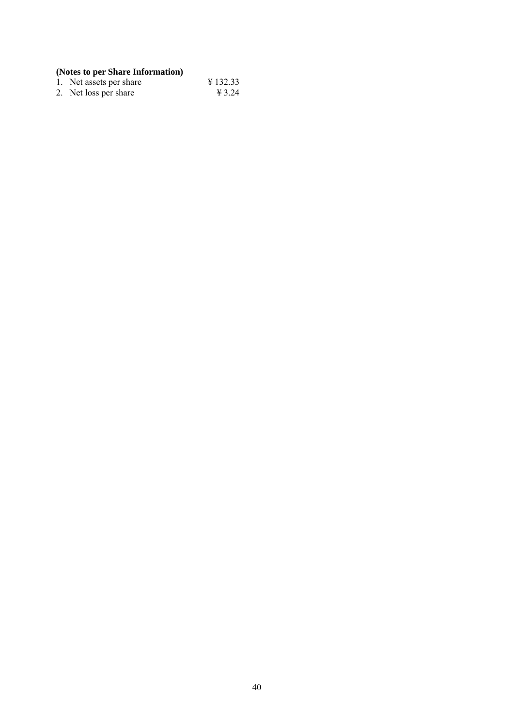**(Notes to per Share Information)**

1. Net assets per share ¥ 132.33
2. Net loss per share ¥ 3.24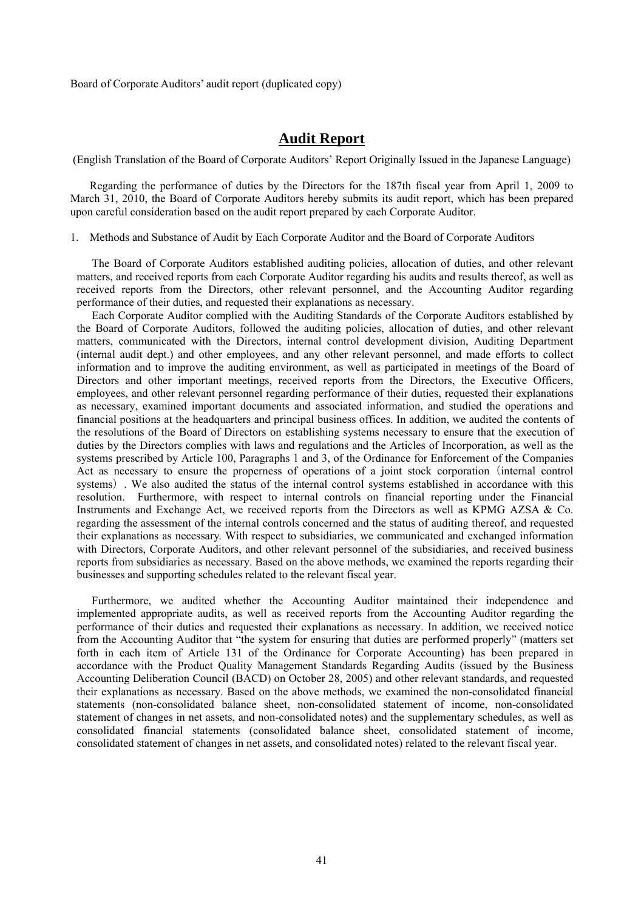Board of Corporate Auditors' audit report (duplicated copy)

# Audit Report

(English Translation of the Board of Corporate Auditors' Report Originally Issued in the Japanese Language)

Regarding the performance of duties by the Directors for the 187th fiscal year from April 1, 2009 to March 31, 2010, the Board of Corporate Auditors hereby submits its audit report, which has been prepared upon careful consideration based on the audit report prepared by each Corporate Auditor.

1. Methods and Substance of Audit by Each Corporate Auditor and the Board of Corporate Auditors

The Board of Corporate Auditors established auditing policies, allocation of duties, and other relevant matters, and received reports from each Corporate Auditor regarding his audits and results thereof, as well as received reports from the Directors, other relevant personnel, and the Accounting Auditor regarding performance of their duties, and requested their explanations as necessary.

Each Corporate Auditor complied with the Auditing Standards of the Corporate Auditors established by the Board of Corporate Auditors, followed the auditing policies, allocation of duties, and other relevant matters, communicated with the Directors, internal control development division, Auditing Department (internal audit dept.) and other employees, and any other relevant personnel, and made efforts to collect information and to improve the auditing environment, as well as participated in meetings of the Board of Directors and other important meetings, received reports from the Directors, the Executive Officers, employees, and other relevant personnel regarding performance of their duties, requested their explanations as necessary, examined important documents and associated information, and studied the operations and financial positions at the headquarters and principal business offices. In addition, we audited the contents of the resolutions of the Board of Directors on establishing systems necessary to ensure that the execution of duties by the Directors complies with laws and regulations and the Articles of Incorporation, as well as the systems prescribed by Article 100, Paragraphs 1 and 3, of the Ordinance for Enforcement of the Companies Act as necessary to ensure the properness of operations of a joint stock corporation（internal control systems）. We also audited the status of the internal control systems established in accordance with this resolution. Furthermore, with respect to internal controls on financial reporting under the Financial Instruments and Exchange Act, we received reports from the Directors as well as KPMG AZSA & Co. regarding the assessment of the internal controls concerned and the status of auditing thereof, and requested their explanations as necessary. With respect to subsidiaries, we communicated and exchanged information with Directors, Corporate Auditors, and other relevant personnel of the subsidiaries, and received business reports from subsidiaries as necessary. Based on the above methods, we examined the reports regarding their businesses and supporting schedules related to the relevant fiscal year.

Furthermore, we audited whether the Accounting Auditor maintained their independence and implemented appropriate audits, as well as received reports from the Accounting Auditor regarding the performance of their duties and requested their explanations as necessary. In addition, we received notice from the Accounting Auditor that "the system for ensuring that duties are performed properly" (matters set forth in each item of Article 131 of the Ordinance for Corporate Accounting) has been prepared in accordance with the Product Quality Management Standards Regarding Audits (issued by the Business Accounting Deliberation Council (BACD) on October 28, 2005) and other relevant standards, and requested their explanations as necessary. Based on the above methods, we examined the non-consolidated financial statements (non-consolidated balance sheet, non-consolidated statement of income, non-consolidated statement of changes in net assets, and non-consolidated notes) and the supplementary schedules, as well as consolidated financial statements (consolidated balance sheet, consolidated statement of income, consolidated statement of changes in net assets, and consolidated notes) related to the relevant fiscal year.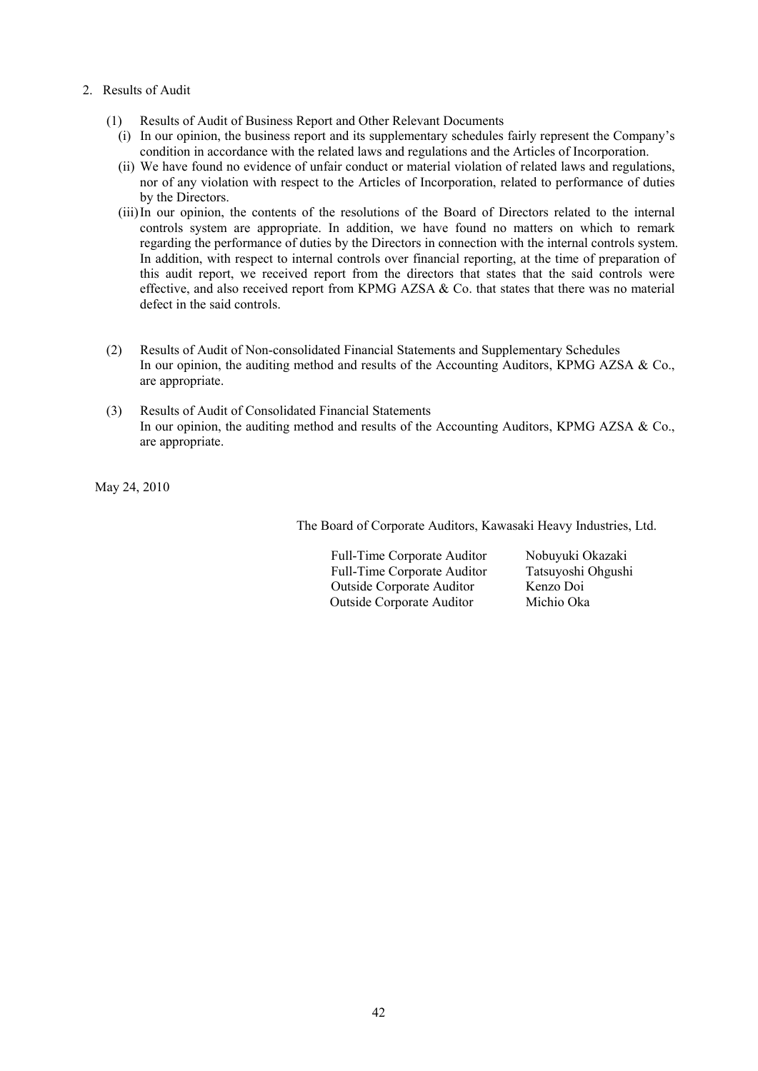2. Results of Audit

(1) Results of Audit of Business Report and Other Relevant Documents

(i) In our opinion, the business report and its supplementary schedules fairly represent the Company's condition in accordance with the related laws and regulations and the Articles of Incorporation.

(ii) We have found no evidence of unfair conduct or material violation of related laws and regulations, nor of any violation with respect to the Articles of Incorporation, related to performance of duties by the Directors.

(iii) In our opinion, the contents of the resolutions of the Board of Directors related to the internal controls system are appropriate. In addition, we have found no matters on which to remark regarding the performance of duties by the Directors in connection with the internal controls system. In addition, with respect to internal controls over financial reporting, at the time of preparation of this audit report, we received report from the directors that states that the said controls were effective, and also received report from KPMG AZSA & Co. that states that there was no material defect in the said controls.

(2) Results of Audit of Non-consolidated Financial Statements and Supplementary Schedules
In our opinion, the auditing method and results of the Accounting Auditors, KPMG AZSA & Co., are appropriate.

(3) Results of Audit of Consolidated Financial Statements
In our opinion, the auditing method and results of the Accounting Auditors, KPMG AZSA & Co., are appropriate.

May 24, 2010

The Board of Corporate Auditors, Kawasaki Heavy Industries, Ltd.

Full-Time Corporate Auditor Nobuyuki Okazaki
Full-Time Corporate Auditor Tatsuyoshi Ohgushi
Outside Corporate Auditor Kenzo Doi
Outside Corporate Auditor Michio Oka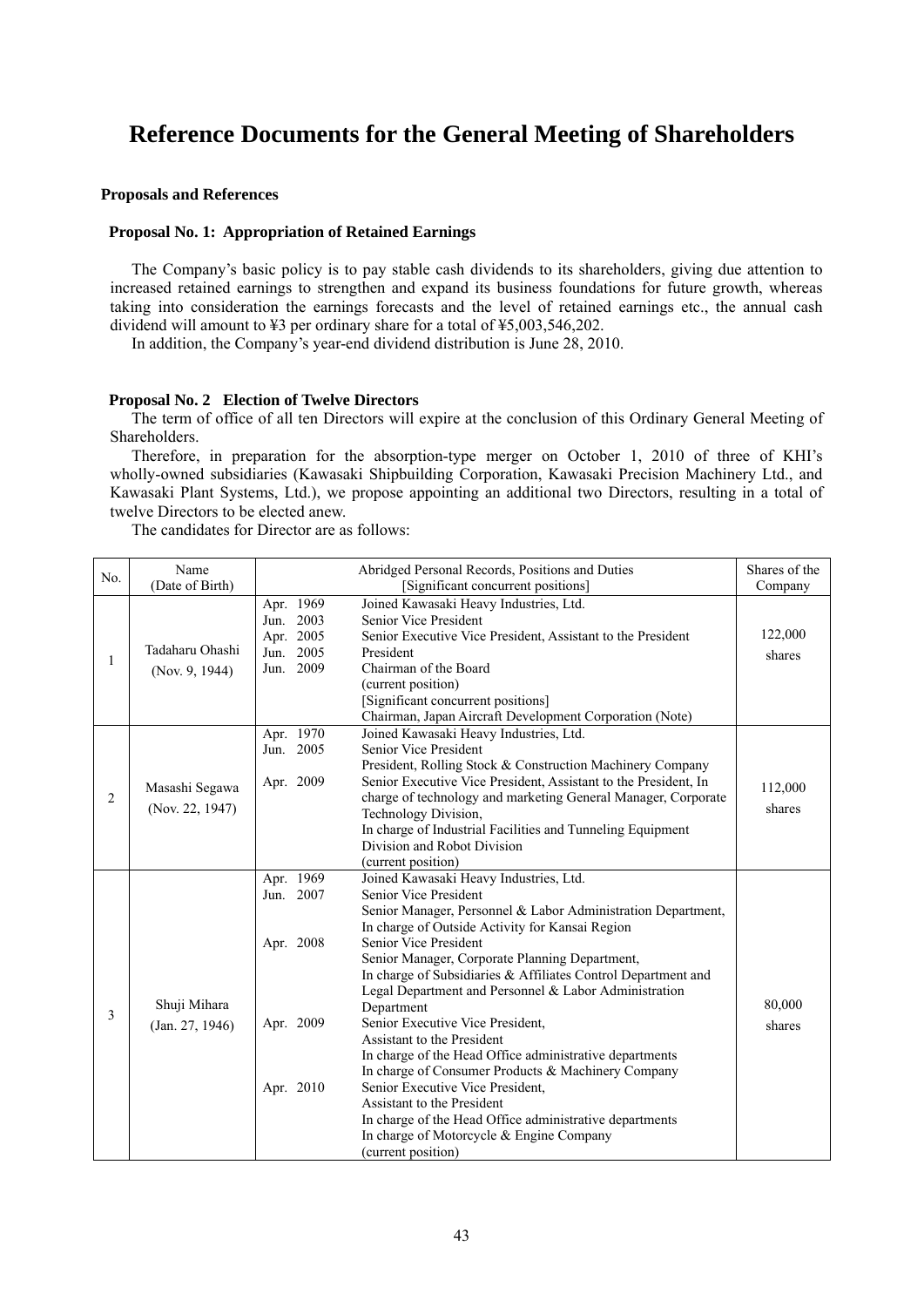# Reference Documents for the General Meeting of Shareholders

**Proposals and References**

**Proposal No. 1: Appropriation of Retained Earnings**

The Company's basic policy is to pay stable cash dividends to its shareholders, giving due attention to increased retained earnings to strengthen and expand its business foundations for future growth, whereas taking into consideration the earnings forecasts and the level of retained earnings etc., the annual cash dividend will amount to ¥3 per ordinary share for a total of ¥5,003,546,202.

In addition, the Company's year-end dividend distribution is June 28, 2010.

**Proposal No. 2 Election of Twelve Directors**

The term of office of all ten Directors will expire at the conclusion of this Ordinary General Meeting of Shareholders.

Therefore, in preparation for the absorption-type merger on October 1, 2010 of three of KHI's wholly-owned subsidiaries (Kawasaki Shipbuilding Corporation, Kawasaki Precision Machinery Ltd., and Kawasaki Plant Systems, Ltd.), we propose appointing an additional two Directors, resulting in a total of twelve Directors to be elected anew.

The candidates for Director are as follows:

| No. | Name (Date of Birth) | Abridged Personal Records, Positions and Duties [Significant concurrent positions] | | Shares of the Company |
|---|---|---|---|---|
| 1 | Tadaharu Ohashi (Nov. 9, 1944) | Apr. 1969<br>Jun. 2003<br>Apr. 2005<br>Jun. 2005<br>Jun. 2009 | Joined Kawasaki Heavy Industries, Ltd.<br>Senior Vice President<br>Senior Executive Vice President, Assistant to the President<br>President<br>Chairman of the Board<br>(current position)<br>[Significant concurrent positions]<br>Chairman, Japan Aircraft Development Corporation (Note) | 122,000 shares |
| 2 | Masashi Segawa (Nov. 22, 1947) | Apr. 1970<br>Jun. 2005<br><br>Apr. 2009 | Joined Kawasaki Heavy Industries, Ltd.<br>Senior Vice President<br>President, Rolling Stock & Construction Machinery Company<br>Senior Executive Vice President, Assistant to the President, In charge of technology and marketing General Manager, Corporate Technology Division,<br>In charge of Industrial Facilities and Tunneling Equipment Division and Robot Division<br>(current position) | 112,000 shares |
| 3 | Shuji Mihara (Jan. 27, 1946) | Apr. 1969<br>Jun. 2007<br><br><br>Apr. 2008<br><br><br><br>Apr. 2009<br><br><br><br>Apr. 2010 | Joined Kawasaki Heavy Industries, Ltd.<br>Senior Vice President<br>Senior Manager, Personnel & Labor Administration Department,<br>In charge of Outside Activity for Kansai Region<br>Senior Vice President<br>Senior Manager, Corporate Planning Department,<br>In charge of Subsidiaries & Affiliates Control Department and Legal Department and Personnel & Labor Administration Department<br>Senior Executive Vice President,<br>Assistant to the President<br>In charge of the Head Office administrative departments<br>In charge of Consumer Products & Machinery Company<br>Senior Executive Vice President,<br>Assistant to the President<br>In charge of the Head Office administrative departments<br>In charge of Motorcycle & Engine Company<br>(current position) | 80,000 shares |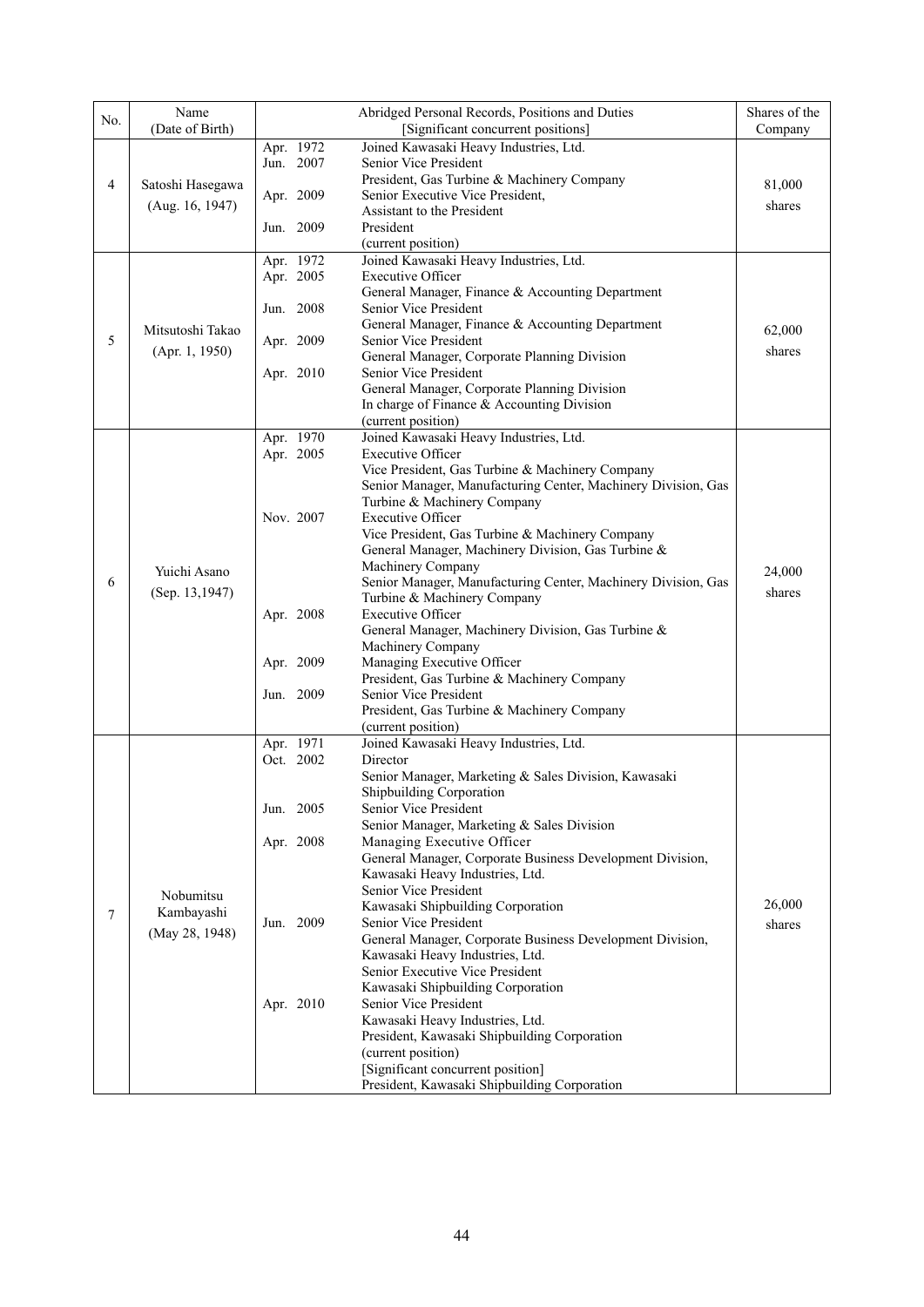| No. | Name (Date of Birth) | Abridged Personal Records, Positions and Duties [Significant concurrent positions] | | Shares of the Company |
|---|---|---|---|---|
| 4 | Satoshi Hasegawa (Aug. 16, 1947) | Apr. 1972<br>Jun. 2007<br><br>Apr. 2009<br><br>Jun. 2009 | Joined Kawasaki Heavy Industries, Ltd.<br>Senior Vice President<br>President, Gas Turbine & Machinery Company<br>Senior Executive Vice President,<br>Assistant to the President<br>President<br>(current position) | 81,000 shares |
| 5 | Mitsutoshi Takao (Apr. 1, 1950) | Apr. 1972<br>Apr. 2005<br><br>Jun. 2008<br><br>Apr. 2009<br><br>Apr. 2010 | Joined Kawasaki Heavy Industries, Ltd.<br>Executive Officer<br>General Manager, Finance & Accounting Department<br>Senior Vice President<br>General Manager, Finance & Accounting Department<br>Senior Vice President<br>General Manager, Corporate Planning Division<br>Senior Vice President<br>General Manager, Corporate Planning Division<br>In charge of Finance & Accounting Division<br>(current position) | 62,000 shares |
| 6 | Yuichi Asano (Sep. 13,1947) | Apr. 1970<br>Apr. 2005<br><br><br><br>Nov. 2007<br><br><br><br><br><br>Apr. 2008<br><br><br>Apr. 2009<br><br>Jun. 2009 | Joined Kawasaki Heavy Industries, Ltd.<br>Executive Officer<br>Vice President, Gas Turbine & Machinery Company<br>Senior Manager, Manufacturing Center, Machinery Division, Gas Turbine & Machinery Company<br>Executive Officer<br>Vice President, Gas Turbine & Machinery Company<br>General Manager, Machinery Division, Gas Turbine & Machinery Company<br>Senior Manager, Manufacturing Center, Machinery Division, Gas Turbine & Machinery Company<br>Executive Officer<br>General Manager, Machinery Division, Gas Turbine & Machinery Company<br>Managing Executive Officer<br>President, Gas Turbine & Machinery Company<br>Senior Vice President<br>President, Gas Turbine & Machinery Company<br>(current position) | 24,000 shares |
| 7 | Nobumitsu Kambayashi (May 28, 1948) | Apr. 1971<br>Oct. 2002<br><br><br>Jun. 2005<br><br>Apr. 2008<br><br><br><br><br>Jun. 2009<br><br><br><br><br>Apr. 2010 | Joined Kawasaki Heavy Industries, Ltd.<br>Director<br>Senior Manager, Marketing & Sales Division, Kawasaki Shipbuilding Corporation<br>Senior Vice President<br>Senior Manager, Marketing & Sales Division<br>Managing Executive Officer<br>General Manager, Corporate Business Development Division, Kawasaki Heavy Industries, Ltd.<br>Senior Vice President<br>Kawasaki Shipbuilding Corporation<br>Senior Vice President<br>General Manager, Corporate Business Development Division, Kawasaki Heavy Industries, Ltd.<br>Senior Executive Vice President<br>Kawasaki Shipbuilding Corporation<br>Senior Vice President<br>Kawasaki Heavy Industries, Ltd.<br>President, Kawasaki Shipbuilding Corporation<br>(current position)<br>[Significant concurrent position]<br>President, Kawasaki Shipbuilding Corporation | 26,000 shares |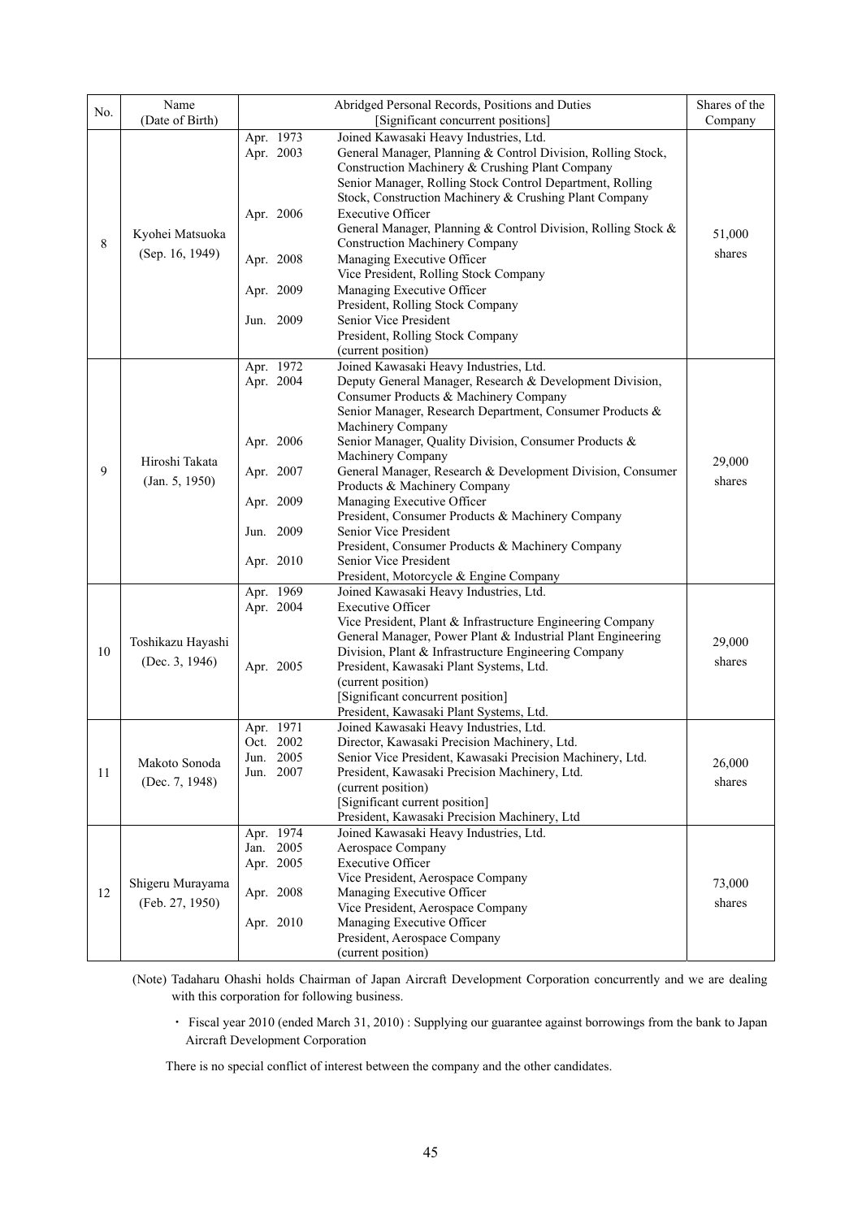| No. | Name (Date of Birth) | Abridged Personal Records, Positions and Duties [Significant concurrent positions] | | Shares of the Company |
|---|---|---|---|---|
| 8 | Kyohei Matsuoka (Sep. 16, 1949) | Apr. 1973<br>Apr. 2003<br><br><br><br>Apr. 2006<br><br><br>Apr. 2008<br><br>Apr. 2009<br><br>Jun. 2009 | Joined Kawasaki Heavy Industries, Ltd.<br>General Manager, Planning & Control Division, Rolling Stock, Construction Machinery & Crushing Plant Company<br>Senior Manager, Rolling Stock Control Department, Rolling Stock, Construction Machinery & Crushing Plant Company<br>Executive Officer<br>General Manager, Planning & Control Division, Rolling Stock & Construction Machinery Company<br>Managing Executive Officer<br>Vice President, Rolling Stock Company<br>Managing Executive Officer<br>President, Rolling Stock Company<br>Senior Vice President<br>President, Rolling Stock Company<br>(current position) | 51,000 shares |
| 9 | Hiroshi Takata (Jan. 5, 1950) | Apr. 1972<br>Apr. 2004<br><br><br><br>Apr. 2006<br><br>Apr. 2007<br><br>Apr. 2009<br><br>Jun. 2009<br><br>Apr. 2010 | Joined Kawasaki Heavy Industries, Ltd.<br>Deputy General Manager, Research & Development Division, Consumer Products & Machinery Company<br>Senior Manager, Research Department, Consumer Products & Machinery Company<br>Senior Manager, Quality Division, Consumer Products & Machinery Company<br>General Manager, Research & Development Division, Consumer Products & Machinery Company<br>Managing Executive Officer<br>President, Consumer Products & Machinery Company<br>Senior Vice President<br>President, Consumer Products & Machinery Company<br>Senior Vice President<br>President, Motorcycle & Engine Company | 29,000 shares |
| 10 | Toshikazu Hayashi (Dec. 3, 1946) | Apr. 1969<br>Apr. 2004<br><br><br><br><br>Apr. 2005 | Joined Kawasaki Heavy Industries, Ltd.<br>Executive Officer<br>Vice President, Plant & Infrastructure Engineering Company<br>General Manager, Power Plant & Industrial Plant Engineering Division, Plant & Infrastructure Engineering Company<br>President, Kawasaki Plant Systems, Ltd.<br>(current position)<br>[Significant concurrent position]<br>President, Kawasaki Plant Systems, Ltd. | 29,000 shares |
| 11 | Makoto Sonoda (Dec. 7, 1948) | Apr. 1971<br>Oct. 2002<br>Jun. 2005<br>Jun. 2007 | Joined Kawasaki Heavy Industries, Ltd.<br>Director, Kawasaki Precision Machinery, Ltd.<br>Senior Vice President, Kawasaki Precision Machinery, Ltd.<br>President, Kawasaki Precision Machinery, Ltd.<br>(current position)<br>[Significant current position]<br>President, Kawasaki Precision Machinery, Ltd | 26,000 shares |
| 12 | Shigeru Murayama (Feb. 27, 1950) | Apr. 1974<br>Jan. 2005<br>Apr. 2005<br><br>Apr. 2008<br><br>Apr. 2010 | Joined Kawasaki Heavy Industries, Ltd.<br>Aerospace Company<br>Executive Officer<br>Vice President, Aerospace Company<br>Managing Executive Officer<br>Vice President, Aerospace Company<br>Managing Executive Officer<br>President, Aerospace Company<br>(current position) | 73,000 shares |

(Note) Tadaharu Ohashi holds Chairman of Japan Aircraft Development Corporation concurrently and we are dealing with this corporation for following business.

- Fiscal year 2010 (ended March 31, 2010) : Supplying our guarantee against borrowings from the bank to Japan Aircraft Development Corporation

There is no special conflict of interest between the company and the other candidates.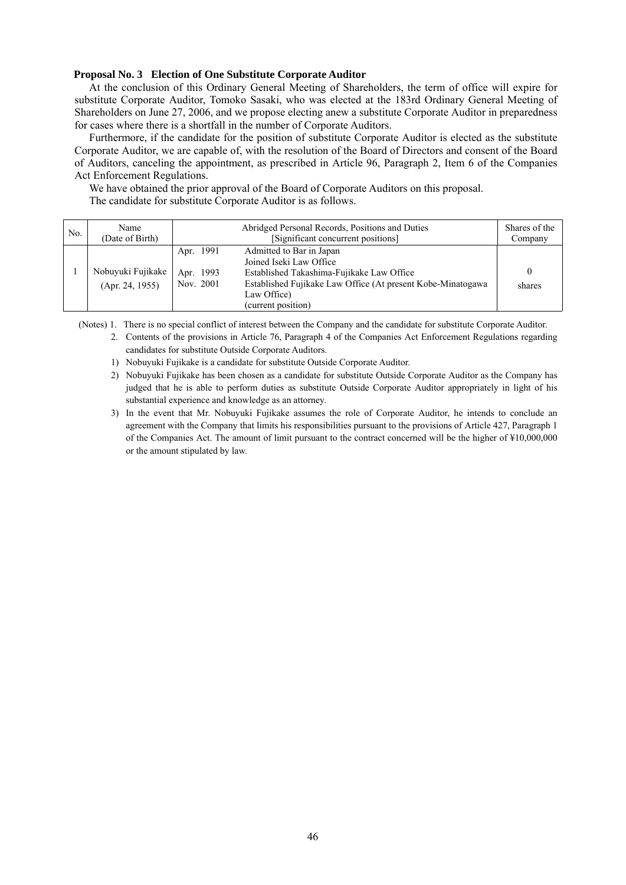**Proposal No. 3 Election of One Substitute Corporate Auditor**

At the conclusion of this Ordinary General Meeting of Shareholders, the term of office will expire for substitute Corporate Auditor, Tomoko Sasaki, who was elected at the 183rd Ordinary General Meeting of Shareholders on June 27, 2006, and we propose electing anew a substitute Corporate Auditor in preparedness for cases where there is a shortfall in the number of Corporate Auditors.

Furthermore, if the candidate for the position of substitute Corporate Auditor is elected as the substitute Corporate Auditor, we are capable of, with the resolution of the Board of Directors and consent of the Board of Auditors, canceling the appointment, as prescribed in Article 96, Paragraph 2, Item 6 of the Companies Act Enforcement Regulations.

We have obtained the prior approval of the Board of Corporate Auditors on this proposal.

The candidate for substitute Corporate Auditor is as follows.

| No. | Name (Date of Birth) | Abridged Personal Records, Positions and Duties [Significant concurrent positions] | | Shares of the Company |
|---|---|---|---|---|
| 1 | Nobuyuki Fujikake (Apr. 24, 1955) | Apr. 1991<br><br>Apr. 1993<br>Nov. 2001 | Admitted to Bar in Japan<br>Joined Iseki Law Office<br>Established Takashima-Fujikake Law Office<br>Established Fujikake Law Office (At present Kobe-Minatogawa Law Office)<br>(current position) | 0 shares |

(Notes) 1. There is no special conflict of interest between the Company and the candidate for substitute Corporate Auditor.

2. Contents of the provisions in Article 76, Paragraph 4 of the Companies Act Enforcement Regulations regarding candidates for substitute Outside Corporate Auditors.

1) Nobuyuki Fujikake is a candidate for substitute Outside Corporate Auditor.

2) Nobuyuki Fujikake has been chosen as a candidate for substitute Outside Corporate Auditor as the Company has judged that he is able to perform duties as substitute Outside Corporate Auditor appropriately in light of his substantial experience and knowledge as an attorney.

3) In the event that Mr. Nobuyuki Fujikake assumes the role of Corporate Auditor, he intends to conclude an agreement with the Company that limits his responsibilities pursuant to the provisions of Article 427, Paragraph 1 of the Companies Act. The amount of limit pursuant to the contract concerned will be the higher of ¥10,000,000 or the amount stipulated by law.